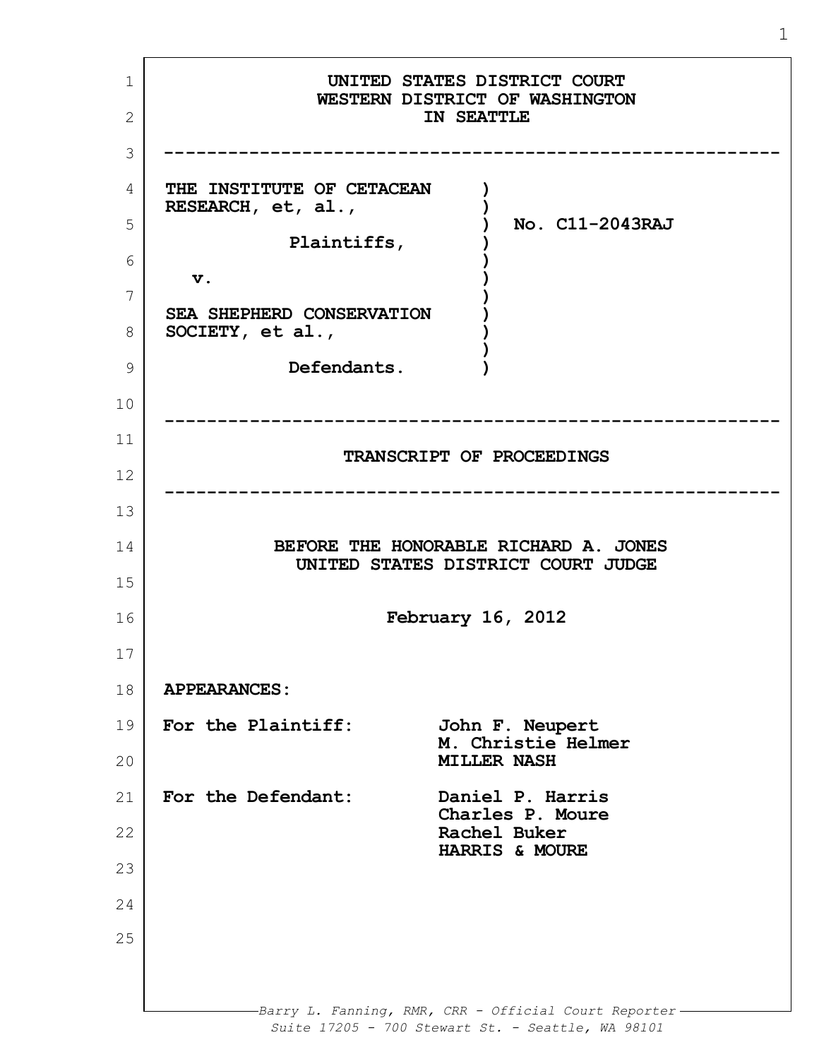UNITED STATES DISTRICT COURT
WESTERN DISTRICT OF WASHINGTON
IN SEATTLE

---

THE INSTITUTE OF CETACEAN RESEARCH, et, al.,

Plaintiffs,

v.

SEA SHEPHERD CONSERVATION SOCIETY, et al.,

Defendants.

No. C11-2043RAJ

---

# TRANSCRIPT OF PROCEEDINGS

---

BEFORE THE HONORABLE RICHARD A. JONES
UNITED STATES DISTRICT COURT JUDGE

February 16, 2012

**APPEARANCES:**

| | |
|---|---|
| For the Plaintiff: | John F. Neupert<br>M. Christie Helmer<br>MILLER NASH |
| For the Defendant: | Daniel P. Harris<br>Charles P. Moure<br>Rachel Buker<br>HARRIS & MOURE |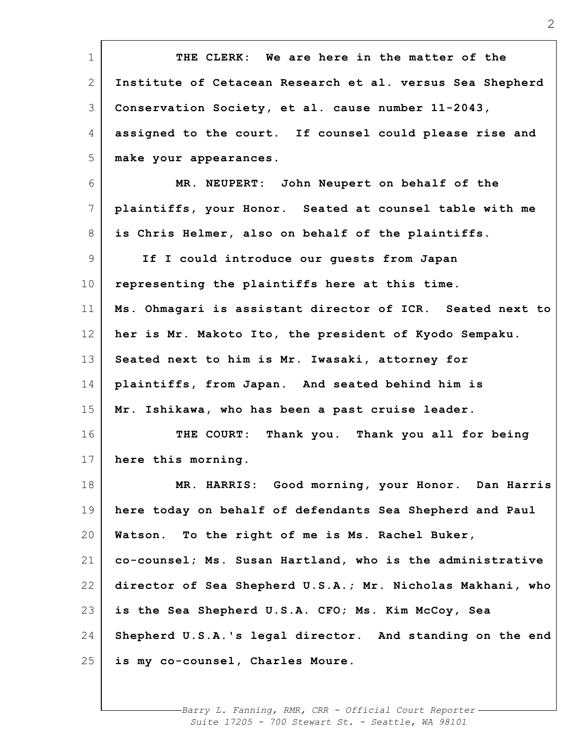THE CLERK: We are here in the matter of the Institute of Cetacean Research et al. versus Sea Shepherd Conservation Society, et al. cause number 11-2043, assigned to the court. If counsel could please rise and make your appearances.

MR. NEUPERT: John Neupert on behalf of the plaintiffs, your Honor. Seated at counsel table with me is Chris Helmer, also on behalf of the plaintiffs.

If I could introduce our guests from Japan representing the plaintiffs here at this time. Ms. Ohmagari is assistant director of ICR. Seated next to her is Mr. Makoto Ito, the president of Kyodo Sempaku. Seated next to him is Mr. Iwasaki, attorney for plaintiffs, from Japan. And seated behind him is Mr. Ishikawa, who has been a past cruise leader.

THE COURT: Thank you. Thank you all for being here this morning.

MR. HARRIS: Good morning, your Honor. Dan Harris here today on behalf of defendants Sea Shepherd and Paul Watson. To the right of me is Ms. Rachel Buker, co-counsel; Ms. Susan Hartland, who is the administrative director of Sea Shepherd U.S.A.; Mr. Nicholas Makhani, who is the Sea Shepherd U.S.A. CFO; Ms. Kim McCoy, Sea Shepherd U.S.A.'s legal director. And standing on the end is my co-counsel, Charles Moure.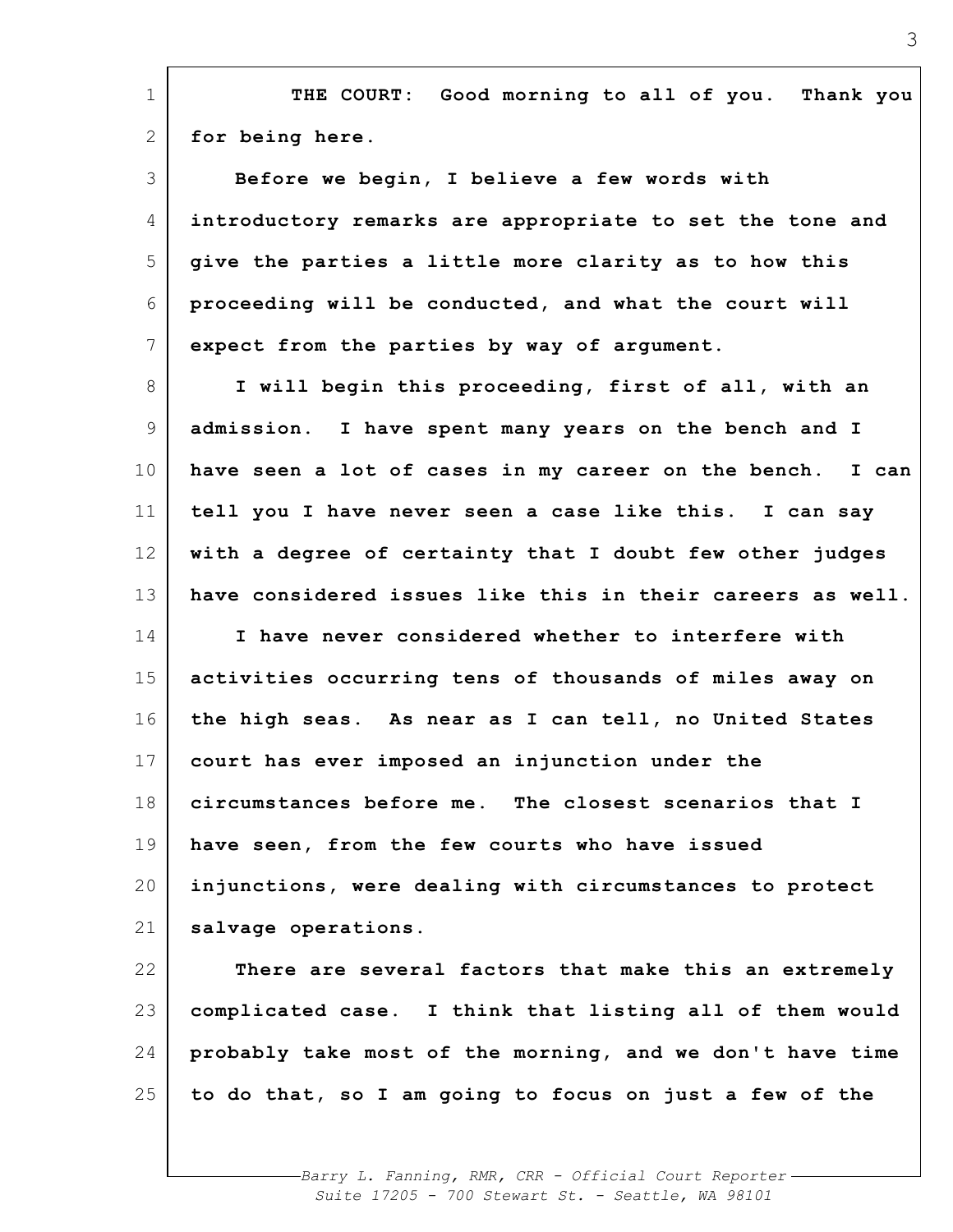**THE COURT: Good morning to all of you. Thank you for being here.**

**Before we begin, I believe a few words with introductory remarks are appropriate to set the tone and give the parties a little more clarity as to how this proceeding will be conducted, and what the court will expect from the parties by way of argument.**

**I will begin this proceeding, first of all, with an admission. I have spent many years on the bench and I have seen a lot of cases in my career on the bench. I can tell you I have never seen a case like this. I can say with a degree of certainty that I doubt few other judges have considered issues like this in their careers as well.**

**I have never considered whether to interfere with activities occurring tens of thousands of miles away on the high seas. As near as I can tell, no United States court has ever imposed an injunction under the circumstances before me. The closest scenarios that I have seen, from the few courts who have issued injunctions, were dealing with circumstances to protect salvage operations.**

**There are several factors that make this an extremely complicated case. I think that listing all of them would probably take most of the morning, and we don't have time to do that, so I am going to focus on just a few of the**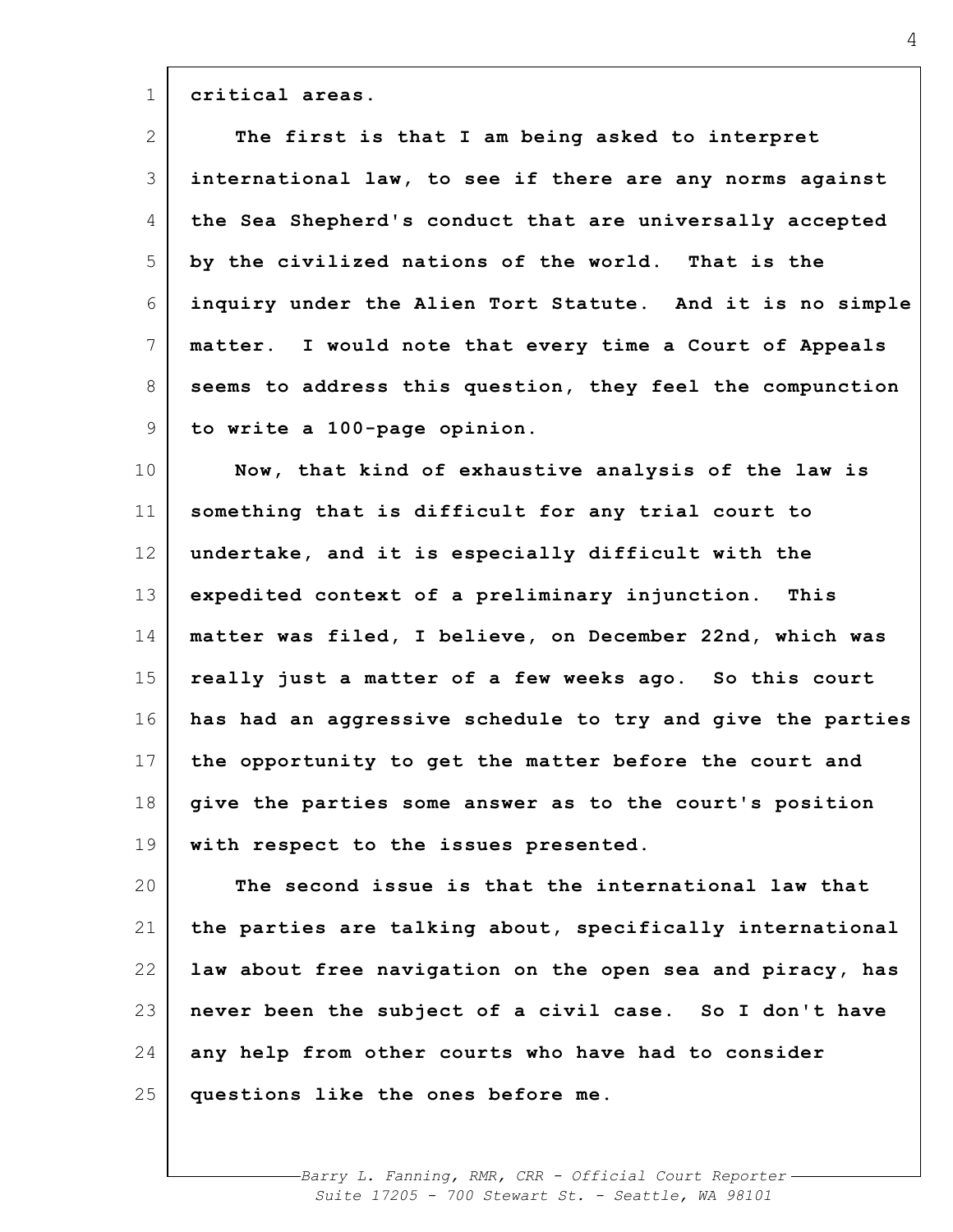critical areas.

The first is that I am being asked to interpret international law, to see if there are any norms against the Sea Shepherd's conduct that are universally accepted by the civilized nations of the world. That is the inquiry under the Alien Tort Statute. And it is no simple matter. I would note that every time a Court of Appeals seems to address this question, they feel the compunction to write a 100-page opinion.

Now, that kind of exhaustive analysis of the law is something that is difficult for any trial court to undertake, and it is especially difficult with the expedited context of a preliminary injunction. This matter was filed, I believe, on December 22nd, which was really just a matter of a few weeks ago. So this court has had an aggressive schedule to try and give the parties the opportunity to get the matter before the court and give the parties some answer as to the court's position with respect to the issues presented.

The second issue is that the international law that the parties are talking about, specifically international law about free navigation on the open sea and piracy, has never been the subject of a civil case. So I don't have any help from other courts who have had to consider questions like the ones before me.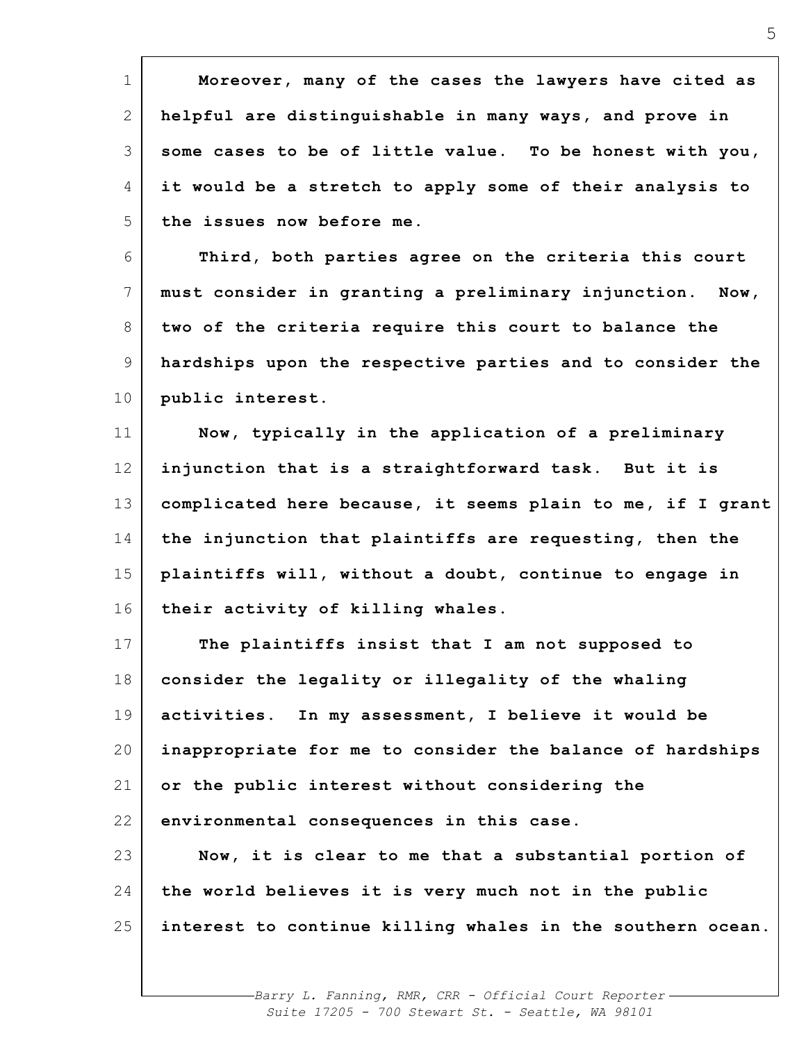Moreover, many of the cases the lawyers have cited as helpful are distinguishable in many ways, and prove in some cases to be of little value. To be honest with you, it would be a stretch to apply some of their analysis to the issues now before me.

Third, both parties agree on the criteria this court must consider in granting a preliminary injunction. Now, two of the criteria require this court to balance the hardships upon the respective parties and to consider the public interest.

Now, typically in the application of a preliminary injunction that is a straightforward task. But it is complicated here because, it seems plain to me, if I grant the injunction that plaintiffs are requesting, then the plaintiffs will, without a doubt, continue to engage in their activity of killing whales.

The plaintiffs insist that I am not supposed to consider the legality or illegality of the whaling activities. In my assessment, I believe it would be inappropriate for me to consider the balance of hardships or the public interest without considering the environmental consequences in this case.

Now, it is clear to me that a substantial portion of the world believes it is very much not in the public interest to continue killing whales in the southern ocean.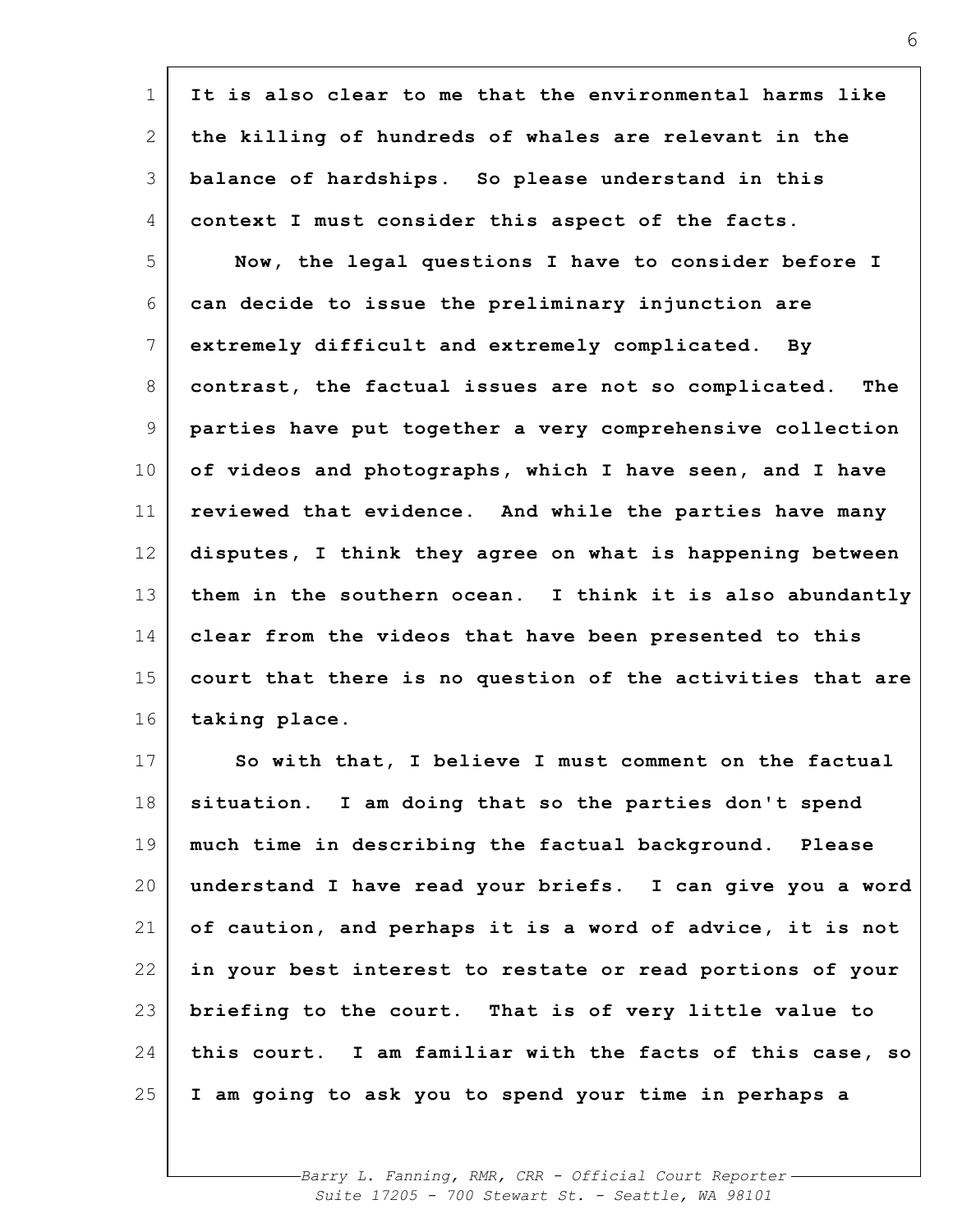It is also clear to me that the environmental harms like the killing of hundreds of whales are relevant in the balance of hardships. So please understand in this context I must consider this aspect of the facts.

Now, the legal questions I have to consider before I can decide to issue the preliminary injunction are extremely difficult and extremely complicated. By contrast, the factual issues are not so complicated. The parties have put together a very comprehensive collection of videos and photographs, which I have seen, and I have reviewed that evidence. And while the parties have many disputes, I think they agree on what is happening between them in the southern ocean. I think it is also abundantly clear from the videos that have been presented to this court that there is no question of the activities that are taking place.

So with that, I believe I must comment on the factual situation. I am doing that so the parties don't spend much time in describing the factual background. Please understand I have read your briefs. I can give you a word of caution, and perhaps it is a word of advice, it is not in your best interest to restate or read portions of your briefing to the court. That is of very little value to this court. I am familiar with the facts of this case, so I am going to ask you to spend your time in perhaps a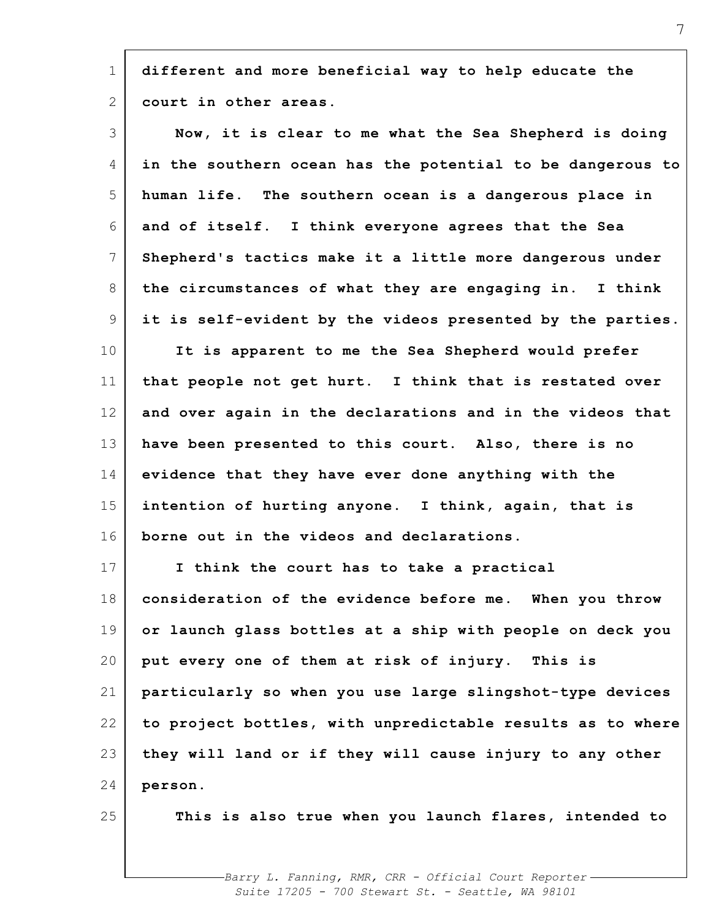**different and more beneficial way to help educate the court in other areas.**

**Now, it is clear to me what the Sea Shepherd is doing in the southern ocean has the potential to be dangerous to human life. The southern ocean is a dangerous place in and of itself. I think everyone agrees that the Sea Shepherd's tactics make it a little more dangerous under the circumstances of what they are engaging in. I think it is self-evident by the videos presented by the parties.**

**It is apparent to me the Sea Shepherd would prefer that people not get hurt. I think that is restated over and over again in the declarations and in the videos that have been presented to this court. Also, there is no evidence that they have ever done anything with the intention of hurting anyone. I think, again, that is borne out in the videos and declarations.**

**I think the court has to take a practical consideration of the evidence before me. When you throw or launch glass bottles at a ship with people on deck you put every one of them at risk of injury. This is particularly so when you use large slingshot-type devices to project bottles, with unpredictable results as to where they will land or if they will cause injury to any other person.**

**This is also true when you launch flares, intended to**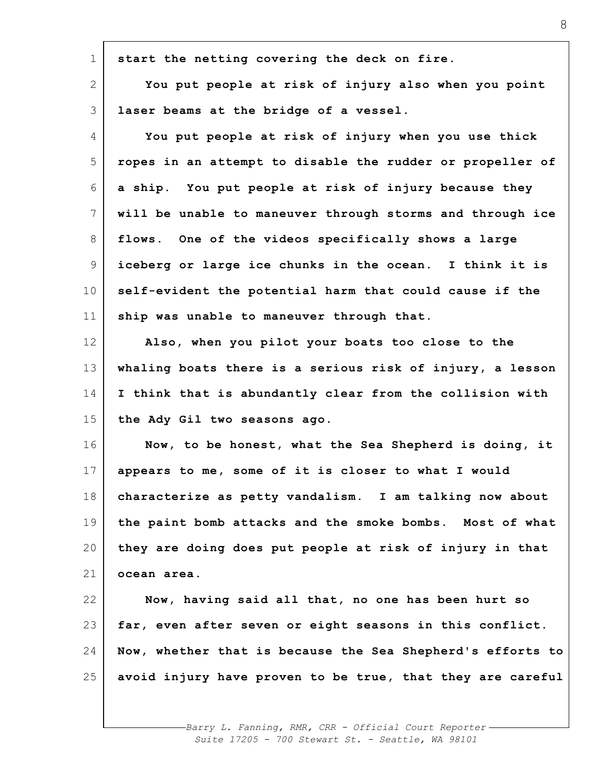start the netting covering the deck on fire.

You put people at risk of injury also when you point laser beams at the bridge of a vessel.

You put people at risk of injury when you use thick ropes in an attempt to disable the rudder or propeller of a ship. You put people at risk of injury because they will be unable to maneuver through storms and through ice flows. One of the videos specifically shows a large iceberg or large ice chunks in the ocean. I think it is self-evident the potential harm that could cause if the ship was unable to maneuver through that.

Also, when you pilot your boats too close to the whaling boats there is a serious risk of injury, a lesson I think that is abundantly clear from the collision with the Ady Gil two seasons ago.

Now, to be honest, what the Sea Shepherd is doing, it appears to me, some of it is closer to what I would characterize as petty vandalism. I am talking now about the paint bomb attacks and the smoke bombs. Most of what they are doing does put people at risk of injury in that ocean area.

Now, having said all that, no one has been hurt so far, even after seven or eight seasons in this conflict. Now, whether that is because the Sea Shepherd's efforts to avoid injury have proven to be true, that they are careful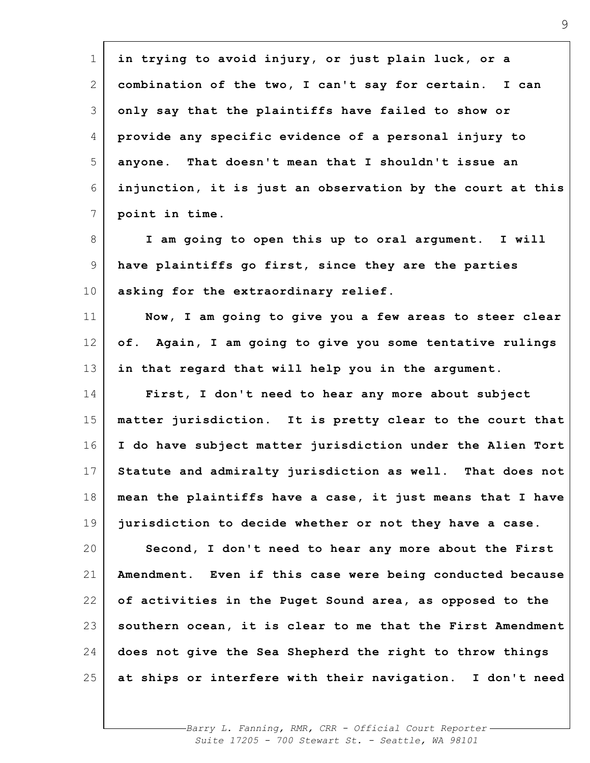in trying to avoid injury, or just plain luck, or a combination of the two, I can't say for certain. I can only say that the plaintiffs have failed to show or provide any specific evidence of a personal injury to anyone. That doesn't mean that I shouldn't issue an injunction, it is just an observation by the court at this point in time.

I am going to open this up to oral argument. I will have plaintiffs go first, since they are the parties asking for the extraordinary relief.

Now, I am going to give you a few areas to steer clear of. Again, I am going to give you some tentative rulings in that regard that will help you in the argument.

First, I don't need to hear any more about subject matter jurisdiction. It is pretty clear to the court that I do have subject matter jurisdiction under the Alien Tort Statute and admiralty jurisdiction as well. That does not mean the plaintiffs have a case, it just means that I have jurisdiction to decide whether or not they have a case.

Second, I don't need to hear any more about the First Amendment. Even if this case were being conducted because of activities in the Puget Sound area, as opposed to the southern ocean, it is clear to me that the First Amendment does not give the Sea Shepherd the right to throw things at ships or interfere with their navigation. I don't need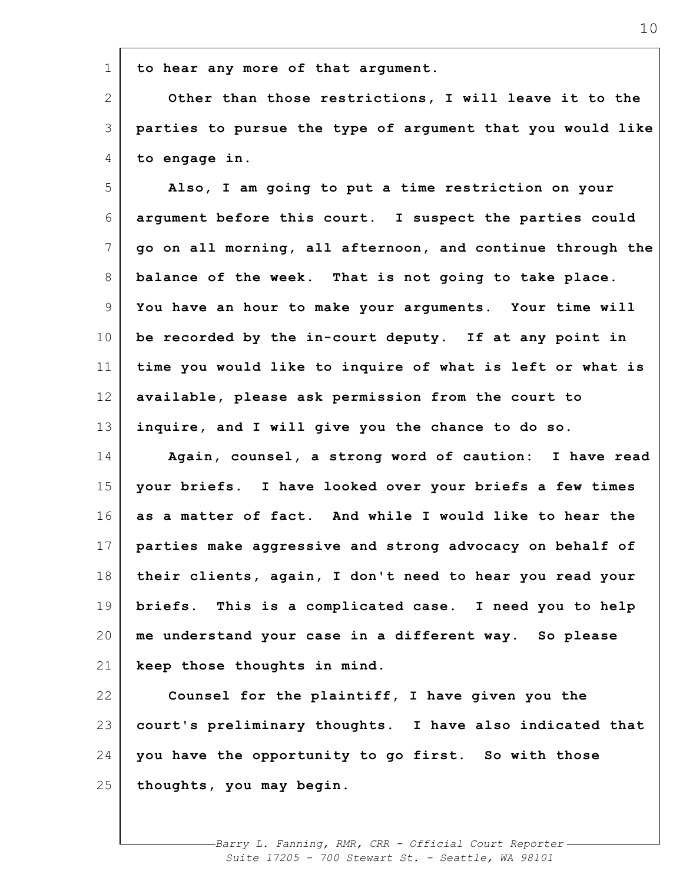to hear any more of that argument.

Other than those restrictions, I will leave it to the parties to pursue the type of argument that you would like to engage in.

Also, I am going to put a time restriction on your argument before this court. I suspect the parties could go on all morning, all afternoon, and continue through the balance of the week. That is not going to take place. You have an hour to make your arguments. Your time will be recorded by the in-court deputy. If at any point in time you would like to inquire of what is left or what is available, please ask permission from the court to inquire, and I will give you the chance to do so.

Again, counsel, a strong word of caution: I have read your briefs. I have looked over your briefs a few times as a matter of fact. And while I would like to hear the parties make aggressive and strong advocacy on behalf of their clients, again, I don't need to hear you read your briefs. This is a complicated case. I need you to help me understand your case in a different way. So please keep those thoughts in mind.

Counsel for the plaintiff, I have given you the court's preliminary thoughts. I have also indicated that you have the opportunity to go first. So with those thoughts, you may begin.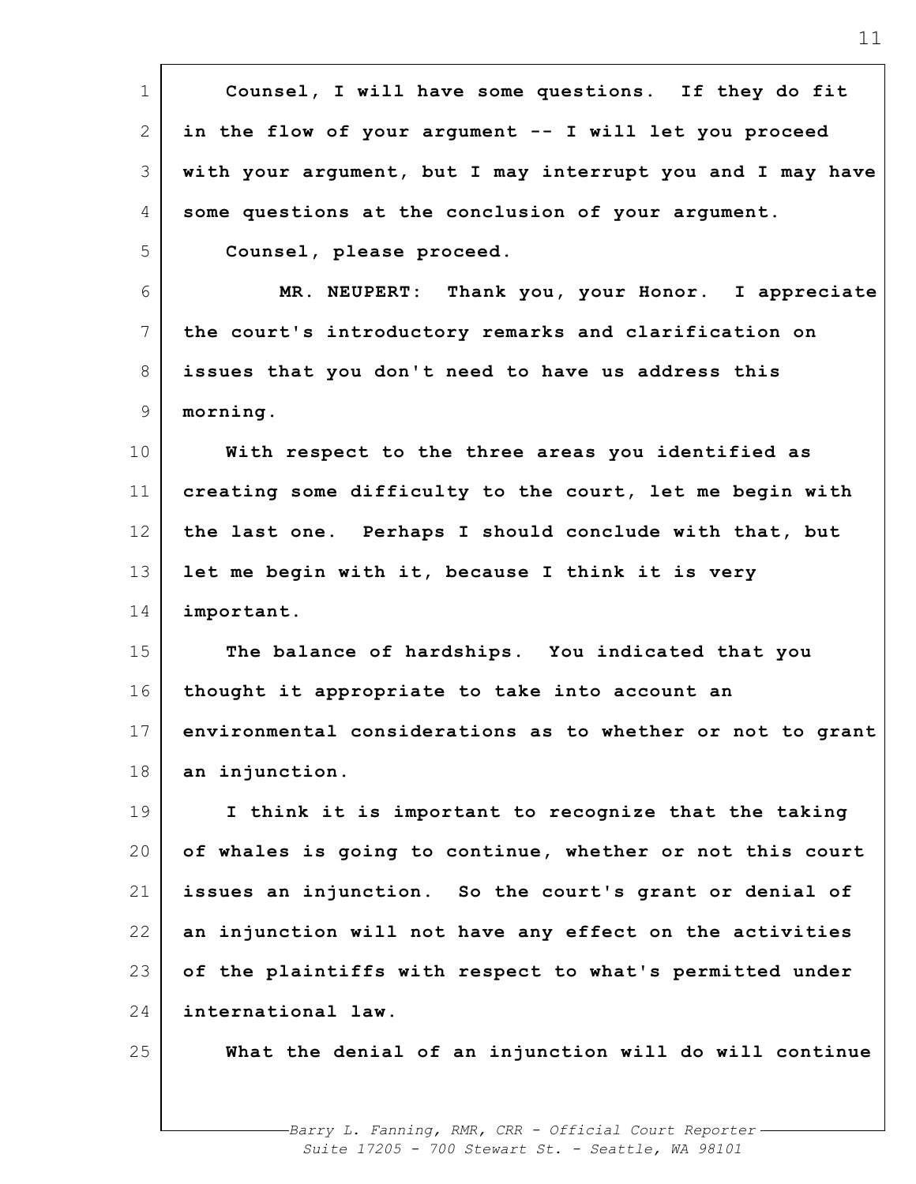Counsel, I will have some questions. If they do fit in the flow of your argument -- I will let you proceed with your argument, but I may interrupt you and I may have some questions at the conclusion of your argument.

Counsel, please proceed.

MR. NEUPERT: Thank you, your Honor. I appreciate the court's introductory remarks and clarification on issues that you don't need to have us address this morning.

With respect to the three areas you identified as creating some difficulty to the court, let me begin with the last one. Perhaps I should conclude with that, but let me begin with it, because I think it is very important.

The balance of hardships. You indicated that you thought it appropriate to take into account an environmental considerations as to whether or not to grant an injunction.

I think it is important to recognize that the taking of whales is going to continue, whether or not this court issues an injunction. So the court's grant or denial of an injunction will not have any effect on the activities of the plaintiffs with respect to what's permitted under international law.

What the denial of an injunction will do will continue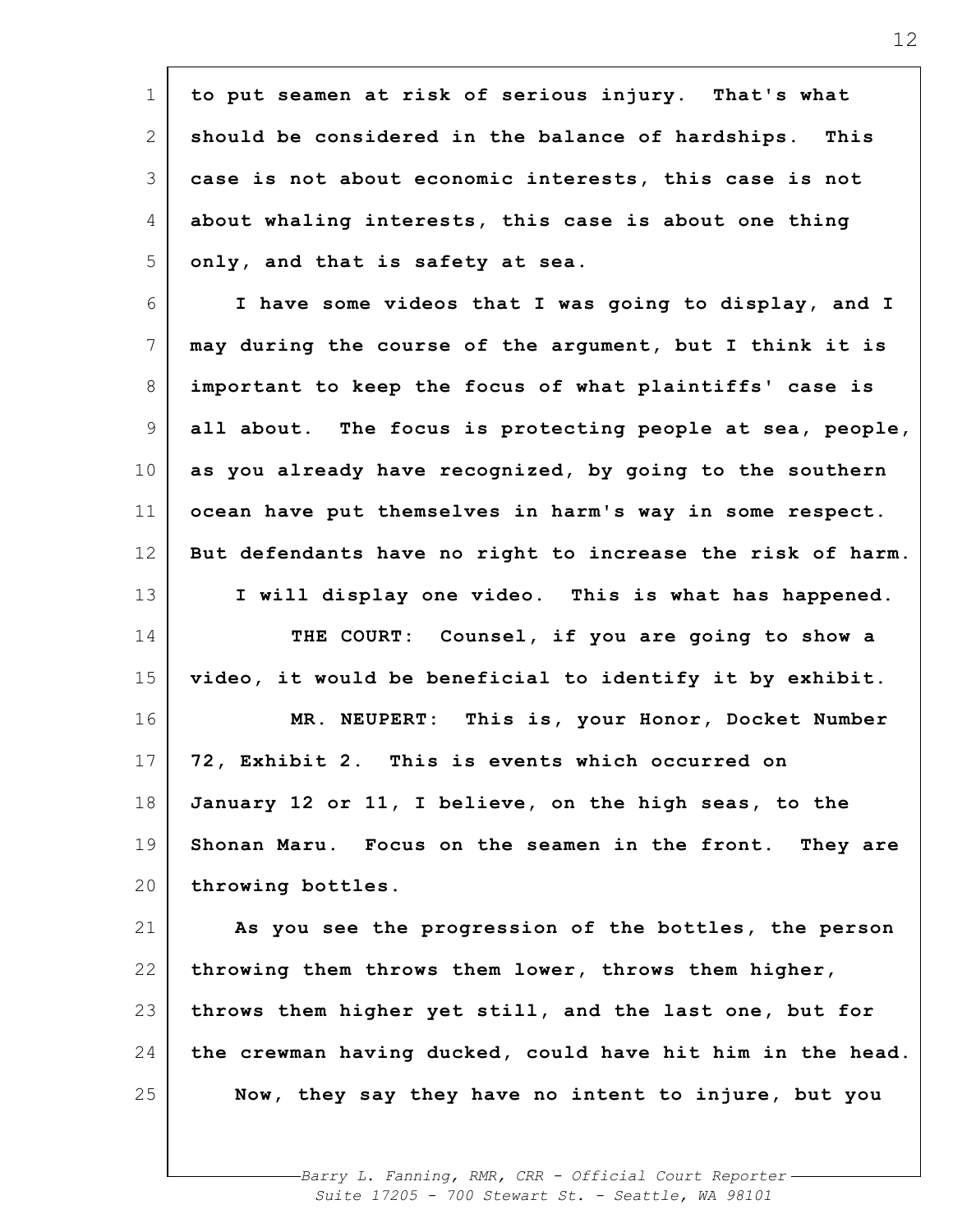to put seamen at risk of serious injury. That's what should be considered in the balance of hardships. This case is not about economic interests, this case is not about whaling interests, this case is about one thing only, and that is safety at sea.

I have some videos that I was going to display, and I may during the course of the argument, but I think it is important to keep the focus of what plaintiffs' case is all about. The focus is protecting people at sea, people, as you already have recognized, by going to the southern ocean have put themselves in harm's way in some respect. But defendants have no right to increase the risk of harm.

I will display one video. This is what has happened.

THE COURT: Counsel, if you are going to show a video, it would be beneficial to identify it by exhibit.

MR. NEUPERT: This is, your Honor, Docket Number 72, Exhibit 2. This is events which occurred on January 12 or 11, I believe, on the high seas, to the Shonan Maru. Focus on the seamen in the front. They are throwing bottles.

As you see the progression of the bottles, the person throwing them throws them lower, throws them higher, throws them higher yet still, and the last one, but for the crewman having ducked, could have hit him in the head.

Now, they say they have no intent to injure, but you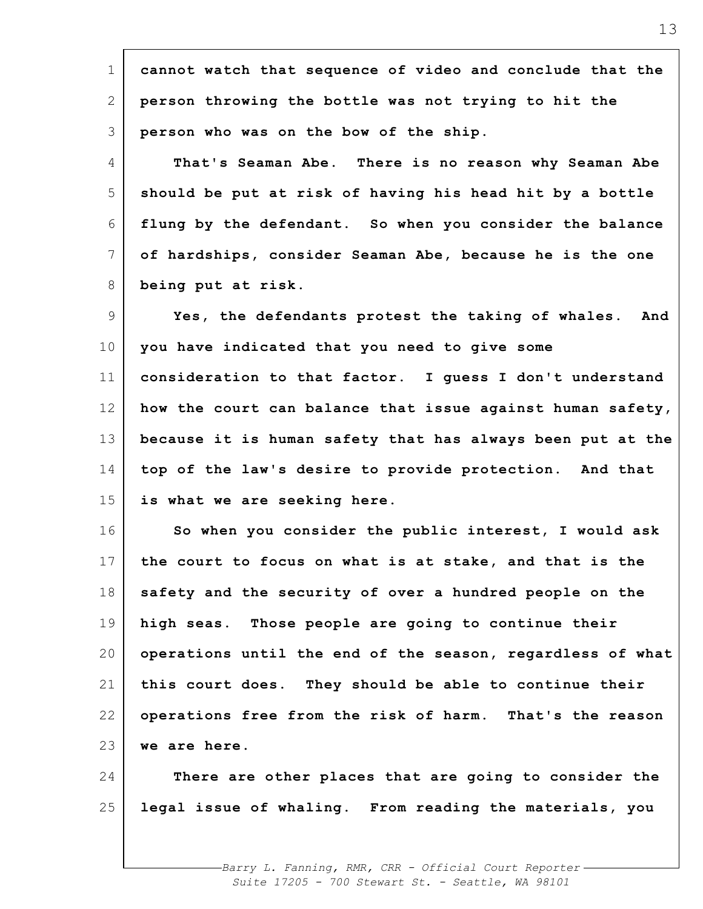cannot watch that sequence of video and conclude that the person throwing the bottle was not trying to hit the person who was on the bow of the ship.

That's Seaman Abe. There is no reason why Seaman Abe should be put at risk of having his head hit by a bottle flung by the defendant. So when you consider the balance of hardships, consider Seaman Abe, because he is the one being put at risk.

Yes, the defendants protest the taking of whales. And you have indicated that you need to give some consideration to that factor. I guess I don't understand how the court can balance that issue against human safety, because it is human safety that has always been put at the top of the law's desire to provide protection. And that is what we are seeking here.

So when you consider the public interest, I would ask the court to focus on what is at stake, and that is the safety and the security of over a hundred people on the high seas. Those people are going to continue their operations until the end of the season, regardless of what this court does. They should be able to continue their operations free from the risk of harm. That's the reason we are here.

There are other places that are going to consider the legal issue of whaling. From reading the materials, you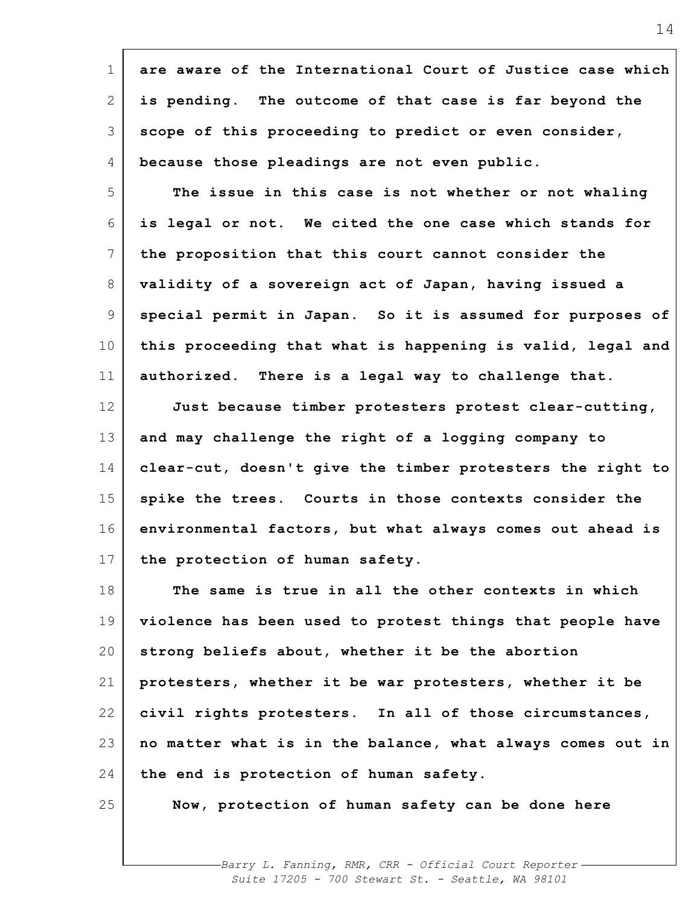are aware of the International Court of Justice case which is pending. The outcome of that case is far beyond the scope of this proceeding to predict or even consider, because those pleadings are not even public.

The issue in this case is not whether or not whaling is legal or not. We cited the one case which stands for the proposition that this court cannot consider the validity of a sovereign act of Japan, having issued a special permit in Japan. So it is assumed for purposes of this proceeding that what is happening is valid, legal and authorized. There is a legal way to challenge that.

Just because timber protesters protest clear-cutting, and may challenge the right of a logging company to clear-cut, doesn't give the timber protesters the right to spike the trees. Courts in those contexts consider the environmental factors, but what always comes out ahead is the protection of human safety.

The same is true in all the other contexts in which violence has been used to protest things that people have strong beliefs about, whether it be the abortion protesters, whether it be war protesters, whether it be civil rights protesters. In all of those circumstances, no matter what is in the balance, what always comes out in the end is protection of human safety.

Now, protection of human safety can be done here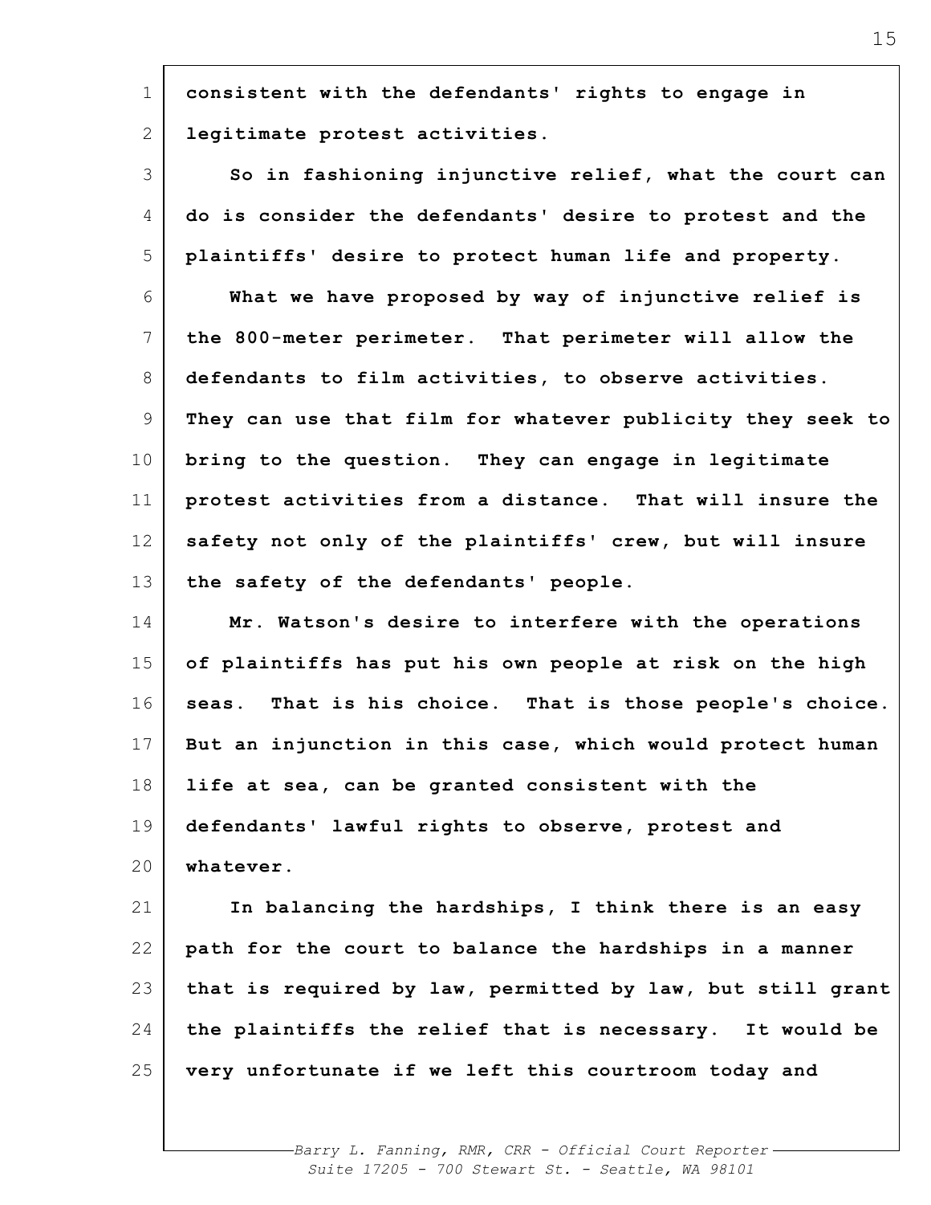consistent with the defendants' rights to engage in legitimate protest activities.

So in fashioning injunctive relief, what the court can do is consider the defendants' desire to protest and the plaintiffs' desire to protect human life and property.

What we have proposed by way of injunctive relief is the 800-meter perimeter. That perimeter will allow the defendants to film activities, to observe activities. They can use that film for whatever publicity they seek to bring to the question. They can engage in legitimate protest activities from a distance. That will insure the safety not only of the plaintiffs' crew, but will insure the safety of the defendants' people.

Mr. Watson's desire to interfere with the operations of plaintiffs has put his own people at risk on the high seas. That is his choice. That is those people's choice. But an injunction in this case, which would protect human life at sea, can be granted consistent with the defendants' lawful rights to observe, protest and whatever.

In balancing the hardships, I think there is an easy path for the court to balance the hardships in a manner that is required by law, permitted by law, but still grant the plaintiffs the relief that is necessary. It would be very unfortunate if we left this courtroom today and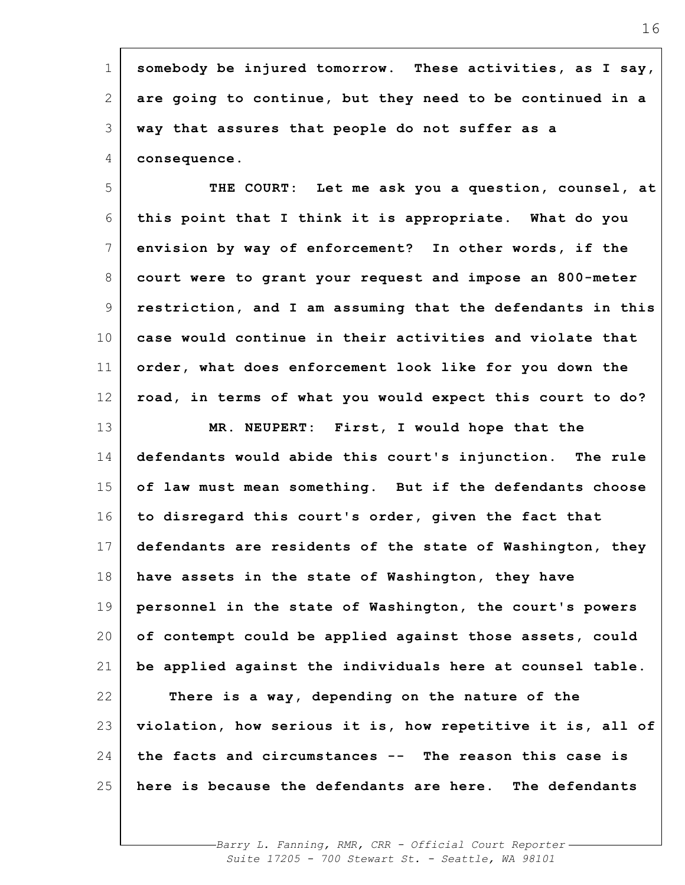somebody be injured tomorrow. These activities, as I say, are going to continue, but they need to be continued in a way that assures that people do not suffer as a consequence.

THE COURT: Let me ask you a question, counsel, at this point that I think it is appropriate. What do you envision by way of enforcement? In other words, if the court were to grant your request and impose an 800-meter restriction, and I am assuming that the defendants in this case would continue in their activities and violate that order, what does enforcement look like for you down the road, in terms of what you would expect this court to do?

MR. NEUPERT: First, I would hope that the defendants would abide this court's injunction. The rule of law must mean something. But if the defendants choose to disregard this court's order, given the fact that defendants are residents of the state of Washington, they have assets in the state of Washington, they have personnel in the state of Washington, the court's powers of contempt could be applied against those assets, could be applied against the individuals here at counsel table.

There is a way, depending on the nature of the violation, how serious it is, how repetitive it is, all of the facts and circumstances -- The reason this case is here is because the defendants are here. The defendants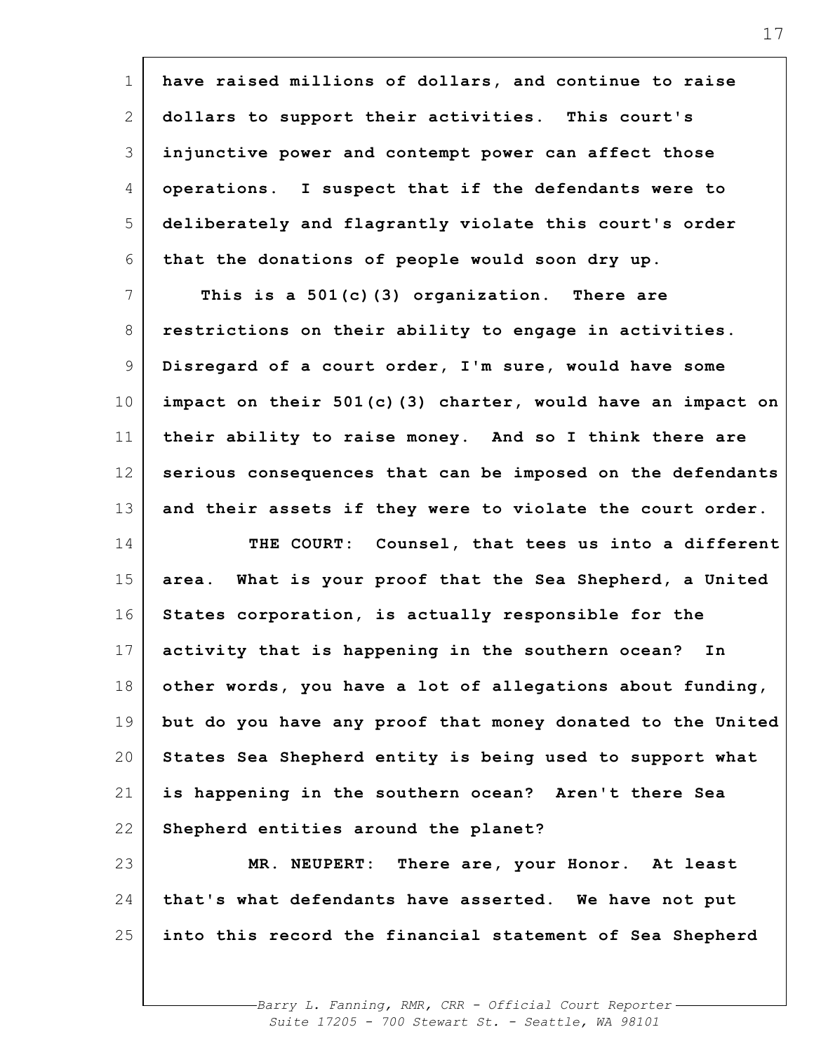have raised millions of dollars, and continue to raise dollars to support their activities. This court's injunctive power and contempt power can affect those operations. I suspect that if the defendants were to deliberately and flagrantly violate this court's order that the donations of people would soon dry up.

This is a 501(c)(3) organization. There are restrictions on their ability to engage in activities. Disregard of a court order, I'm sure, would have some impact on their 501(c)(3) charter, would have an impact on their ability to raise money. And so I think there are serious consequences that can be imposed on the defendants and their assets if they were to violate the court order.

THE COURT: Counsel, that tees us into a different area. What is your proof that the Sea Shepherd, a United States corporation, is actually responsible for the activity that is happening in the southern ocean? In other words, you have a lot of allegations about funding, but do you have any proof that money donated to the United States Sea Shepherd entity is being used to support what is happening in the southern ocean? Aren't there Sea Shepherd entities around the planet?

MR. NEUPERT: There are, your Honor. At least that's what defendants have asserted. We have not put into this record the financial statement of Sea Shepherd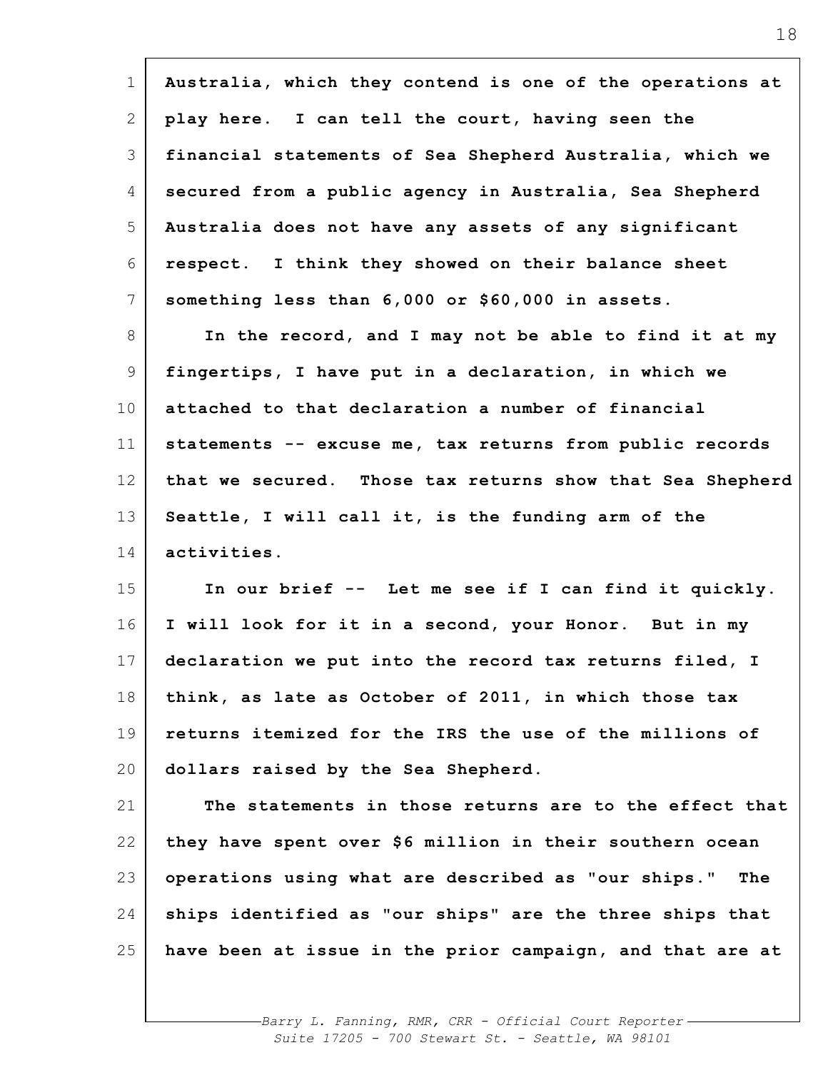**Australia, which they contend is one of the operations at play here. I can tell the court, having seen the financial statements of Sea Shepherd Australia, which we secured from a public agency in Australia, Sea Shepherd Australia does not have any assets of any significant respect. I think they showed on their balance sheet something less than 6,000 or $60,000 in assets.**

**In the record, and I may not be able to find it at my fingertips, I have put in a declaration, in which we attached to that declaration a number of financial statements -- excuse me, tax returns from public records that we secured. Those tax returns show that Sea Shepherd Seattle, I will call it, is the funding arm of the activities.**

**In our brief -- Let me see if I can find it quickly. I will look for it in a second, your Honor. But in my declaration we put into the record tax returns filed, I think, as late as October of 2011, in which those tax returns itemized for the IRS the use of the millions of dollars raised by the Sea Shepherd.**

**The statements in those returns are to the effect that they have spent over $6 million in their southern ocean operations using what are described as "our ships." The ships identified as "our ships" are the three ships that have been at issue in the prior campaign, and that are at**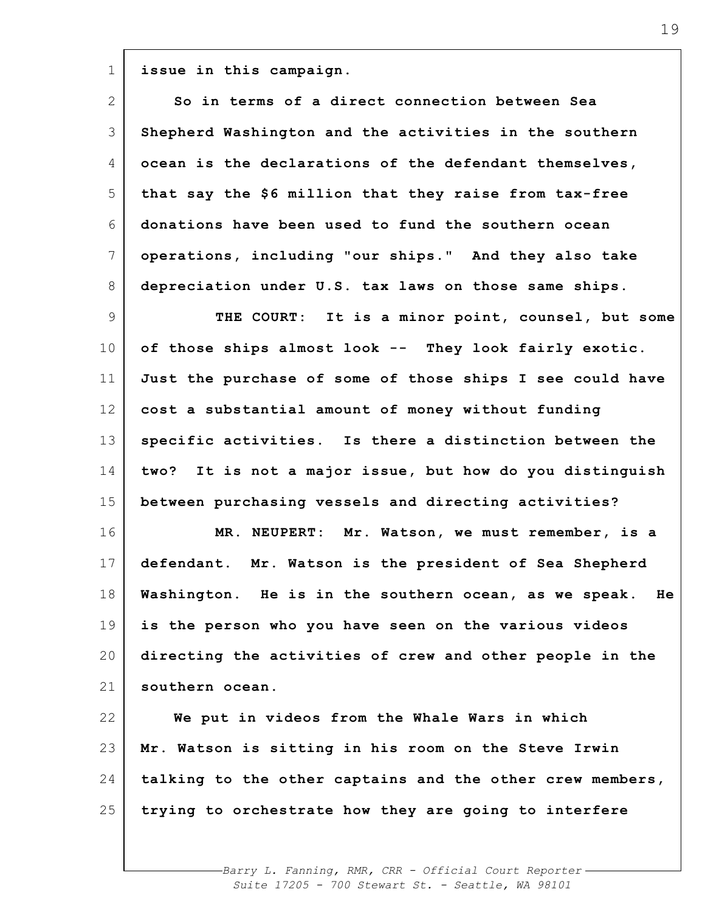issue in this campaign.

So in terms of a direct connection between Sea Shepherd Washington and the activities in the southern ocean is the declarations of the defendant themselves, that say the $6 million that they raise from tax-free donations have been used to fund the southern ocean operations, including "our ships." And they also take depreciation under U.S. tax laws on those same ships.

THE COURT: It is a minor point, counsel, but some of those ships almost look -- They look fairly exotic. Just the purchase of some of those ships I see could have cost a substantial amount of money without funding specific activities. Is there a distinction between the two? It is not a major issue, but how do you distinguish between purchasing vessels and directing activities?

MR. NEUPERT: Mr. Watson, we must remember, is a defendant. Mr. Watson is the president of Sea Shepherd Washington. He is in the southern ocean, as we speak. He is the person who you have seen on the various videos directing the activities of crew and other people in the southern ocean.

We put in videos from the Whale Wars in which Mr. Watson is sitting in his room on the Steve Irwin talking to the other captains and the other crew members, trying to orchestrate how they are going to interfere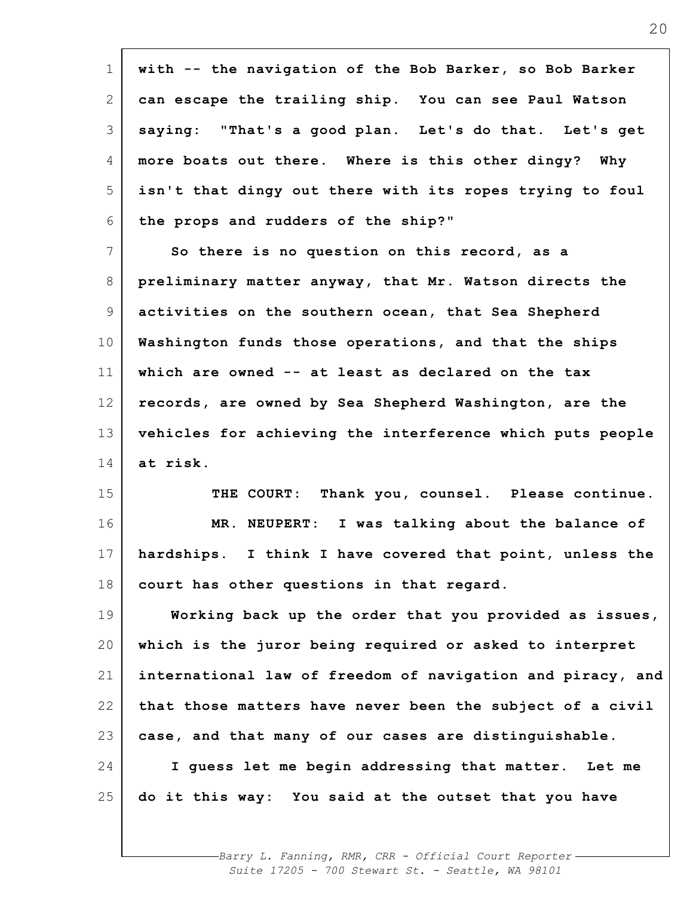with -- the navigation of the Bob Barker, so Bob Barker can escape the trailing ship. You can see Paul Watson saying: "That's a good plan. Let's do that. Let's get more boats out there. Where is this other dingy? Why isn't that dingy out there with its ropes trying to foul the props and rudders of the ship?"

So there is no question on this record, as a preliminary matter anyway, that Mr. Watson directs the activities on the southern ocean, that Sea Shepherd Washington funds those operations, and that the ships which are owned -- at least as declared on the tax records, are owned by Sea Shepherd Washington, are the vehicles for achieving the interference which puts people at risk.

THE COURT: Thank you, counsel. Please continue.

MR. NEUPERT: I was talking about the balance of hardships. I think I have covered that point, unless the court has other questions in that regard.

Working back up the order that you provided as issues, which is the juror being required or asked to interpret international law of freedom of navigation and piracy, and that those matters have never been the subject of a civil case, and that many of our cases are distinguishable.

I guess let me begin addressing that matter. Let me do it this way: You said at the outset that you have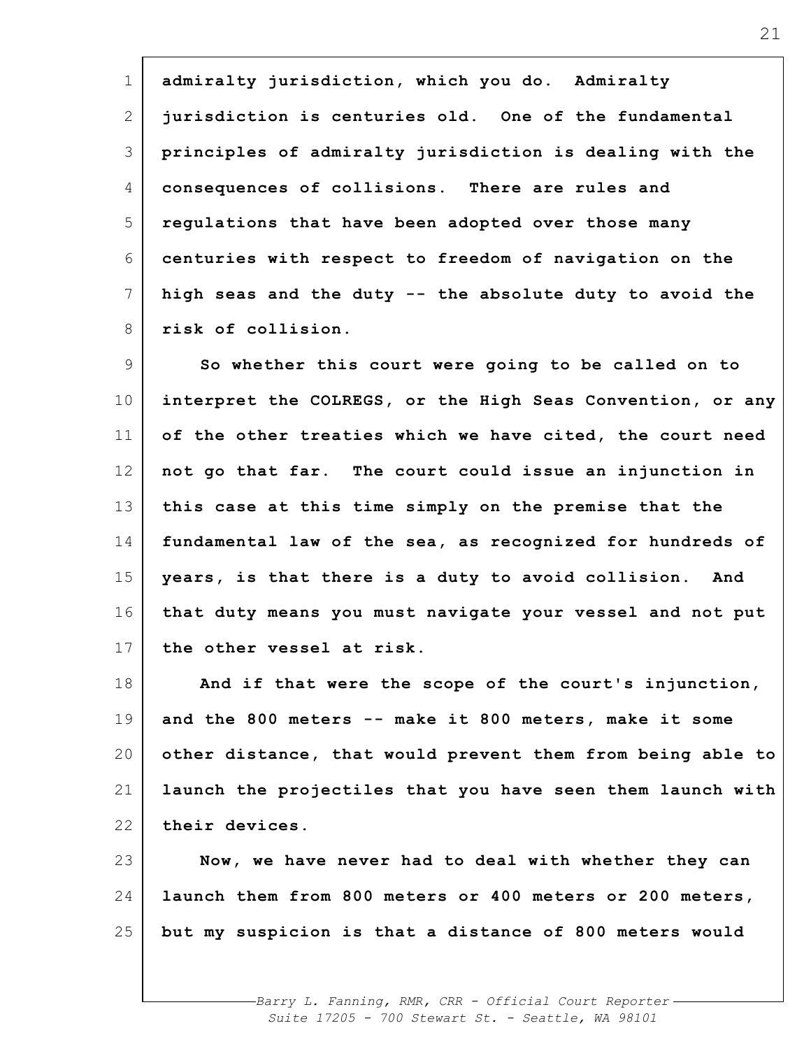admiralty jurisdiction, which you do. Admiralty jurisdiction is centuries old. One of the fundamental principles of admiralty jurisdiction is dealing with the consequences of collisions. There are rules and regulations that have been adopted over those many centuries with respect to freedom of navigation on the high seas and the duty -- the absolute duty to avoid the risk of collision.

So whether this court were going to be called on to interpret the COLREGS, or the High Seas Convention, or any of the other treaties which we have cited, the court need not go that far. The court could issue an injunction in this case at this time simply on the premise that the fundamental law of the sea, as recognized for hundreds of years, is that there is a duty to avoid collision. And that duty means you must navigate your vessel and not put the other vessel at risk.

And if that were the scope of the court's injunction, and the 800 meters -- make it 800 meters, make it some other distance, that would prevent them from being able to launch the projectiles that you have seen them launch with their devices.

Now, we have never had to deal with whether they can launch them from 800 meters or 400 meters or 200 meters, but my suspicion is that a distance of 800 meters would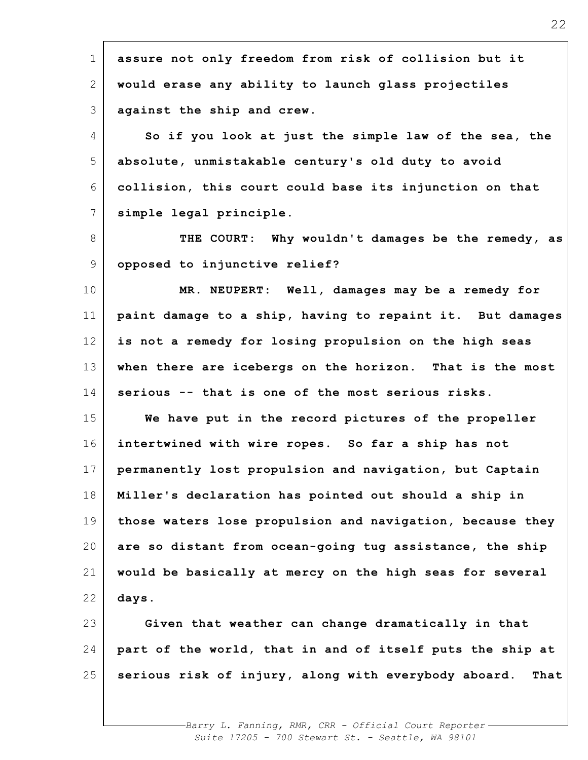assure not only freedom from risk of collision but it would erase any ability to launch glass projectiles against the ship and crew.

So if you look at just the simple law of the sea, the absolute, unmistakable century's old duty to avoid collision, this court could base its injunction on that simple legal principle.

THE COURT: Why wouldn't damages be the remedy, as opposed to injunctive relief?

MR. NEUPERT: Well, damages may be a remedy for paint damage to a ship, having to repaint it. But damages is not a remedy for losing propulsion on the high seas when there are icebergs on the horizon. That is the most serious -- that is one of the most serious risks.

We have put in the record pictures of the propeller intertwined with wire ropes. So far a ship has not permanently lost propulsion and navigation, but Captain Miller's declaration has pointed out should a ship in those waters lose propulsion and navigation, because they are so distant from ocean-going tug assistance, the ship would be basically at mercy on the high seas for several days.

Given that weather can change dramatically in that part of the world, that in and of itself puts the ship at serious risk of injury, along with everybody aboard. That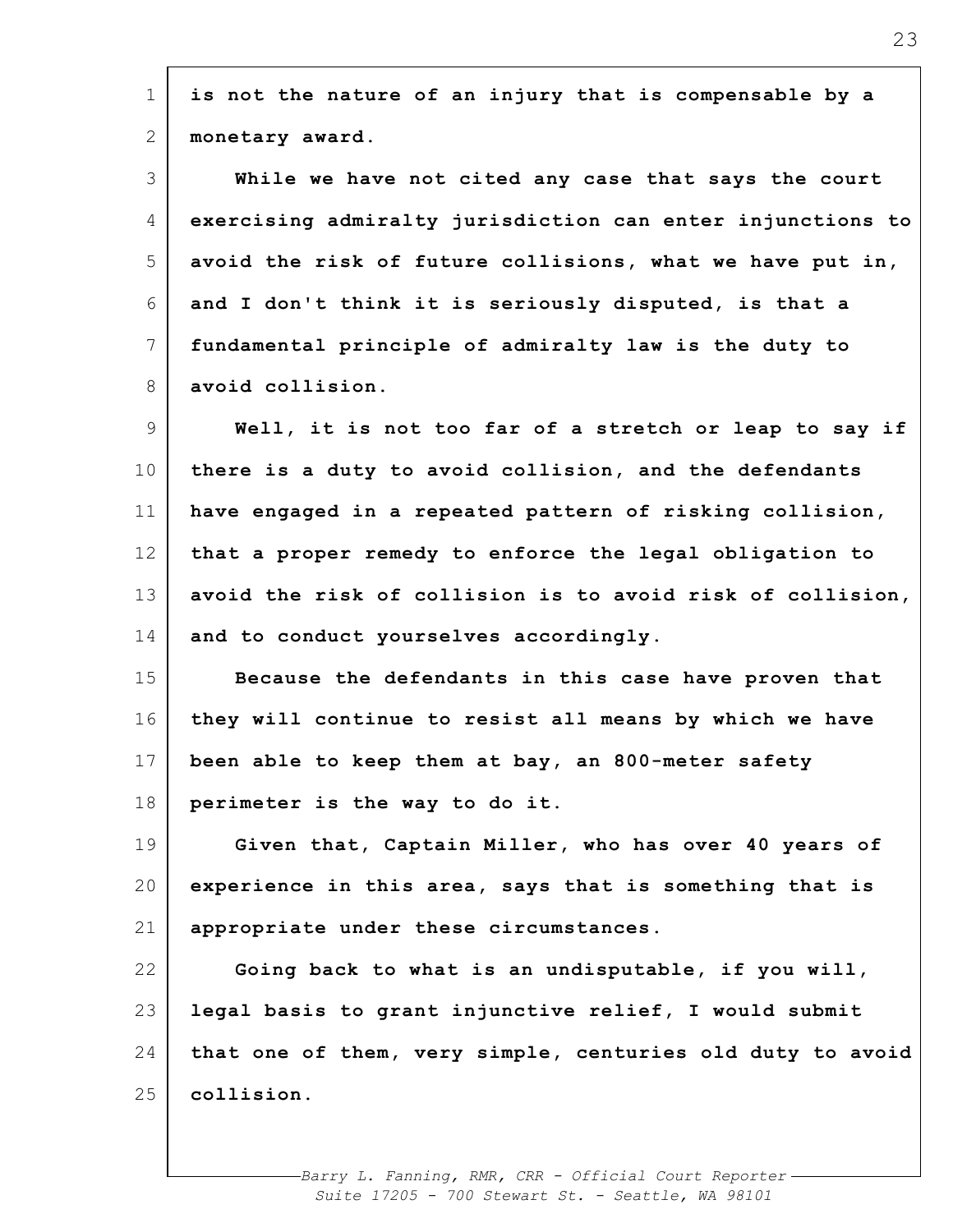is not the nature of an injury that is compensable by a monetary award.

While we have not cited any case that says the court exercising admiralty jurisdiction can enter injunctions to avoid the risk of future collisions, what we have put in, and I don't think it is seriously disputed, is that a fundamental principle of admiralty law is the duty to avoid collision.

Well, it is not too far of a stretch or leap to say if there is a duty to avoid collision, and the defendants have engaged in a repeated pattern of risking collision, that a proper remedy to enforce the legal obligation to avoid the risk of collision is to avoid risk of collision, and to conduct yourselves accordingly.

Because the defendants in this case have proven that they will continue to resist all means by which we have been able to keep them at bay, an 800-meter safety perimeter is the way to do it.

Given that, Captain Miller, who has over 40 years of experience in this area, says that is something that is appropriate under these circumstances.

Going back to what is an undisputable, if you will, legal basis to grant injunctive relief, I would submit that one of them, very simple, centuries old duty to avoid collision.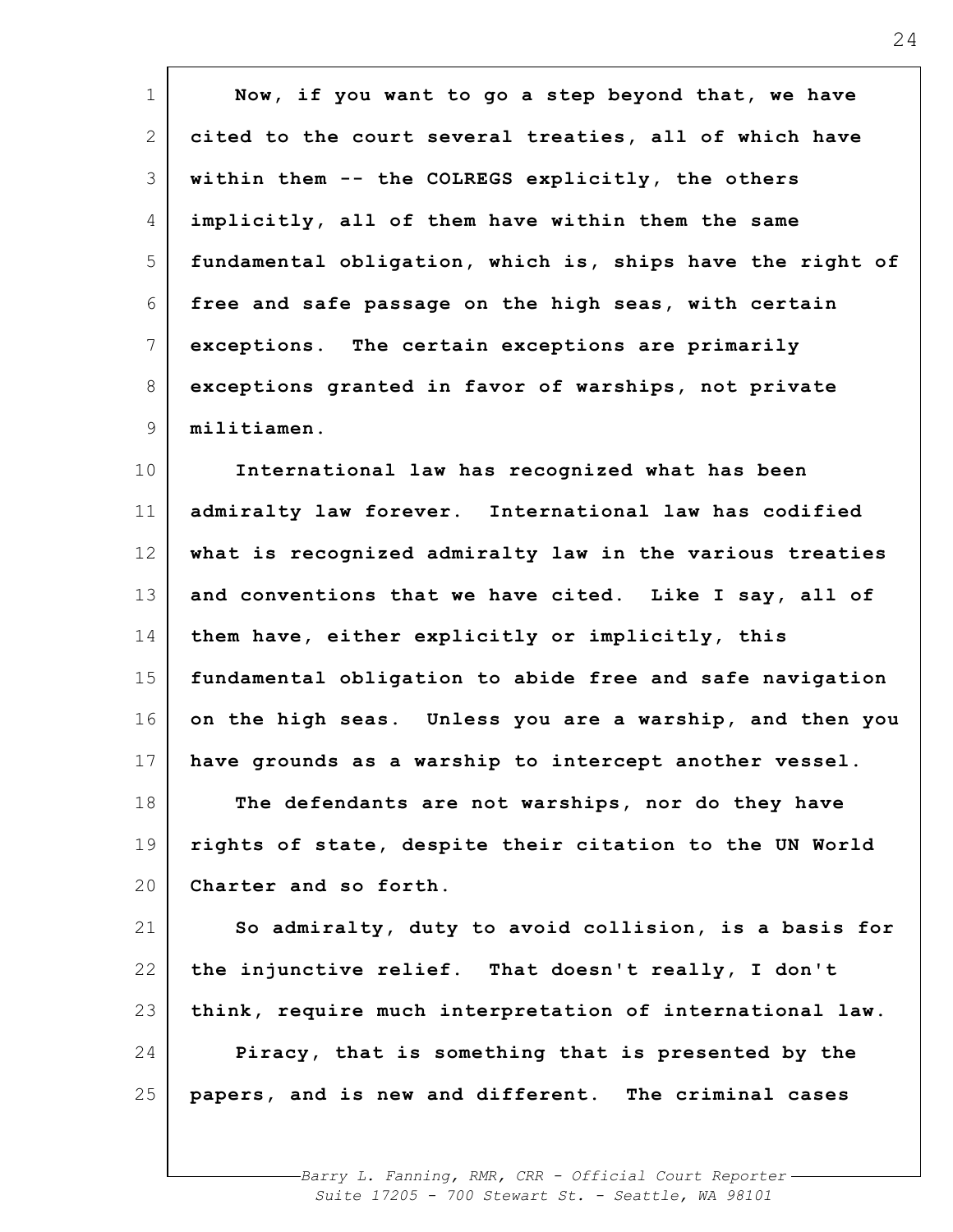Now, if you want to go a step beyond that, we have cited to the court several treaties, all of which have within them -- the COLREGS explicitly, the others implicitly, all of them have within them the same fundamental obligation, which is, ships have the right of free and safe passage on the high seas, with certain exceptions. The certain exceptions are primarily exceptions granted in favor of warships, not private militiamen.

International law has recognized what has been admiralty law forever. International law has codified what is recognized admiralty law in the various treaties and conventions that we have cited. Like I say, all of them have, either explicitly or implicitly, this fundamental obligation to abide free and safe navigation on the high seas. Unless you are a warship, and then you have grounds as a warship to intercept another vessel.

The defendants are not warships, nor do they have rights of state, despite their citation to the UN World Charter and so forth.

So admiralty, duty to avoid collision, is a basis for the injunctive relief. That doesn't really, I don't think, require much interpretation of international law.

Piracy, that is something that is presented by the papers, and is new and different. The criminal cases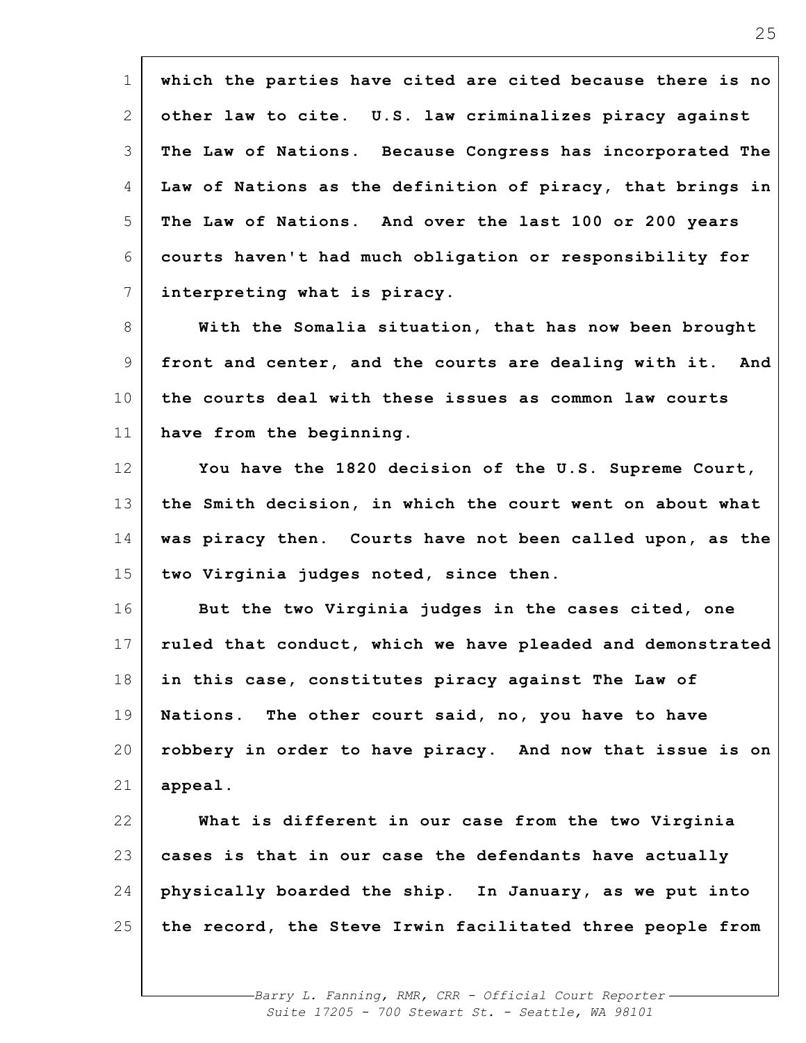which the parties have cited are cited because there is no other law to cite. U.S. law criminalizes piracy against The Law of Nations. Because Congress has incorporated The Law of Nations as the definition of piracy, that brings in The Law of Nations. And over the last 100 or 200 years courts haven't had much obligation or responsibility for interpreting what is piracy.

With the Somalia situation, that has now been brought front and center, and the courts are dealing with it. And the courts deal with these issues as common law courts have from the beginning.

You have the 1820 decision of the U.S. Supreme Court, the Smith decision, in which the court went on about what was piracy then. Courts have not been called upon, as the two Virginia judges noted, since then.

But the two Virginia judges in the cases cited, one ruled that conduct, which we have pleaded and demonstrated in this case, constitutes piracy against The Law of Nations. The other court said, no, you have to have robbery in order to have piracy. And now that issue is on appeal.

What is different in our case from the two Virginia cases is that in our case the defendants have actually physically boarded the ship. In January, as we put into the record, the Steve Irwin facilitated three people from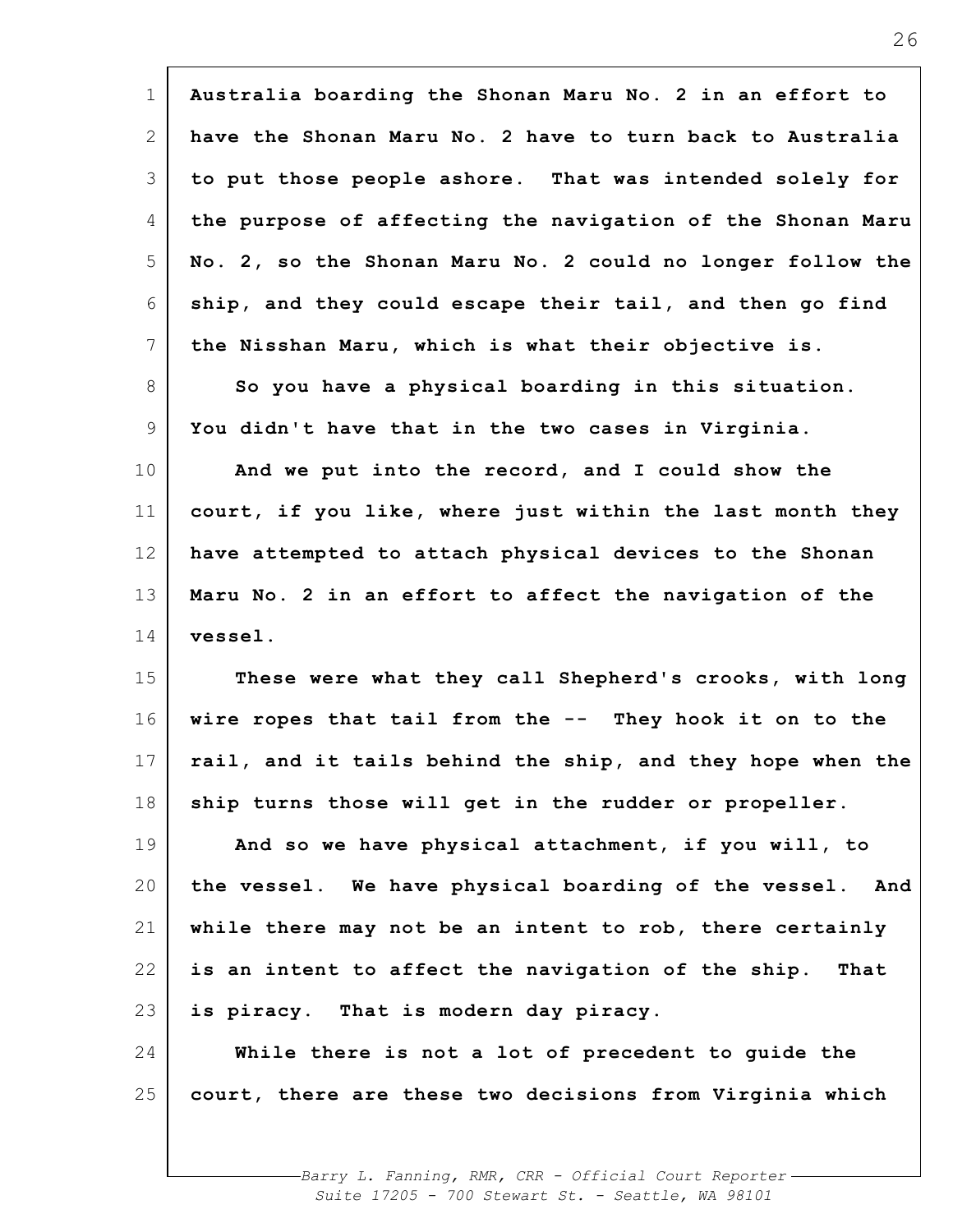Australia boarding the Shonan Maru No. 2 in an effort to have the Shonan Maru No. 2 have to turn back to Australia to put those people ashore. That was intended solely for the purpose of affecting the navigation of the Shonan Maru No. 2, so the Shonan Maru No. 2 could no longer follow the ship, and they could escape their tail, and then go find the Nisshan Maru, which is what their objective is.

So you have a physical boarding in this situation. You didn't have that in the two cases in Virginia.

And we put into the record, and I could show the court, if you like, where just within the last month they have attempted to attach physical devices to the Shonan Maru No. 2 in an effort to affect the navigation of the vessel.

These were what they call Shepherd's crooks, with long wire ropes that tail from the -- They hook it on to the rail, and it tails behind the ship, and they hope when the ship turns those will get in the rudder or propeller.

And so we have physical attachment, if you will, to the vessel. We have physical boarding of the vessel. And while there may not be an intent to rob, there certainly is an intent to affect the navigation of the ship. That is piracy. That is modern day piracy.

While there is not a lot of precedent to guide the court, there are these two decisions from Virginia which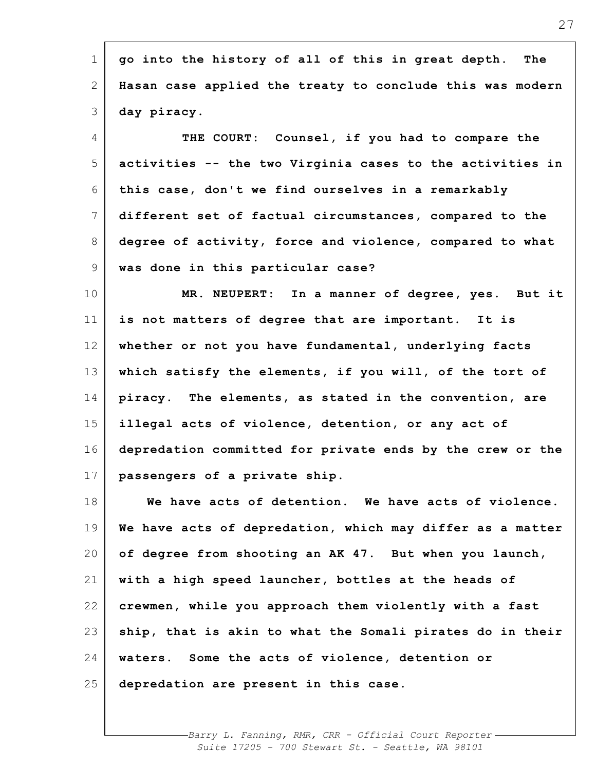go into the history of all of this in great depth. The Hasan case applied the treaty to conclude this was modern day piracy.

THE COURT: Counsel, if you had to compare the activities -- the two Virginia cases to the activities in this case, don't we find ourselves in a remarkably different set of factual circumstances, compared to the degree of activity, force and violence, compared to what was done in this particular case?

MR. NEUPERT: In a manner of degree, yes. But it is not matters of degree that are important. It is whether or not you have fundamental, underlying facts which satisfy the elements, if you will, of the tort of piracy. The elements, as stated in the convention, are illegal acts of violence, detention, or any act of depredation committed for private ends by the crew or the passengers of a private ship.

We have acts of detention. We have acts of violence. We have acts of depredation, which may differ as a matter of degree from shooting an AK 47. But when you launch, with a high speed launcher, bottles at the heads of crewmen, while you approach them violently with a fast ship, that is akin to what the Somali pirates do in their waters. Some the acts of violence, detention or depredation are present in this case.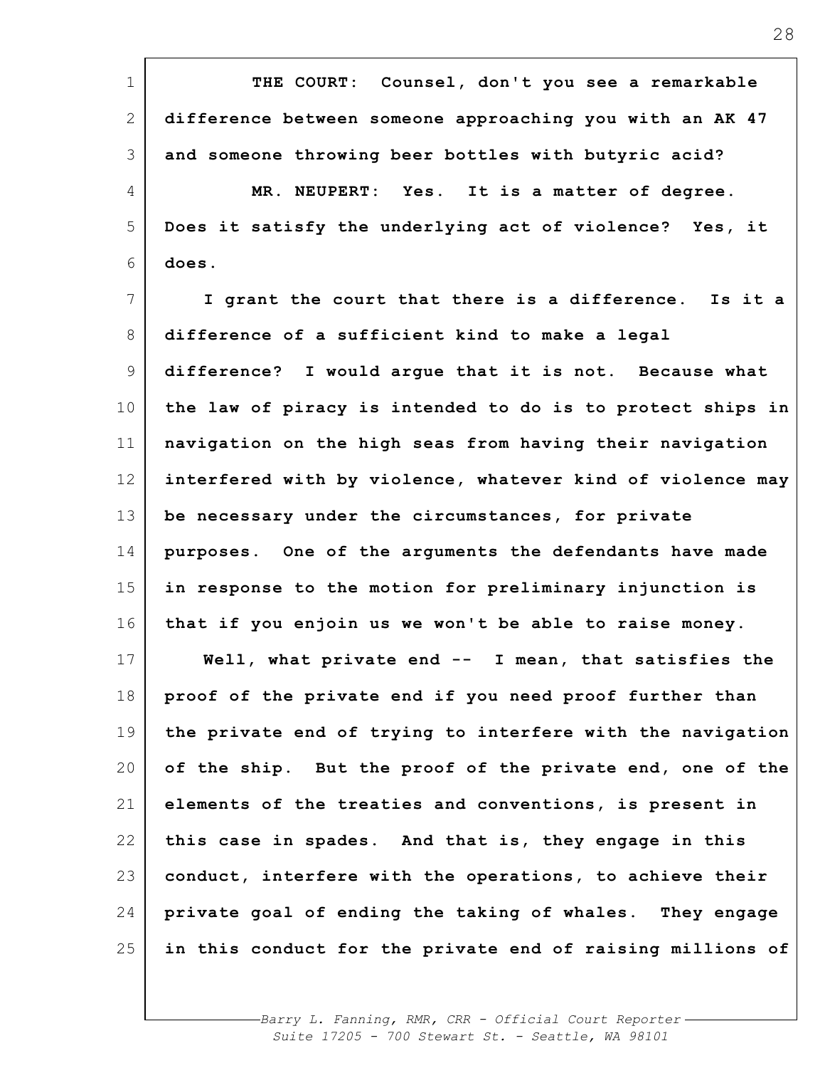THE COURT: Counsel, don't you see a remarkable difference between someone approaching you with an AK 47 and someone throwing beer bottles with butyric acid?

MR. NEUPERT: Yes. It is a matter of degree. Does it satisfy the underlying act of violence? Yes, it does.

I grant the court that there is a difference. Is it a difference of a sufficient kind to make a legal difference? I would argue that it is not. Because what the law of piracy is intended to do is to protect ships in navigation on the high seas from having their navigation interfered with by violence, whatever kind of violence may be necessary under the circumstances, for private purposes. One of the arguments the defendants have made in response to the motion for preliminary injunction is that if you enjoin us we won't be able to raise money.

Well, what private end -- I mean, that satisfies the proof of the private end if you need proof further than the private end of trying to interfere with the navigation of the ship. But the proof of the private end, one of the elements of the treaties and conventions, is present in this case in spades. And that is, they engage in this conduct, interfere with the operations, to achieve their private goal of ending the taking of whales. They engage in this conduct for the private end of raising millions of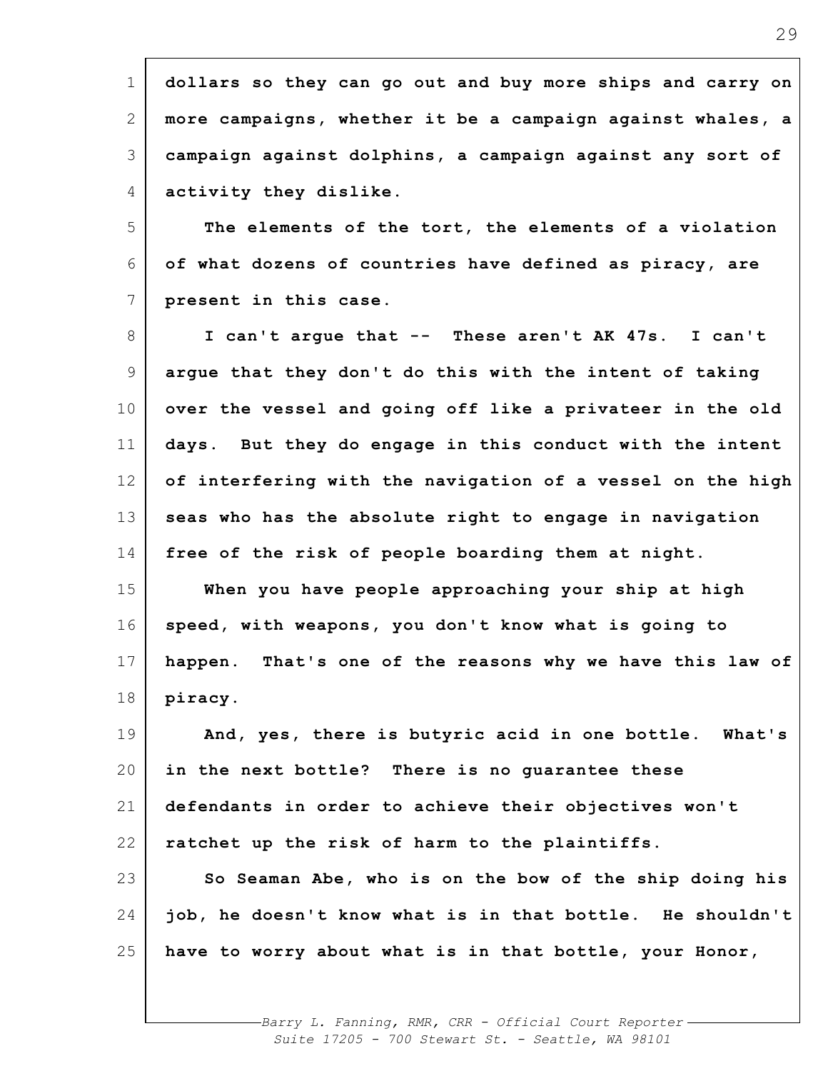dollars so they can go out and buy more ships and carry on more campaigns, whether it be a campaign against whales, a campaign against dolphins, a campaign against any sort of activity they dislike.

The elements of the tort, the elements of a violation of what dozens of countries have defined as piracy, are present in this case.

I can't argue that -- These aren't AK 47s. I can't argue that they don't do this with the intent of taking over the vessel and going off like a privateer in the old days. But they do engage in this conduct with the intent of interfering with the navigation of a vessel on the high seas who has the absolute right to engage in navigation free of the risk of people boarding them at night.

When you have people approaching your ship at high speed, with weapons, you don't know what is going to happen. That's one of the reasons why we have this law of piracy.

And, yes, there is butyric acid in one bottle. What's in the next bottle? There is no guarantee these defendants in order to achieve their objectives won't ratchet up the risk of harm to the plaintiffs.

So Seaman Abe, who is on the bow of the ship doing his job, he doesn't know what is in that bottle. He shouldn't have to worry about what is in that bottle, your Honor,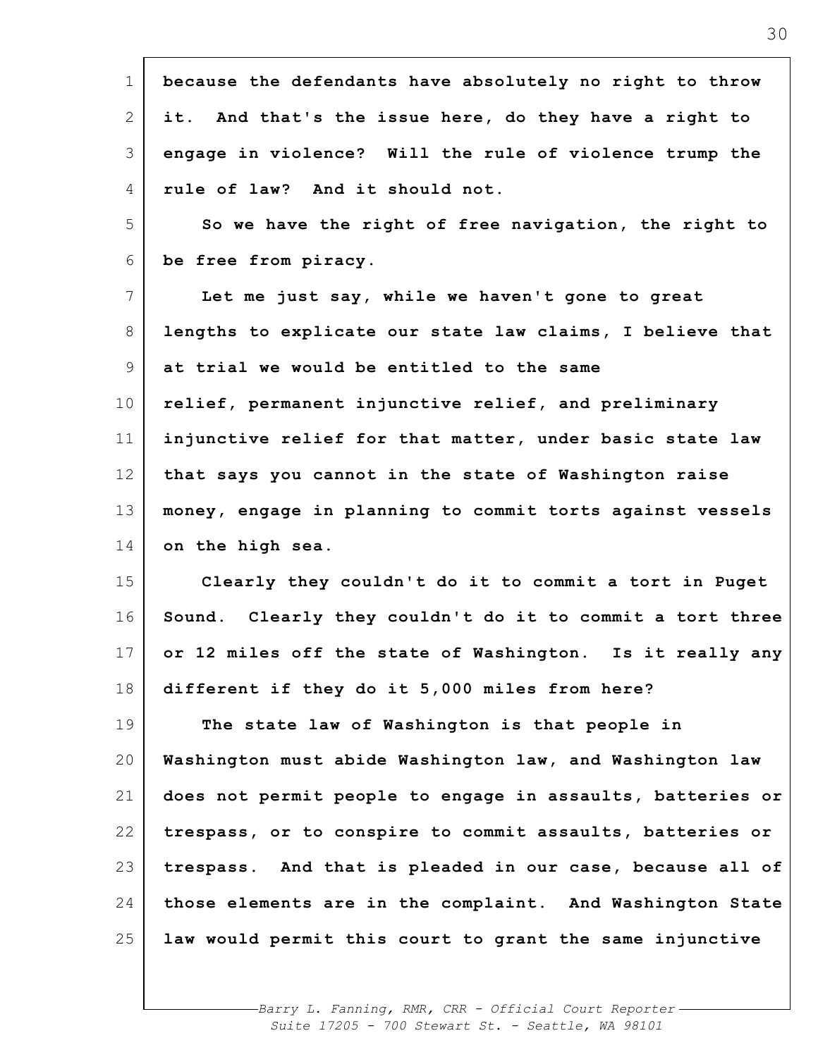because the defendants have absolutely no right to throw it. And that's the issue here, do they have a right to engage in violence? Will the rule of violence trump the rule of law? And it should not.

So we have the right of free navigation, the right to be free from piracy.

Let me just say, while we haven't gone to great lengths to explicate our state law claims, I believe that at trial we would be entitled to the same relief, permanent injunctive relief, and preliminary injunctive relief for that matter, under basic state law that says you cannot in the state of Washington raise money, engage in planning to commit torts against vessels on the high sea.

Clearly they couldn't do it to commit a tort in Puget Sound. Clearly they couldn't do it to commit a tort three or 12 miles off the state of Washington. Is it really any different if they do it 5,000 miles from here?

The state law of Washington is that people in Washington must abide Washington law, and Washington law does not permit people to engage in assaults, batteries or trespass, or to conspire to commit assaults, batteries or trespass. And that is pleaded in our case, because all of those elements are in the complaint. And Washington State law would permit this court to grant the same injunctive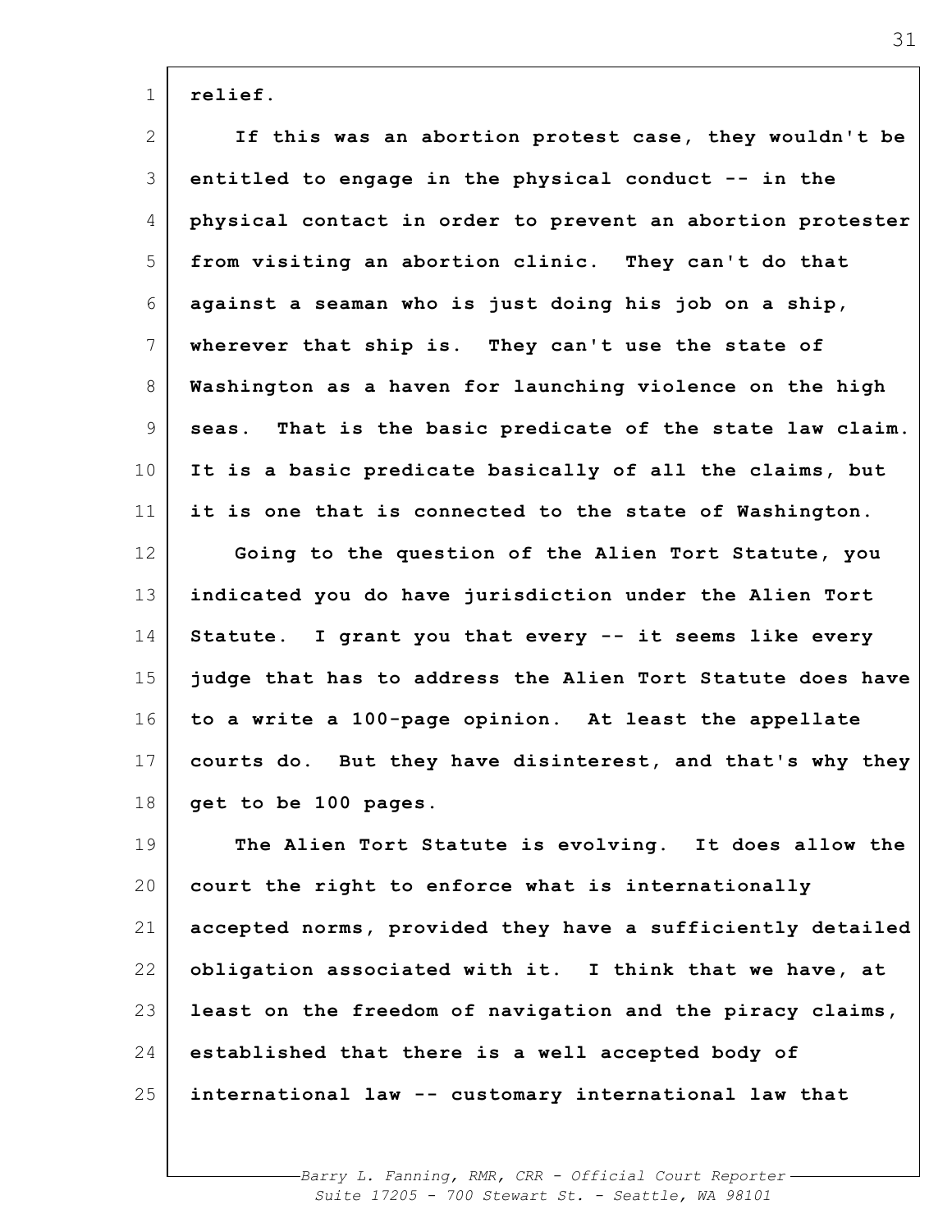**relief.**

**If this was an abortion protest case, they wouldn't be entitled to engage in the physical conduct -- in the physical contact in order to prevent an abortion protester from visiting an abortion clinic. They can't do that against a seaman who is just doing his job on a ship, wherever that ship is. They can't use the state of Washington as a haven for launching violence on the high seas. That is the basic predicate of the state law claim. It is a basic predicate basically of all the claims, but it is one that is connected to the state of Washington.**

**Going to the question of the Alien Tort Statute, you indicated you do have jurisdiction under the Alien Tort Statute. I grant you that every -- it seems like every judge that has to address the Alien Tort Statute does have to a write a 100-page opinion. At least the appellate courts do. But they have disinterest, and that's why they get to be 100 pages.**

**The Alien Tort Statute is evolving. It does allow the court the right to enforce what is internationally accepted norms, provided they have a sufficiently detailed obligation associated with it. I think that we have, at least on the freedom of navigation and the piracy claims, established that there is a well accepted body of international law -- customary international law that**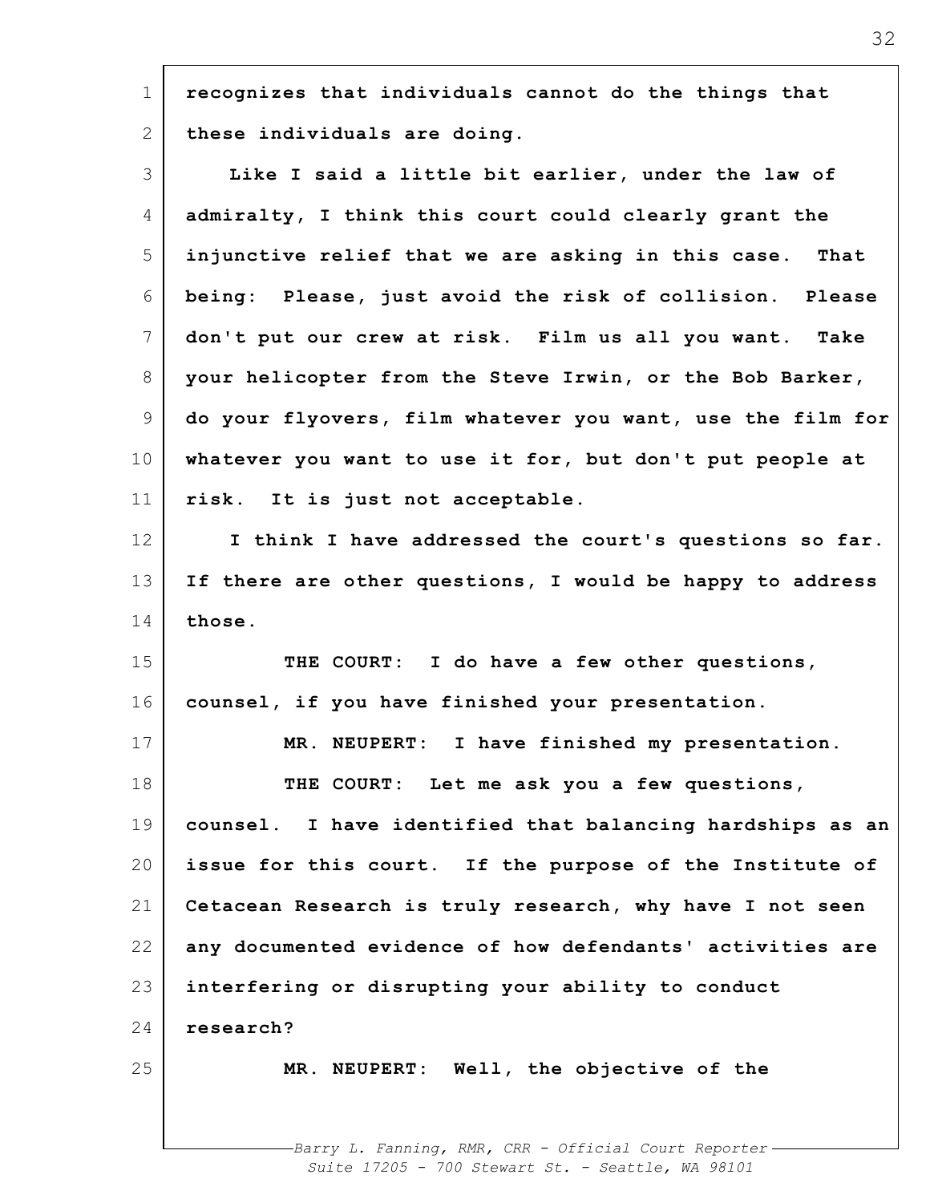recognizes that individuals cannot do the things that these individuals are doing.

Like I said a little bit earlier, under the law of admiralty, I think this court could clearly grant the injunctive relief that we are asking in this case. That being: Please, just avoid the risk of collision. Please don't put our crew at risk. Film us all you want. Take your helicopter from the Steve Irwin, or the Bob Barker, do your flyovers, film whatever you want, use the film for whatever you want to use it for, but don't put people at risk. It is just not acceptable.

I think I have addressed the court's questions so far. If there are other questions, I would be happy to address those.

THE COURT: I do have a few other questions, counsel, if you have finished your presentation.

MR. NEUPERT: I have finished my presentation.

THE COURT: Let me ask you a few questions, counsel. I have identified that balancing hardships as an issue for this court. If the purpose of the Institute of Cetacean Research is truly research, why have I not seen any documented evidence of how defendants' activities are interfering or disrupting your ability to conduct research?

MR. NEUPERT: Well, the objective of the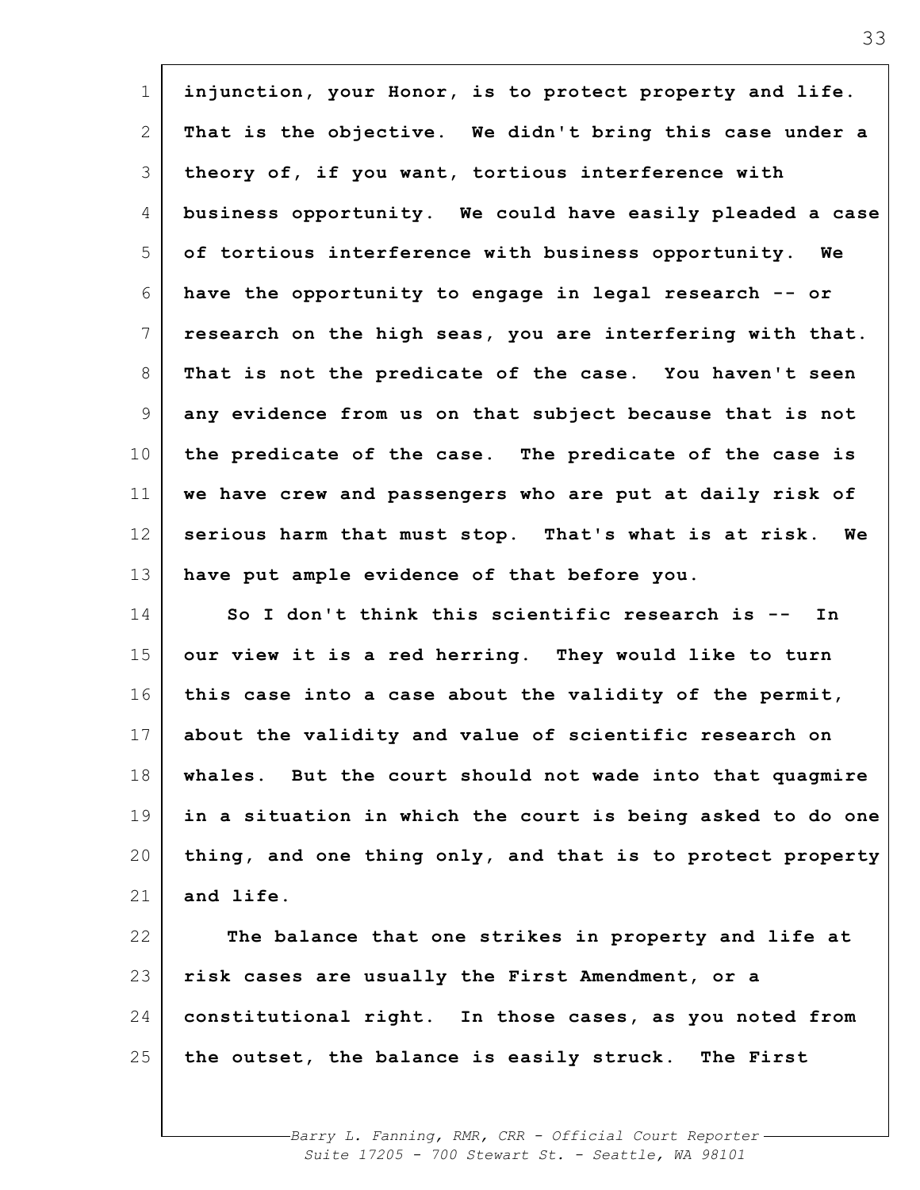injunction, your Honor, is to protect property and life. That is the objective. We didn't bring this case under a theory of, if you want, tortious interference with business opportunity. We could have easily pleaded a case of tortious interference with business opportunity. We have the opportunity to engage in legal research -- or research on the high seas, you are interfering with that. That is not the predicate of the case. You haven't seen any evidence from us on that subject because that is not the predicate of the case. The predicate of the case is we have crew and passengers who are put at daily risk of serious harm that must stop. That's what is at risk. We have put ample evidence of that before you.

So I don't think this scientific research is -- In our view it is a red herring. They would like to turn this case into a case about the validity of the permit, about the validity and value of scientific research on whales. But the court should not wade into that quagmire in a situation in which the court is being asked to do one thing, and one thing only, and that is to protect property and life.

The balance that one strikes in property and life at risk cases are usually the First Amendment, or a constitutional right. In those cases, as you noted from the outset, the balance is easily struck. The First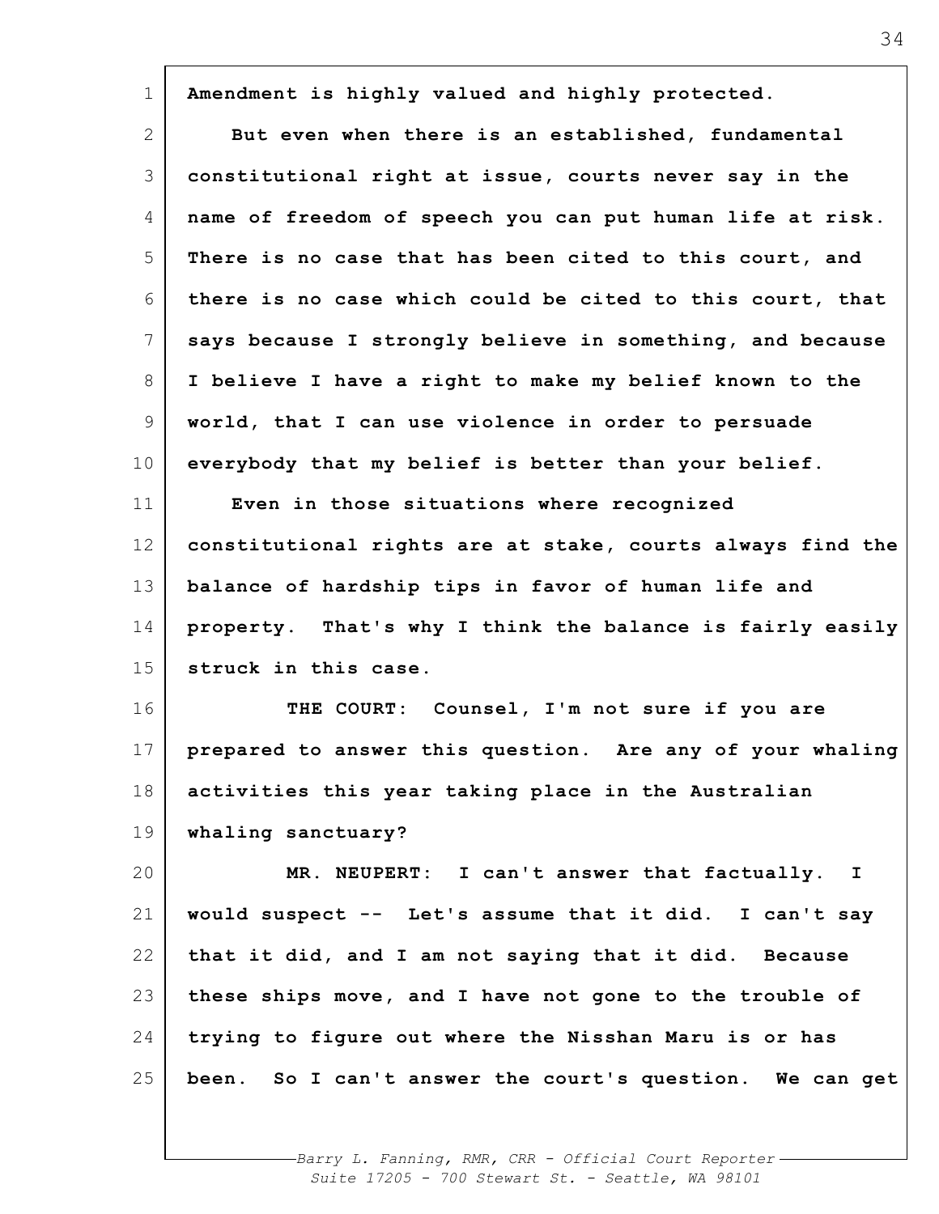Amendment is highly valued and highly protected.

But even when there is an established, fundamental constitutional right at issue, courts never say in the name of freedom of speech you can put human life at risk. There is no case that has been cited to this court, and there is no case which could be cited to this court, that says because I strongly believe in something, and because I believe I have a right to make my belief known to the world, that I can use violence in order to persuade everybody that my belief is better than your belief.

Even in those situations where recognized constitutional rights are at stake, courts always find the balance of hardship tips in favor of human life and property. That's why I think the balance is fairly easily struck in this case.

THE COURT: Counsel, I'm not sure if you are prepared to answer this question. Are any of your whaling activities this year taking place in the Australian whaling sanctuary?

MR. NEUPERT: I can't answer that factually. I would suspect -- Let's assume that it did. I can't say that it did, and I am not saying that it did. Because these ships move, and I have not gone to the trouble of trying to figure out where the Nisshan Maru is or has been. So I can't answer the court's question. We can get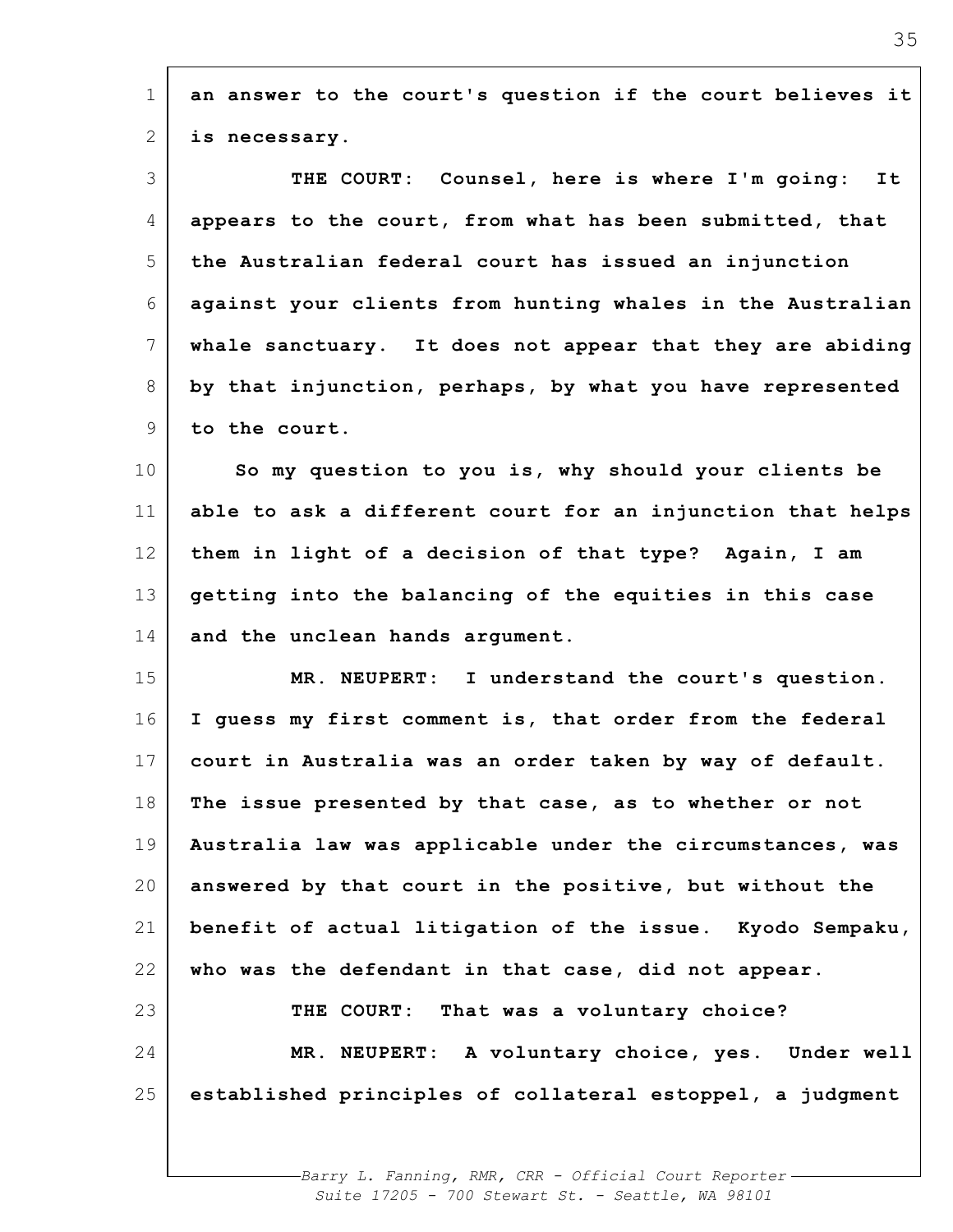an answer to the court's question if the court believes it is necessary.

THE COURT: Counsel, here is where I'm going: It appears to the court, from what has been submitted, that the Australian federal court has issued an injunction against your clients from hunting whales in the Australian whale sanctuary. It does not appear that they are abiding by that injunction, perhaps, by what you have represented to the court.

So my question to you is, why should your clients be able to ask a different court for an injunction that helps them in light of a decision of that type? Again, I am getting into the balancing of the equities in this case and the unclean hands argument.

MR. NEUPERT: I understand the court's question. I guess my first comment is, that order from the federal court in Australia was an order taken by way of default. The issue presented by that case, as to whether or not Australia law was applicable under the circumstances, was answered by that court in the positive, but without the benefit of actual litigation of the issue. Kyodo Sempaku, who was the defendant in that case, did not appear.

THE COURT: That was a voluntary choice?

MR. NEUPERT: A voluntary choice, yes. Under well established principles of collateral estoppel, a judgment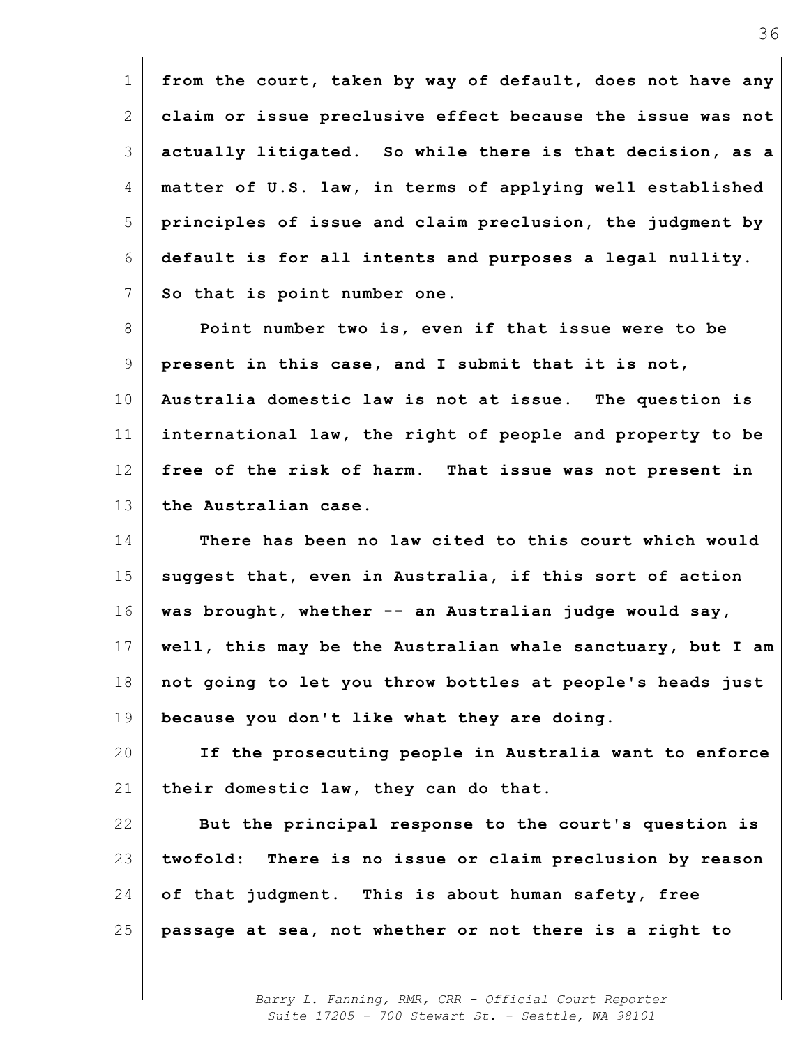from the court, taken by way of default, does not have any claim or issue preclusive effect because the issue was not actually litigated. So while there is that decision, as a matter of U.S. law, in terms of applying well established principles of issue and claim preclusion, the judgment by default is for all intents and purposes a legal nullity. So that is point number one.

Point number two is, even if that issue were to be present in this case, and I submit that it is not, Australia domestic law is not at issue. The question is international law, the right of people and property to be free of the risk of harm. That issue was not present in the Australian case.

There has been no law cited to this court which would suggest that, even in Australia, if this sort of action was brought, whether -- an Australian judge would say, well, this may be the Australian whale sanctuary, but I am not going to let you throw bottles at people's heads just because you don't like what they are doing.

If the prosecuting people in Australia want to enforce their domestic law, they can do that.

But the principal response to the court's question is twofold: There is no issue or claim preclusion by reason of that judgment. This is about human safety, free passage at sea, not whether or not there is a right to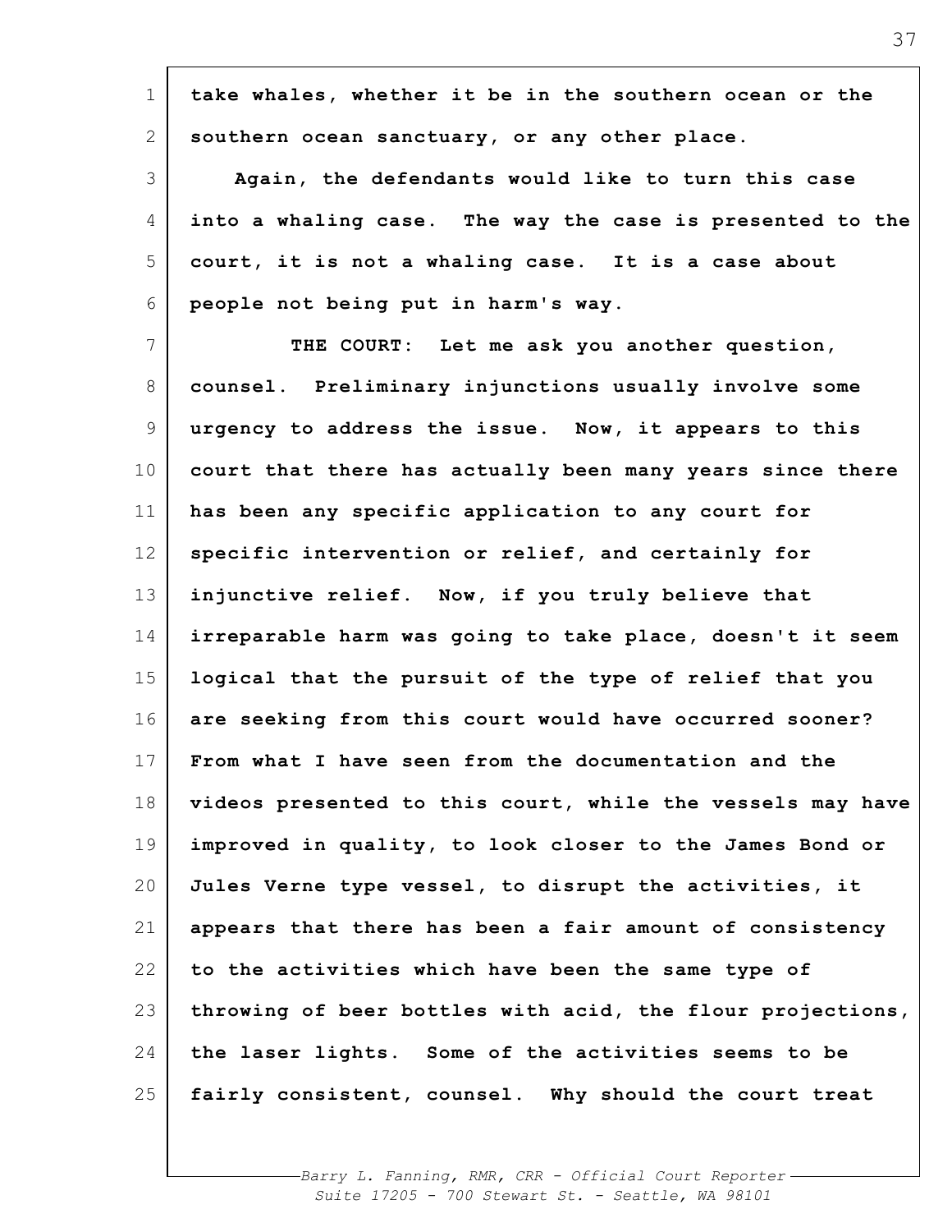take whales, whether it be in the southern ocean or the southern ocean sanctuary, or any other place.

Again, the defendants would like to turn this case into a whaling case. The way the case is presented to the court, it is not a whaling case. It is a case about people not being put in harm's way.

THE COURT: Let me ask you another question, counsel. Preliminary injunctions usually involve some urgency to address the issue. Now, it appears to this court that there has actually been many years since there has been any specific application to any court for specific intervention or relief, and certainly for injunctive relief. Now, if you truly believe that irreparable harm was going to take place, doesn't it seem logical that the pursuit of the type of relief that you are seeking from this court would have occurred sooner? From what I have seen from the documentation and the videos presented to this court, while the vessels may have improved in quality, to look closer to the James Bond or Jules Verne type vessel, to disrupt the activities, it appears that there has been a fair amount of consistency to the activities which have been the same type of throwing of beer bottles with acid, the flour projections, the laser lights. Some of the activities seems to be fairly consistent, counsel. Why should the court treat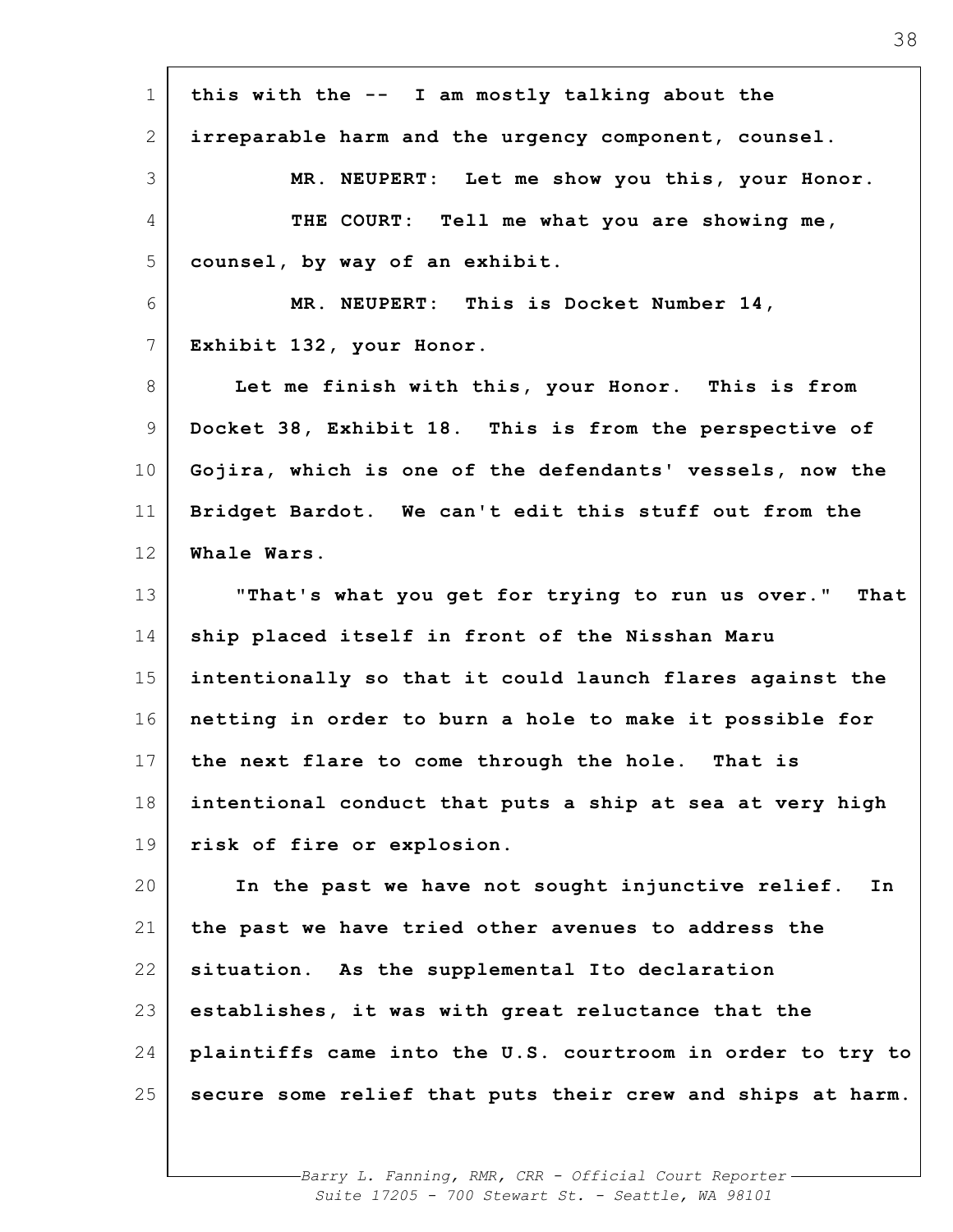this with the -- I am mostly talking about the irreparable harm and the urgency component, counsel.

MR. NEUPERT: Let me show you this, your Honor.

THE COURT: Tell me what you are showing me, counsel, by way of an exhibit.

MR. NEUPERT: This is Docket Number 14, Exhibit 132, your Honor.

Let me finish with this, your Honor. This is from Docket 38, Exhibit 18. This is from the perspective of Gojira, which is one of the defendants' vessels, now the Bridget Bardot. We can't edit this stuff out from the Whale Wars.

"That's what you get for trying to run us over." That ship placed itself in front of the Nisshan Maru intentionally so that it could launch flares against the netting in order to burn a hole to make it possible for the next flare to come through the hole. That is intentional conduct that puts a ship at sea at very high risk of fire or explosion.

In the past we have not sought injunctive relief. In the past we have tried other avenues to address the situation. As the supplemental Ito declaration establishes, it was with great reluctance that the plaintiffs came into the U.S. courtroom in order to try to secure some relief that puts their crew and ships at harm.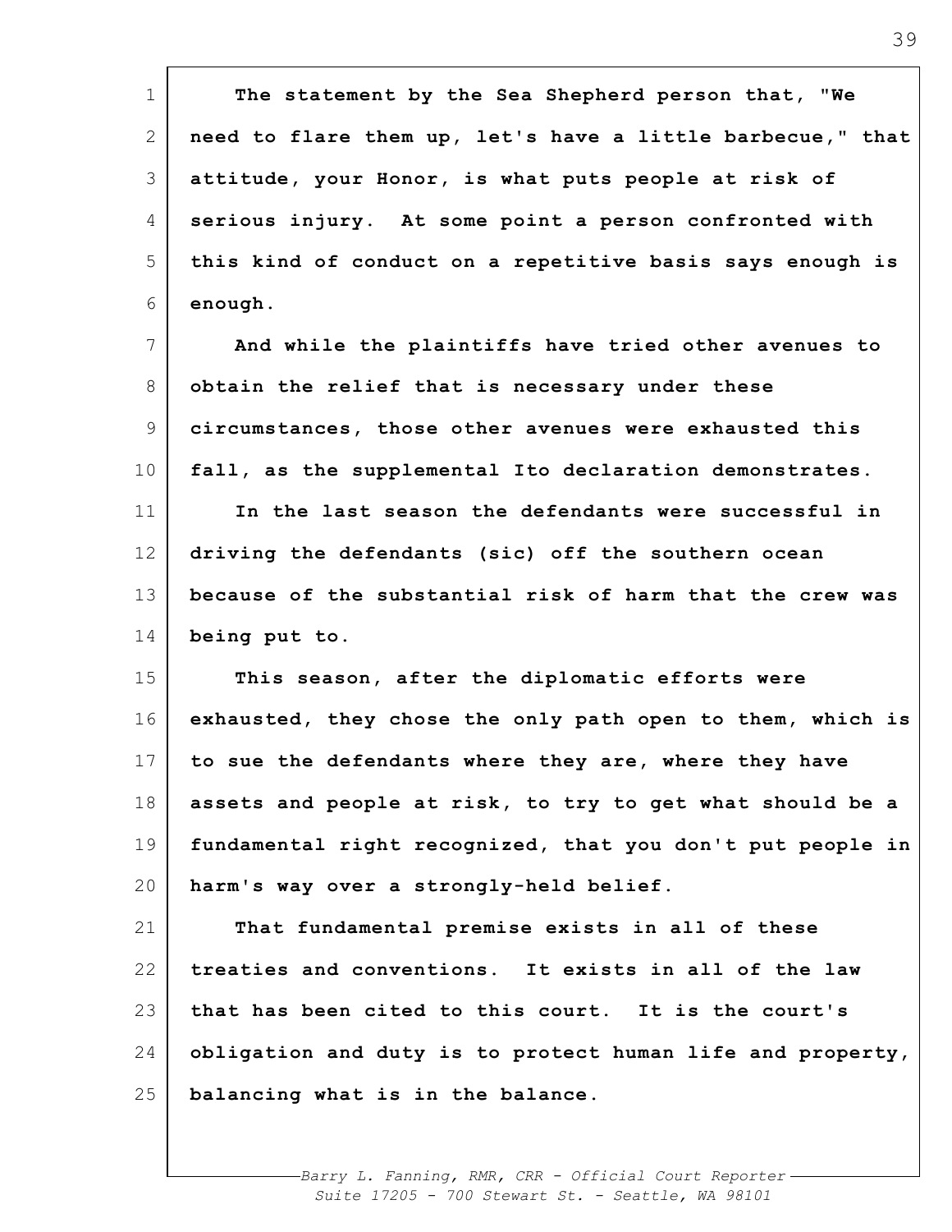The statement by the Sea Shepherd person that, "We need to flare them up, let's have a little barbecue," that attitude, your Honor, is what puts people at risk of serious injury. At some point a person confronted with this kind of conduct on a repetitive basis says enough is enough.

And while the plaintiffs have tried other avenues to obtain the relief that is necessary under these circumstances, those other avenues were exhausted this fall, as the supplemental Ito declaration demonstrates.

In the last season the defendants were successful in driving the defendants (sic) off the southern ocean because of the substantial risk of harm that the crew was being put to.

This season, after the diplomatic efforts were exhausted, they chose the only path open to them, which is to sue the defendants where they are, where they have assets and people at risk, to try to get what should be a fundamental right recognized, that you don't put people in harm's way over a strongly-held belief.

That fundamental premise exists in all of these treaties and conventions. It exists in all of the law that has been cited to this court. It is the court's obligation and duty is to protect human life and property, balancing what is in the balance.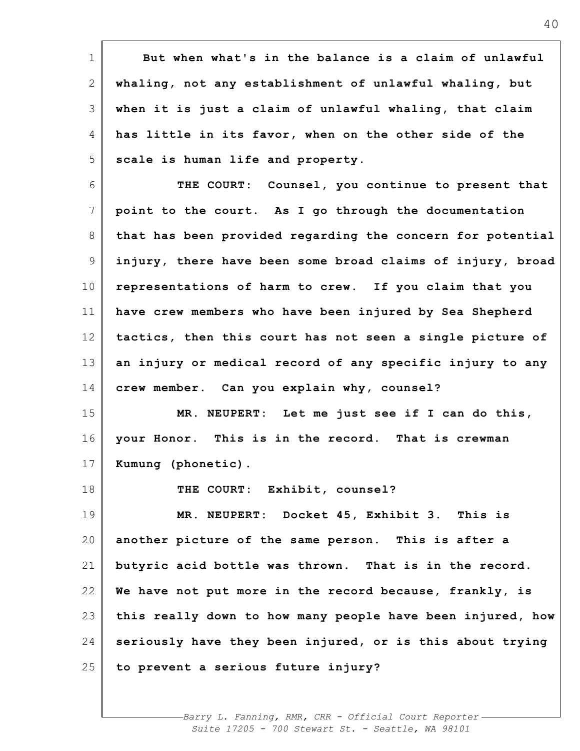But when what's in the balance is a claim of unlawful whaling, not any establishment of unlawful whaling, but when it is just a claim of unlawful whaling, that claim has little in its favor, when on the other side of the scale is human life and property.

THE COURT: Counsel, you continue to present that point to the court. As I go through the documentation that has been provided regarding the concern for potential injury, there have been some broad claims of injury, broad representations of harm to crew. If you claim that you have crew members who have been injured by Sea Shepherd tactics, then this court has not seen a single picture of an injury or medical record of any specific injury to any crew member. Can you explain why, counsel?

MR. NEUPERT: Let me just see if I can do this, your Honor. This is in the record. That is crewman Kumung (phonetic).

THE COURT: Exhibit, counsel?

MR. NEUPERT: Docket 45, Exhibit 3. This is another picture of the same person. This is after a butyric acid bottle was thrown. That is in the record. We have not put more in the record because, frankly, is this really down to how many people have been injured, how seriously have they been injured, or is this about trying to prevent a serious future injury?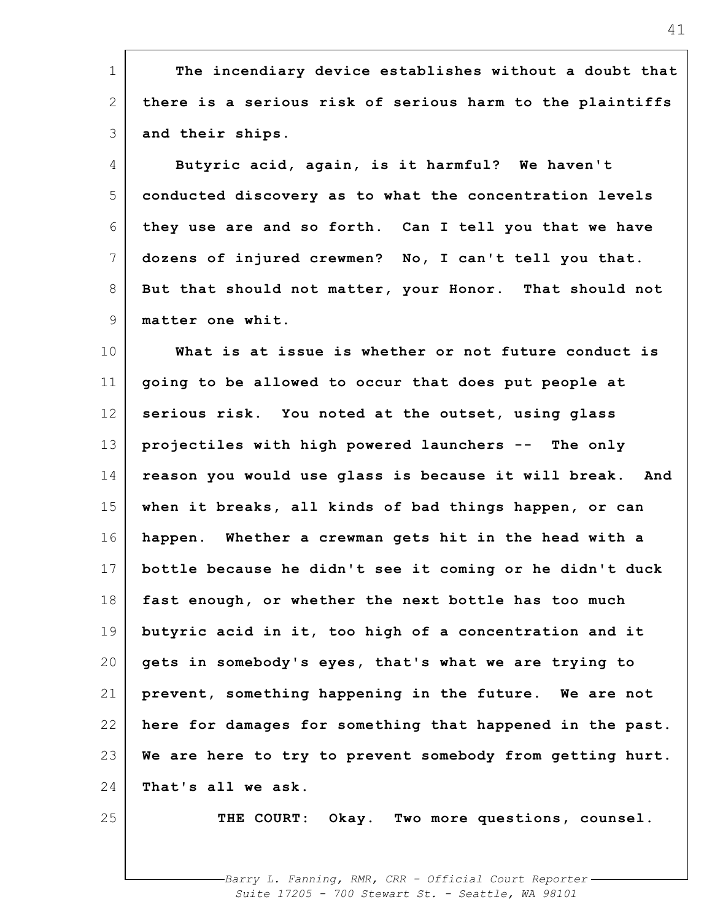The incendiary device establishes without a doubt that there is a serious risk of serious harm to the plaintiffs and their ships.

Butyric acid, again, is it harmful? We haven't conducted discovery as to what the concentration levels they use are and so forth. Can I tell you that we have dozens of injured crewmen? No, I can't tell you that. But that should not matter, your Honor. That should not matter one whit.

What is at issue is whether or not future conduct is going to be allowed to occur that does put people at serious risk. You noted at the outset, using glass projectiles with high powered launchers -- The only reason you would use glass is because it will break. And when it breaks, all kinds of bad things happen, or can happen. Whether a crewman gets hit in the head with a bottle because he didn't see it coming or he didn't duck fast enough, or whether the next bottle has too much butyric acid in it, too high of a concentration and it gets in somebody's eyes, that's what we are trying to prevent, something happening in the future. We are not here for damages for something that happened in the past. We are here to try to prevent somebody from getting hurt. That's all we ask.

THE COURT: Okay. Two more questions, counsel.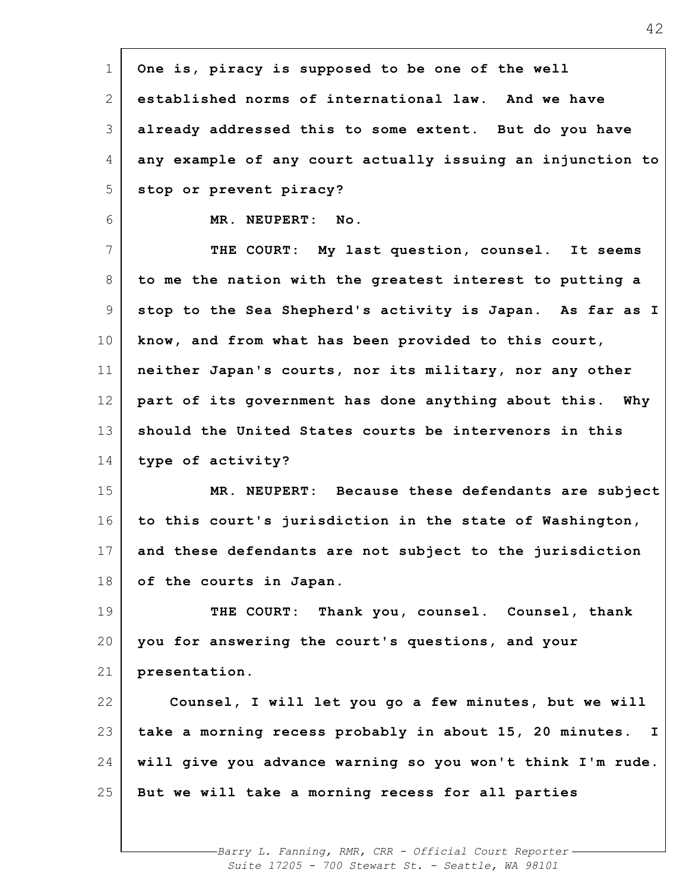One is, piracy is supposed to be one of the well established norms of international law. And we have already addressed this to some extent. But do you have any example of any court actually issuing an injunction to stop or prevent piracy?

MR. NEUPERT: No.

THE COURT: My last question, counsel. It seems to me the nation with the greatest interest to putting a stop to the Sea Shepherd's activity is Japan. As far as I know, and from what has been provided to this court, neither Japan's courts, nor its military, nor any other part of its government has done anything about this. Why should the United States courts be intervenors in this type of activity?

MR. NEUPERT: Because these defendants are subject to this court's jurisdiction in the state of Washington, and these defendants are not subject to the jurisdiction of the courts in Japan.

THE COURT: Thank you, counsel. Counsel, thank you for answering the court's questions, and your presentation.

Counsel, I will let you go a few minutes, but we will take a morning recess probably in about 15, 20 minutes. I will give you advance warning so you won't think I'm rude. But we will take a morning recess for all parties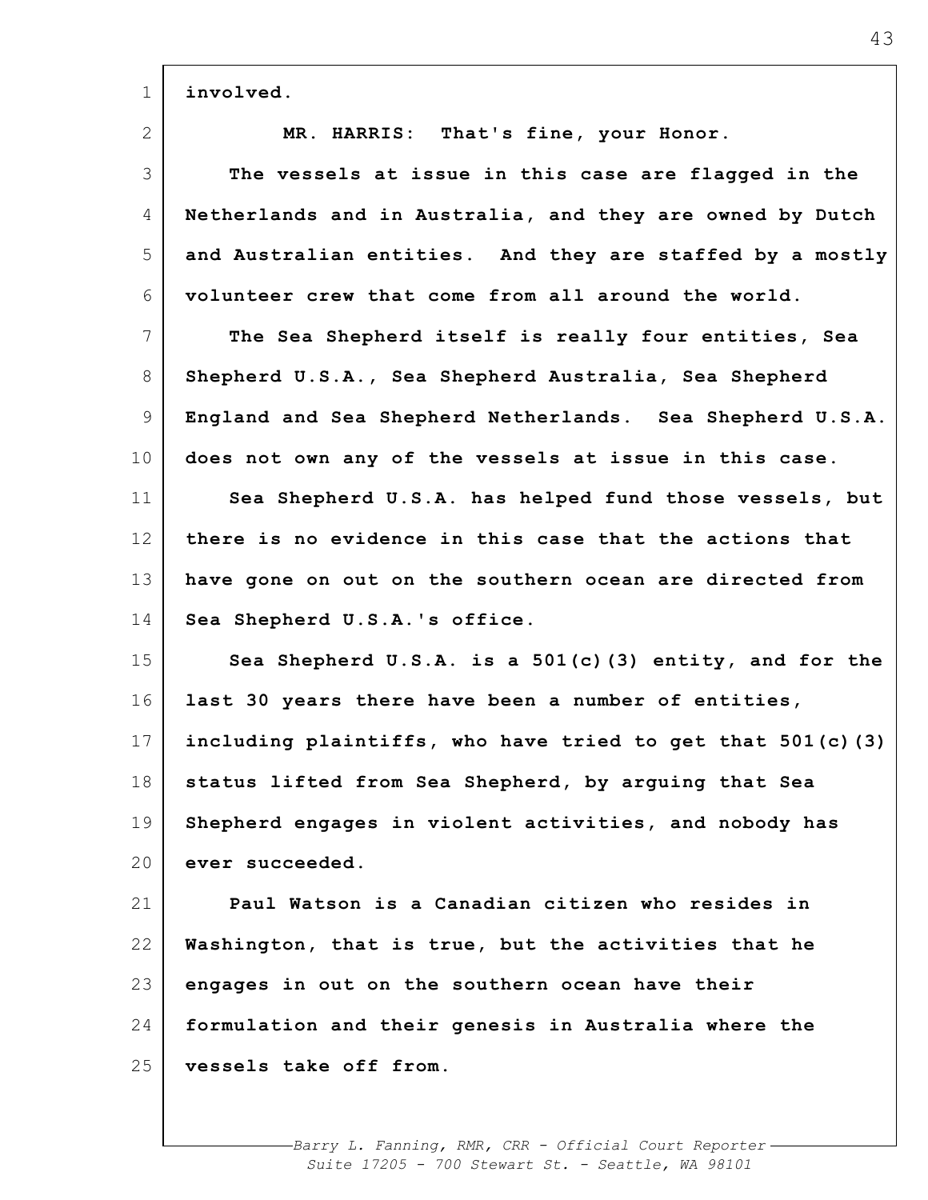involved.

MR. HARRIS: That's fine, your Honor.

The vessels at issue in this case are flagged in the Netherlands and in Australia, and they are owned by Dutch and Australian entities. And they are staffed by a mostly volunteer crew that come from all around the world.

The Sea Shepherd itself is really four entities, Sea Shepherd U.S.A., Sea Shepherd Australia, Sea Shepherd England and Sea Shepherd Netherlands. Sea Shepherd U.S.A. does not own any of the vessels at issue in this case.

Sea Shepherd U.S.A. has helped fund those vessels, but there is no evidence in this case that the actions that have gone on out on the southern ocean are directed from Sea Shepherd U.S.A.'s office.

Sea Shepherd U.S.A. is a 501(c)(3) entity, and for the last 30 years there have been a number of entities, including plaintiffs, who have tried to get that 501(c)(3) status lifted from Sea Shepherd, by arguing that Sea Shepherd engages in violent activities, and nobody has ever succeeded.

Paul Watson is a Canadian citizen who resides in Washington, that is true, but the activities that he engages in out on the southern ocean have their formulation and their genesis in Australia where the vessels take off from.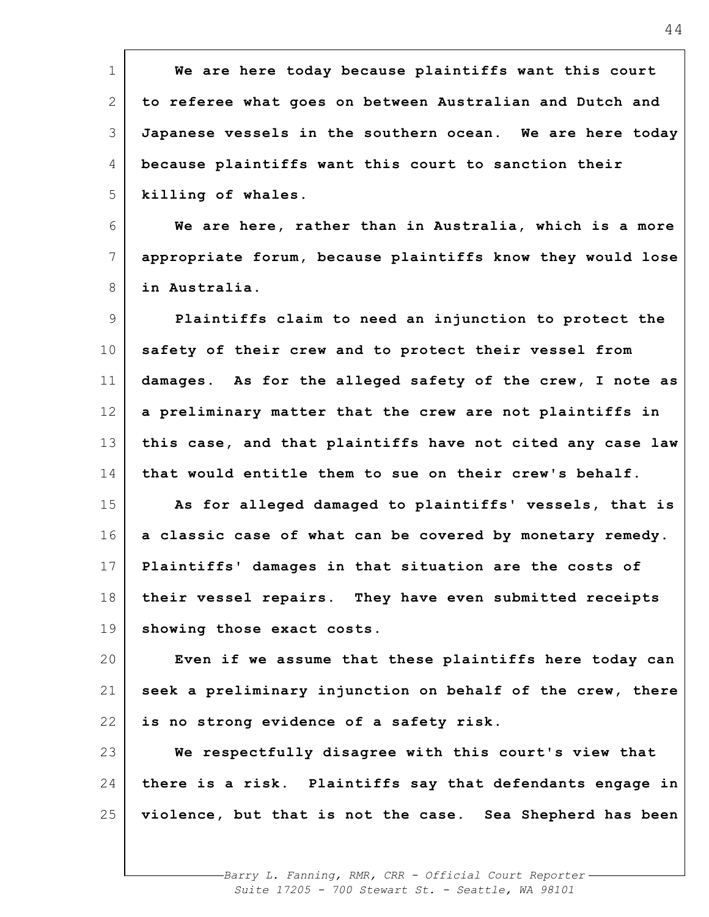**We are here today because plaintiffs want this court to referee what goes on between Australian and Dutch and Japanese vessels in the southern ocean. We are here today because plaintiffs want this court to sanction their killing of whales.**

**We are here, rather than in Australia, which is a more appropriate forum, because plaintiffs know they would lose in Australia.**

**Plaintiffs claim to need an injunction to protect the safety of their crew and to protect their vessel from damages. As for the alleged safety of the crew, I note as a preliminary matter that the crew are not plaintiffs in this case, and that plaintiffs have not cited any case law that would entitle them to sue on their crew's behalf.**

**As for alleged damaged to plaintiffs' vessels, that is a classic case of what can be covered by monetary remedy. Plaintiffs' damages in that situation are the costs of their vessel repairs. They have even submitted receipts showing those exact costs.**

**Even if we assume that these plaintiffs here today can seek a preliminary injunction on behalf of the crew, there is no strong evidence of a safety risk.**

**We respectfully disagree with this court's view that there is a risk. Plaintiffs say that defendants engage in violence, but that is not the case. Sea Shepherd has been**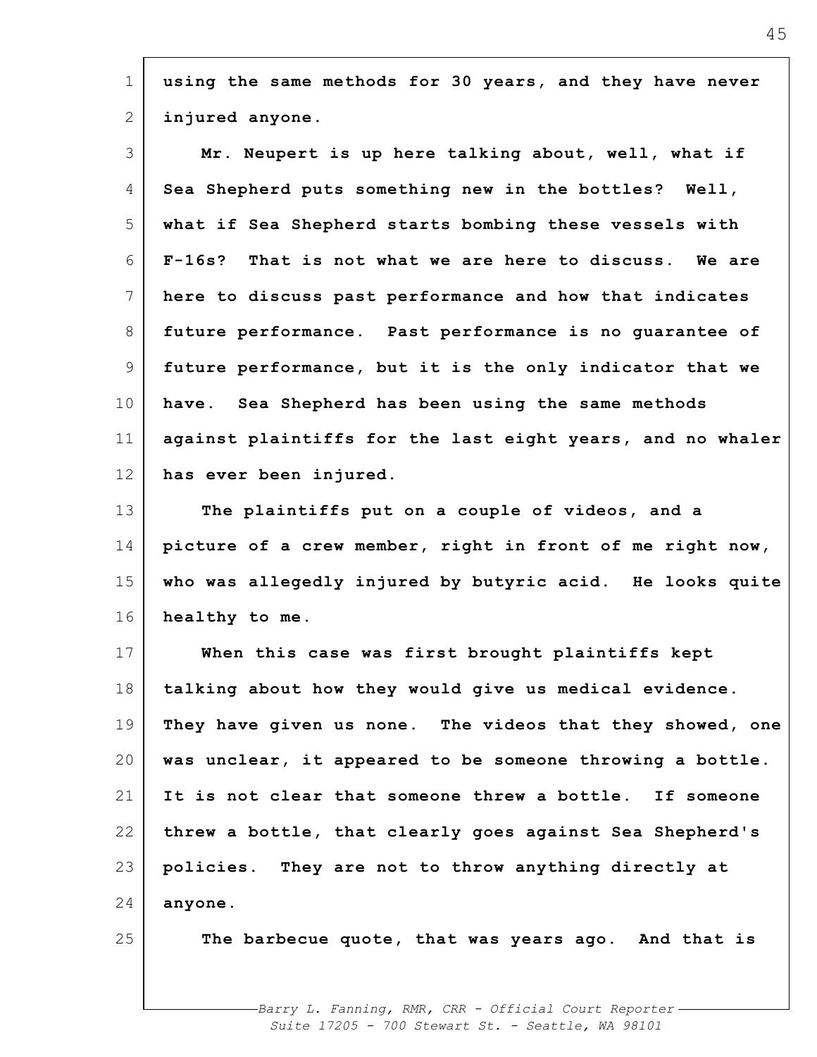using the same methods for 30 years, and they have never injured anyone.

Mr. Neupert is up here talking about, well, what if Sea Shepherd puts something new in the bottles? Well, what if Sea Shepherd starts bombing these vessels with F-16s? That is not what we are here to discuss. We are here to discuss past performance and how that indicates future performance. Past performance is no guarantee of future performance, but it is the only indicator that we have. Sea Shepherd has been using the same methods against plaintiffs for the last eight years, and no whaler has ever been injured.

The plaintiffs put on a couple of videos, and a picture of a crew member, right in front of me right now, who was allegedly injured by butyric acid. He looks quite healthy to me.

When this case was first brought plaintiffs kept talking about how they would give us medical evidence. They have given us none. The videos that they showed, one was unclear, it appeared to be someone throwing a bottle. It is not clear that someone threw a bottle. If someone threw a bottle, that clearly goes against Sea Shepherd's policies. They are not to throw anything directly at anyone.

The barbecue quote, that was years ago. And that is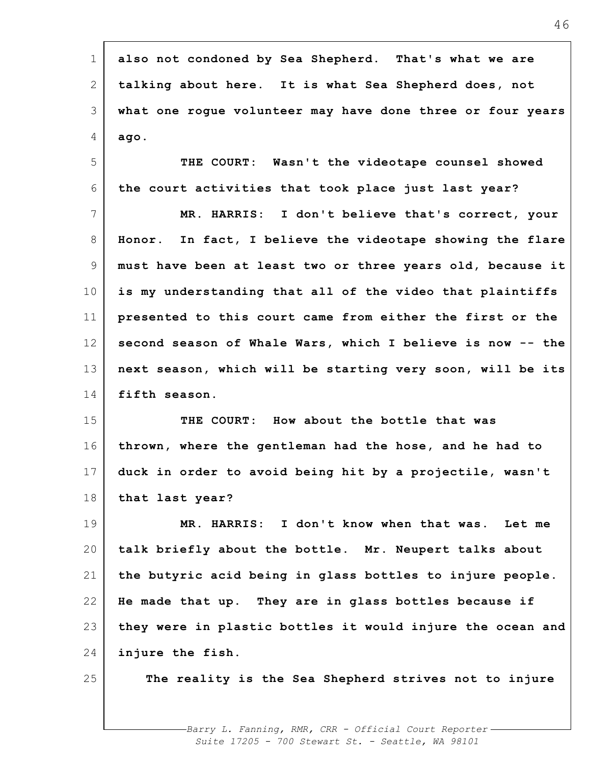also not condoned by Sea Shepherd. That's what we are talking about here. It is what Sea Shepherd does, not what one rogue volunteer may have done three or four years ago.

THE COURT: Wasn't the videotape counsel showed the court activities that took place just last year?

MR. HARRIS: I don't believe that's correct, your Honor. In fact, I believe the videotape showing the flare must have been at least two or three years old, because it is my understanding that all of the video that plaintiffs presented to this court came from either the first or the second season of Whale Wars, which I believe is now -- the next season, which will be starting very soon, will be its fifth season.

THE COURT: How about the bottle that was thrown, where the gentleman had the hose, and he had to duck in order to avoid being hit by a projectile, wasn't that last year?

MR. HARRIS: I don't know when that was. Let me talk briefly about the bottle. Mr. Neupert talks about the butyric acid being in glass bottles to injure people. He made that up. They are in glass bottles because if they were in plastic bottles it would injure the ocean and injure the fish.

The reality is the Sea Shepherd strives not to injure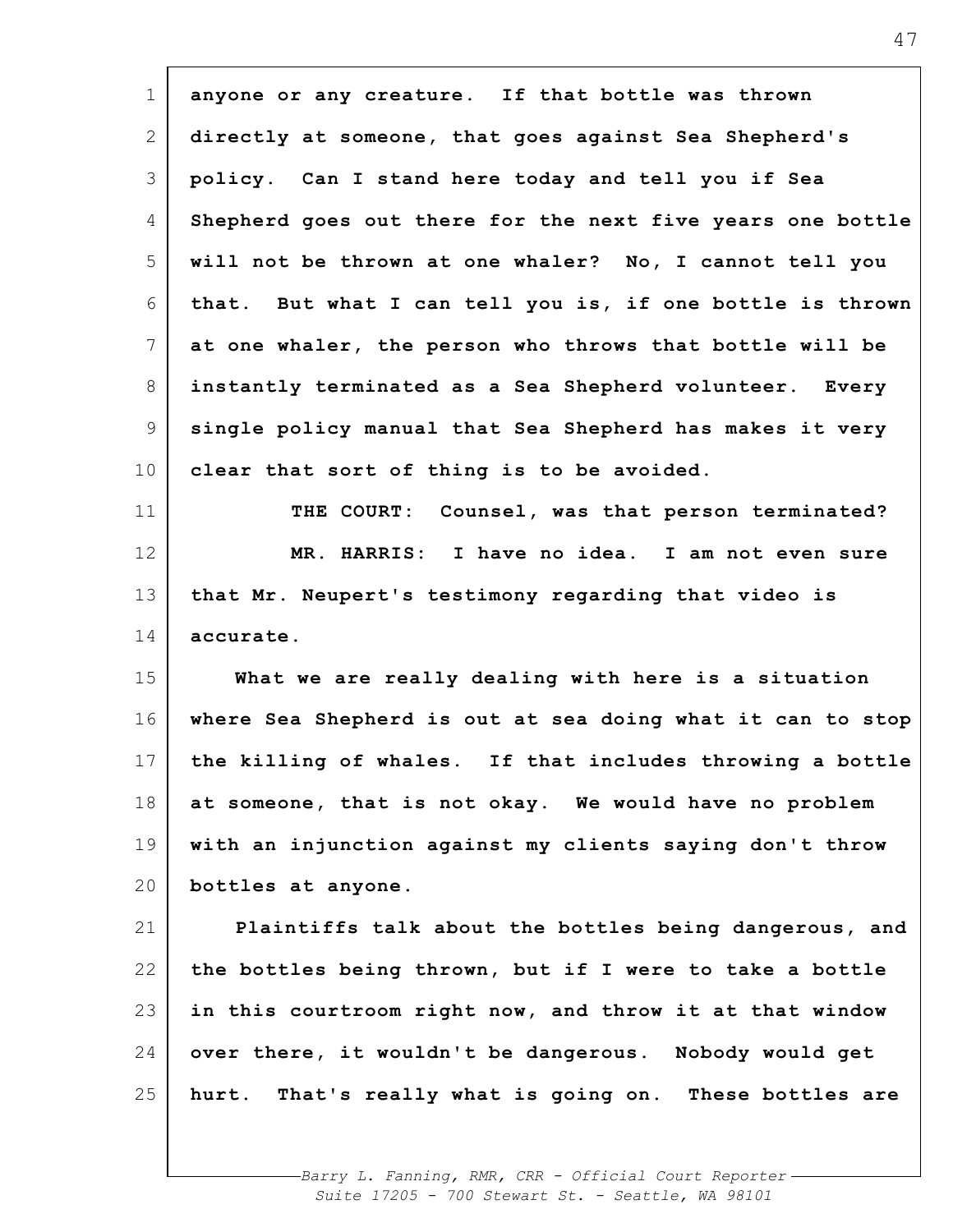anyone or any creature. If that bottle was thrown directly at someone, that goes against Sea Shepherd's policy. Can I stand here today and tell you if Sea Shepherd goes out there for the next five years one bottle will not be thrown at one whaler? No, I cannot tell you that. But what I can tell you is, if one bottle is thrown at one whaler, the person who throws that bottle will be instantly terminated as a Sea Shepherd volunteer. Every single policy manual that Sea Shepherd has makes it very clear that sort of thing is to be avoided.

THE COURT: Counsel, was that person terminated?

MR. HARRIS: I have no idea. I am not even sure that Mr. Neupert's testimony regarding that video is accurate.

What we are really dealing with here is a situation where Sea Shepherd is out at sea doing what it can to stop the killing of whales. If that includes throwing a bottle at someone, that is not okay. We would have no problem with an injunction against my clients saying don't throw bottles at anyone.

Plaintiffs talk about the bottles being dangerous, and the bottles being thrown, but if I were to take a bottle in this courtroom right now, and throw it at that window over there, it wouldn't be dangerous. Nobody would get hurt. That's really what is going on. These bottles are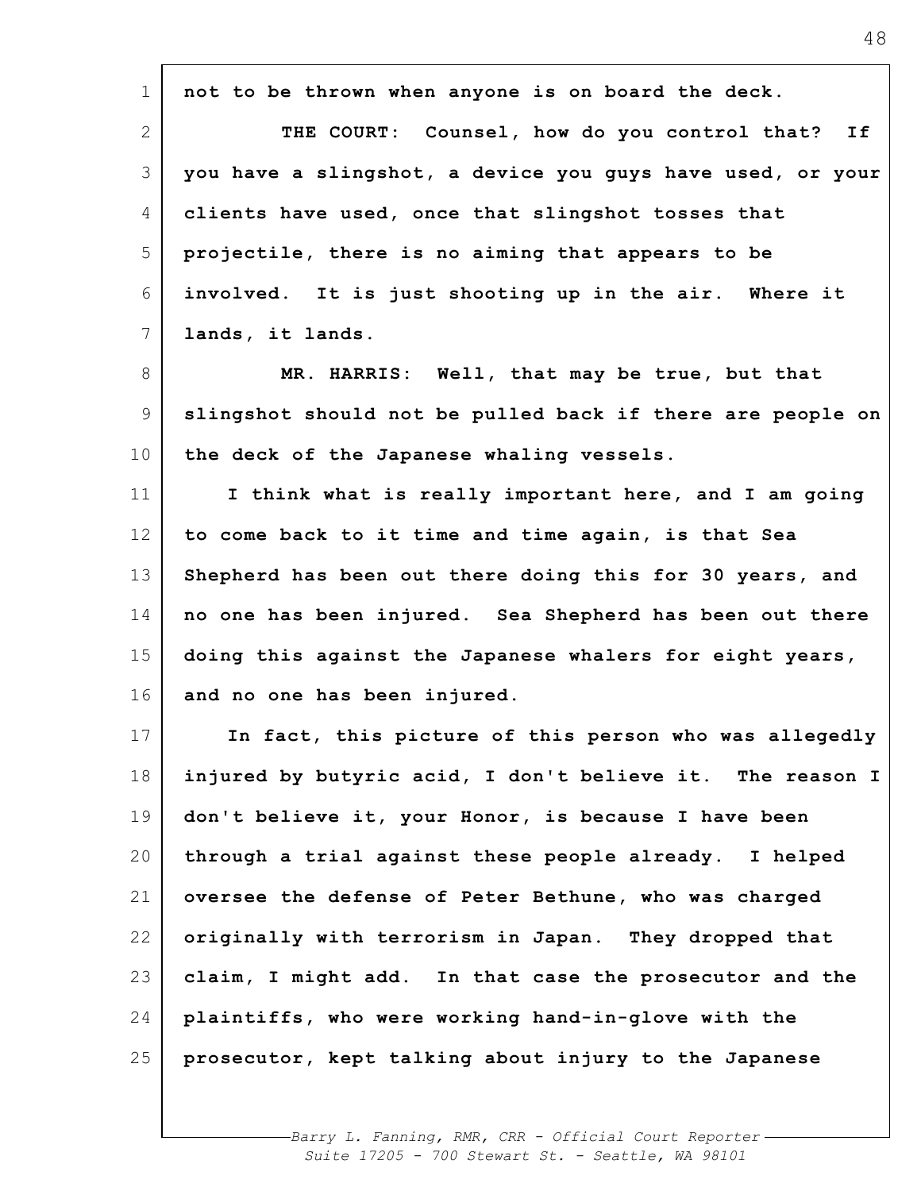not to be thrown when anyone is on board the deck.

THE COURT: Counsel, how do you control that? If you have a slingshot, a device you guys have used, or your clients have used, once that slingshot tosses that projectile, there is no aiming that appears to be involved. It is just shooting up in the air. Where it lands, it lands.

MR. HARRIS: Well, that may be true, but that slingshot should not be pulled back if there are people on the deck of the Japanese whaling vessels.

I think what is really important here, and I am going to come back to it time and time again, is that Sea Shepherd has been out there doing this for 30 years, and no one has been injured. Sea Shepherd has been out there doing this against the Japanese whalers for eight years, and no one has been injured.

In fact, this picture of this person who was allegedly injured by butyric acid, I don't believe it. The reason I don't believe it, your Honor, is because I have been through a trial against these people already. I helped oversee the defense of Peter Bethune, who was charged originally with terrorism in Japan. They dropped that claim, I might add. In that case the prosecutor and the plaintiffs, who were working hand-in-glove with the prosecutor, kept talking about injury to the Japanese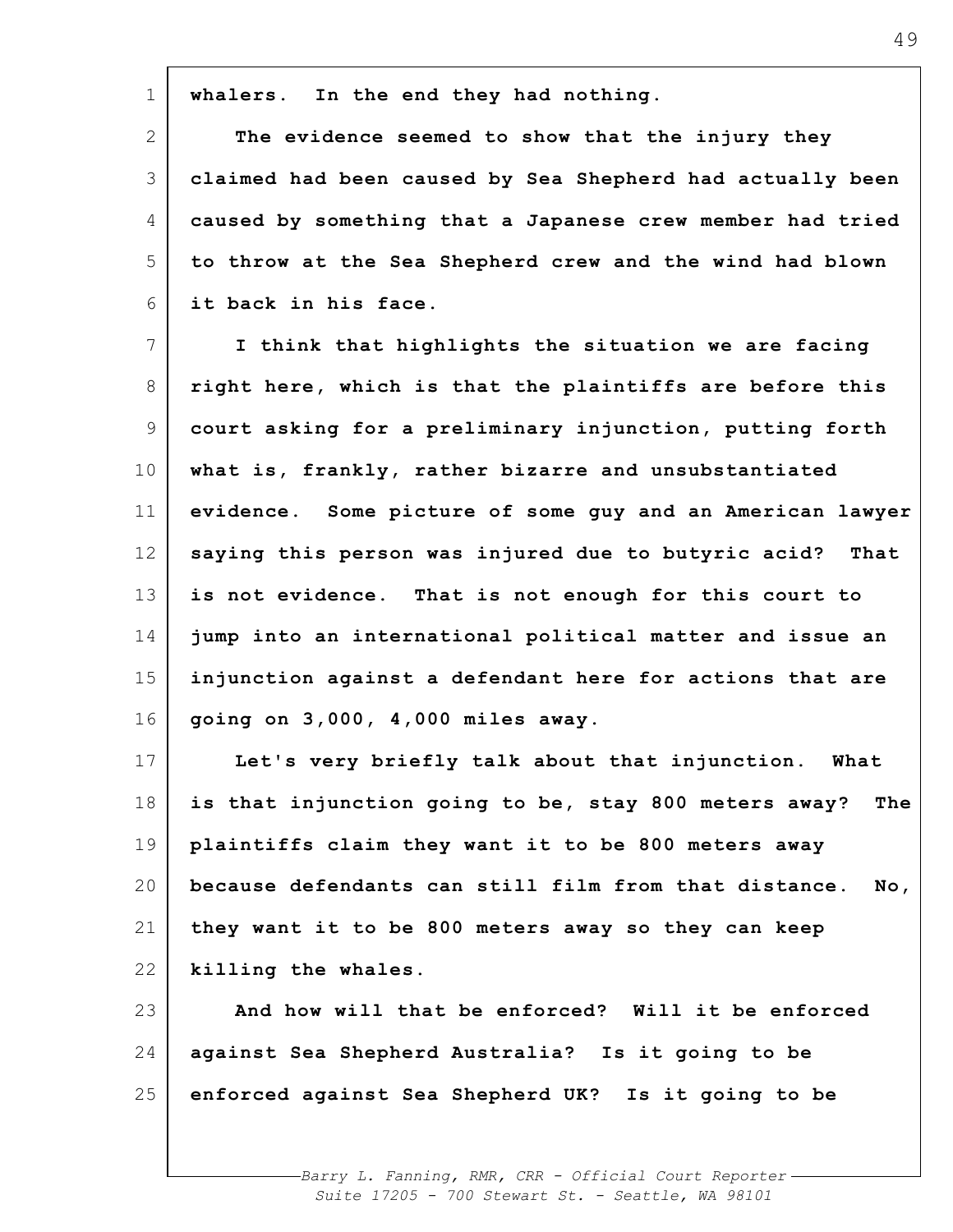whalers. In the end they had nothing.

The evidence seemed to show that the injury they claimed had been caused by Sea Shepherd had actually been caused by something that a Japanese crew member had tried to throw at the Sea Shepherd crew and the wind had blown it back in his face.

I think that highlights the situation we are facing right here, which is that the plaintiffs are before this court asking for a preliminary injunction, putting forth what is, frankly, rather bizarre and unsubstantiated evidence. Some picture of some guy and an American lawyer saying this person was injured due to butyric acid? That is not evidence. That is not enough for this court to jump into an international political matter and issue an injunction against a defendant here for actions that are going on 3,000, 4,000 miles away.

Let's very briefly talk about that injunction. What is that injunction going to be, stay 800 meters away? The plaintiffs claim they want it to be 800 meters away because defendants can still film from that distance. No, they want it to be 800 meters away so they can keep killing the whales.

And how will that be enforced? Will it be enforced against Sea Shepherd Australia? Is it going to be enforced against Sea Shepherd UK? Is it going to be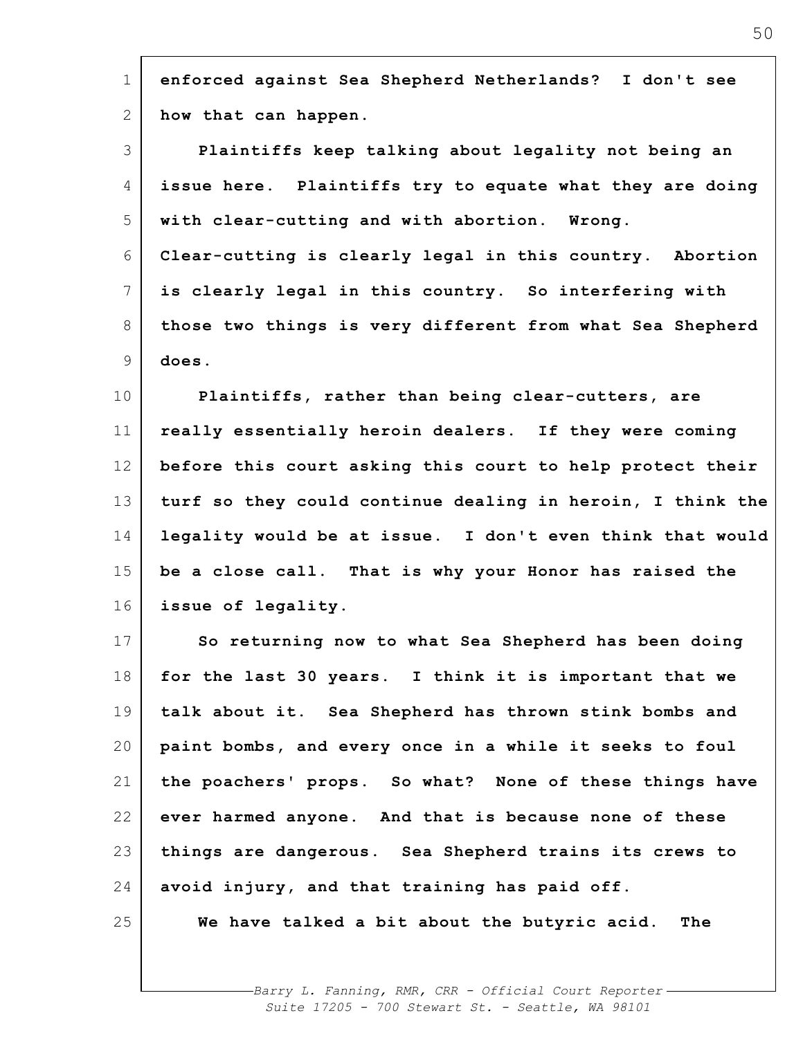enforced against Sea Shepherd Netherlands? I don't see how that can happen.

Plaintiffs keep talking about legality not being an issue here. Plaintiffs try to equate what they are doing with clear-cutting and with abortion. Wrong. Clear-cutting is clearly legal in this country. Abortion is clearly legal in this country. So interfering with those two things is very different from what Sea Shepherd does.

Plaintiffs, rather than being clear-cutters, are really essentially heroin dealers. If they were coming before this court asking this court to help protect their turf so they could continue dealing in heroin, I think the legality would be at issue. I don't even think that would be a close call. That is why your Honor has raised the issue of legality.

So returning now to what Sea Shepherd has been doing for the last 30 years. I think it is important that we talk about it. Sea Shepherd has thrown stink bombs and paint bombs, and every once in a while it seeks to foul the poachers' props. So what? None of these things have ever harmed anyone. And that is because none of these things are dangerous. Sea Shepherd trains its crews to avoid injury, and that training has paid off.

We have talked a bit about the butyric acid. The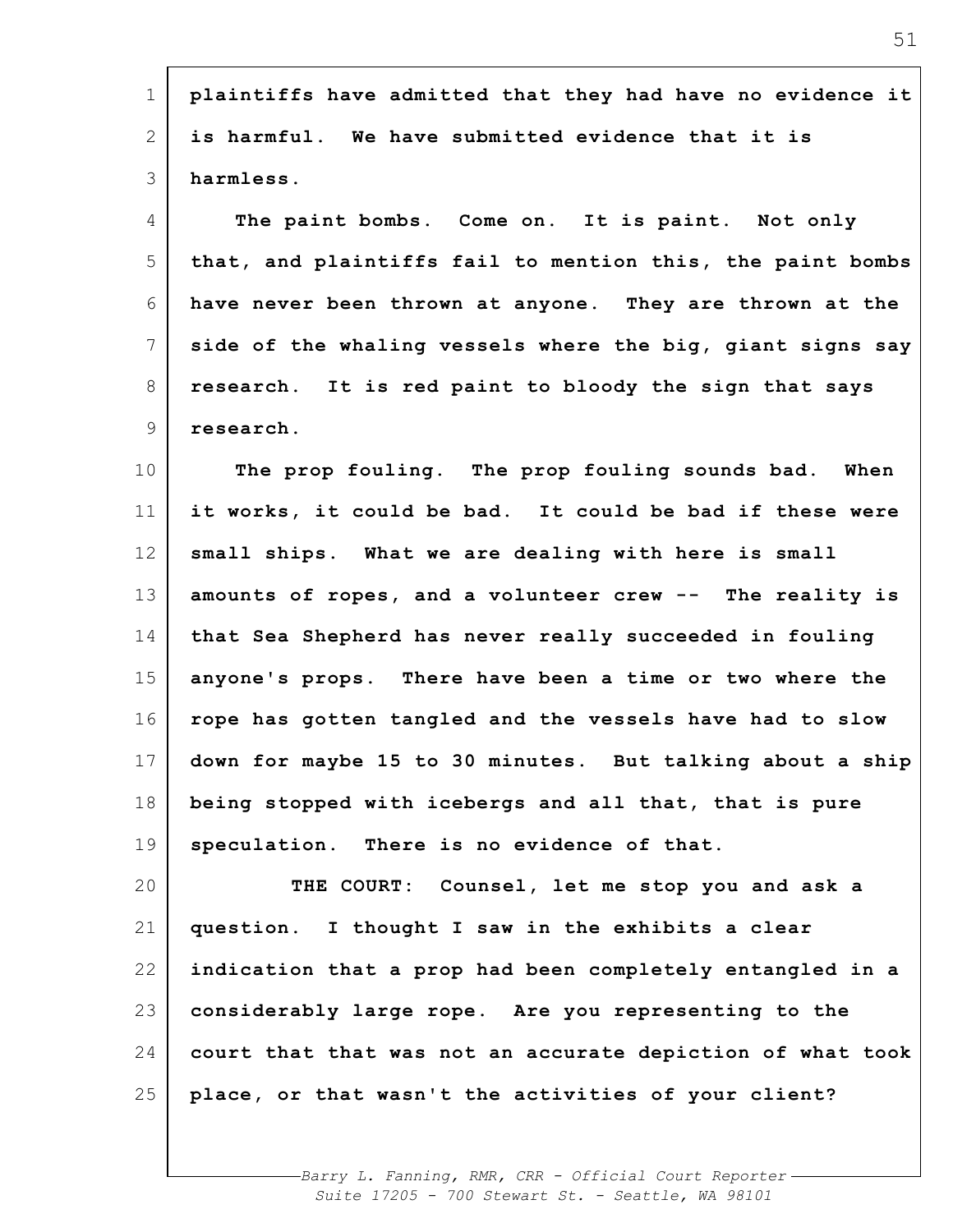plaintiffs have admitted that they had have no evidence it is harmful. We have submitted evidence that it is harmless.

The paint bombs. Come on. It is paint. Not only that, and plaintiffs fail to mention this, the paint bombs have never been thrown at anyone. They are thrown at the side of the whaling vessels where the big, giant signs say research. It is red paint to bloody the sign that says research.

The prop fouling. The prop fouling sounds bad. When it works, it could be bad. It could be bad if these were small ships. What we are dealing with here is small amounts of ropes, and a volunteer crew -- The reality is that Sea Shepherd has never really succeeded in fouling anyone's props. There have been a time or two where the rope has gotten tangled and the vessels have had to slow down for maybe 15 to 30 minutes. But talking about a ship being stopped with icebergs and all that, that is pure speculation. There is no evidence of that.

THE COURT: Counsel, let me stop you and ask a question. I thought I saw in the exhibits a clear indication that a prop had been completely entangled in a considerably large rope. Are you representing to the court that that was not an accurate depiction of what took place, or that wasn't the activities of your client?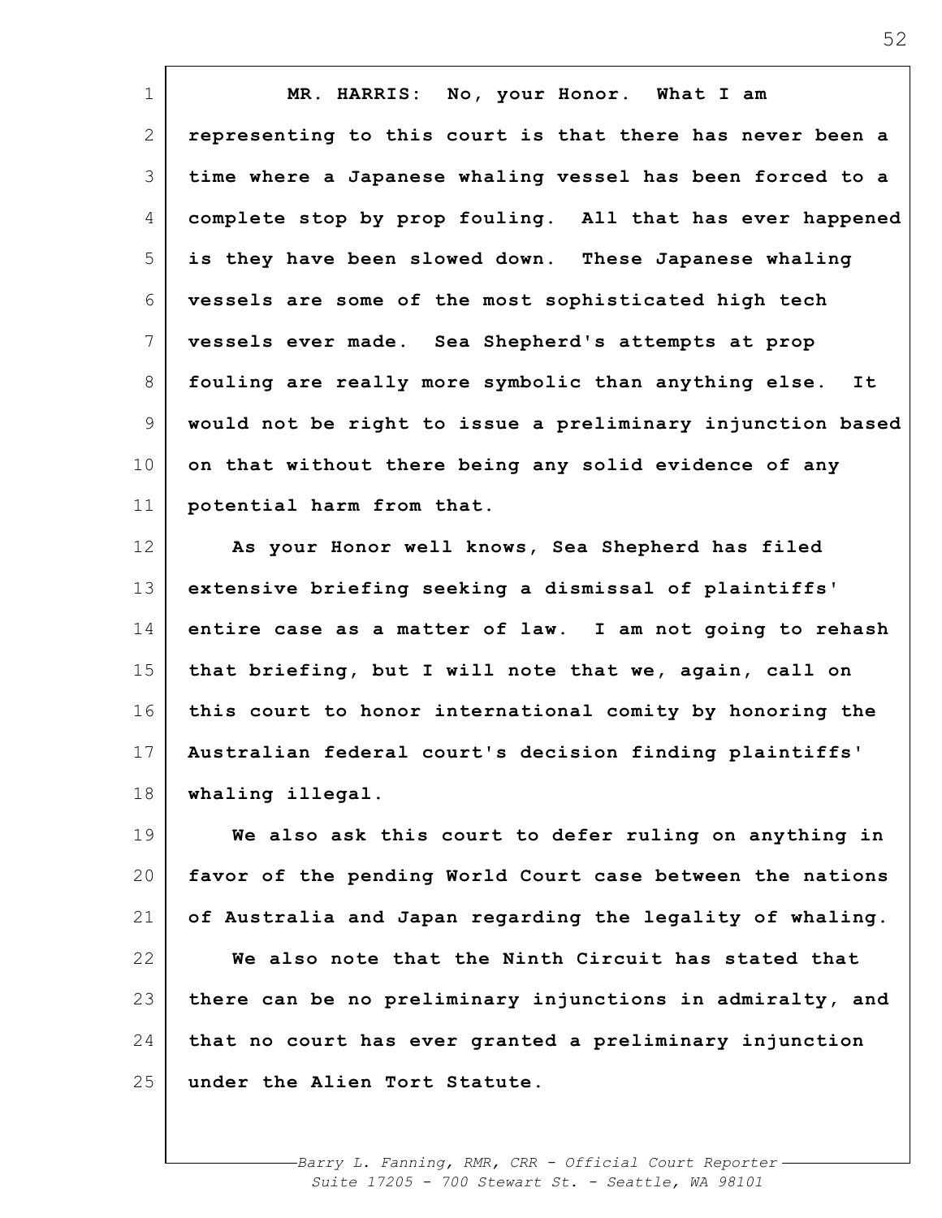MR. HARRIS: No, your Honor. What I am representing to this court is that there has never been a time where a Japanese whaling vessel has been forced to a complete stop by prop fouling. All that has ever happened is they have been slowed down. These Japanese whaling vessels are some of the most sophisticated high tech vessels ever made. Sea Shepherd's attempts at prop fouling are really more symbolic than anything else. It would not be right to issue a preliminary injunction based on that without there being any solid evidence of any potential harm from that.

As your Honor well knows, Sea Shepherd has filed extensive briefing seeking a dismissal of plaintiffs' entire case as a matter of law. I am not going to rehash that briefing, but I will note that we, again, call on this court to honor international comity by honoring the Australian federal court's decision finding plaintiffs' whaling illegal.

We also ask this court to defer ruling on anything in favor of the pending World Court case between the nations of Australia and Japan regarding the legality of whaling.

We also note that the Ninth Circuit has stated that there can be no preliminary injunctions in admiralty, and that no court has ever granted a preliminary injunction under the Alien Tort Statute.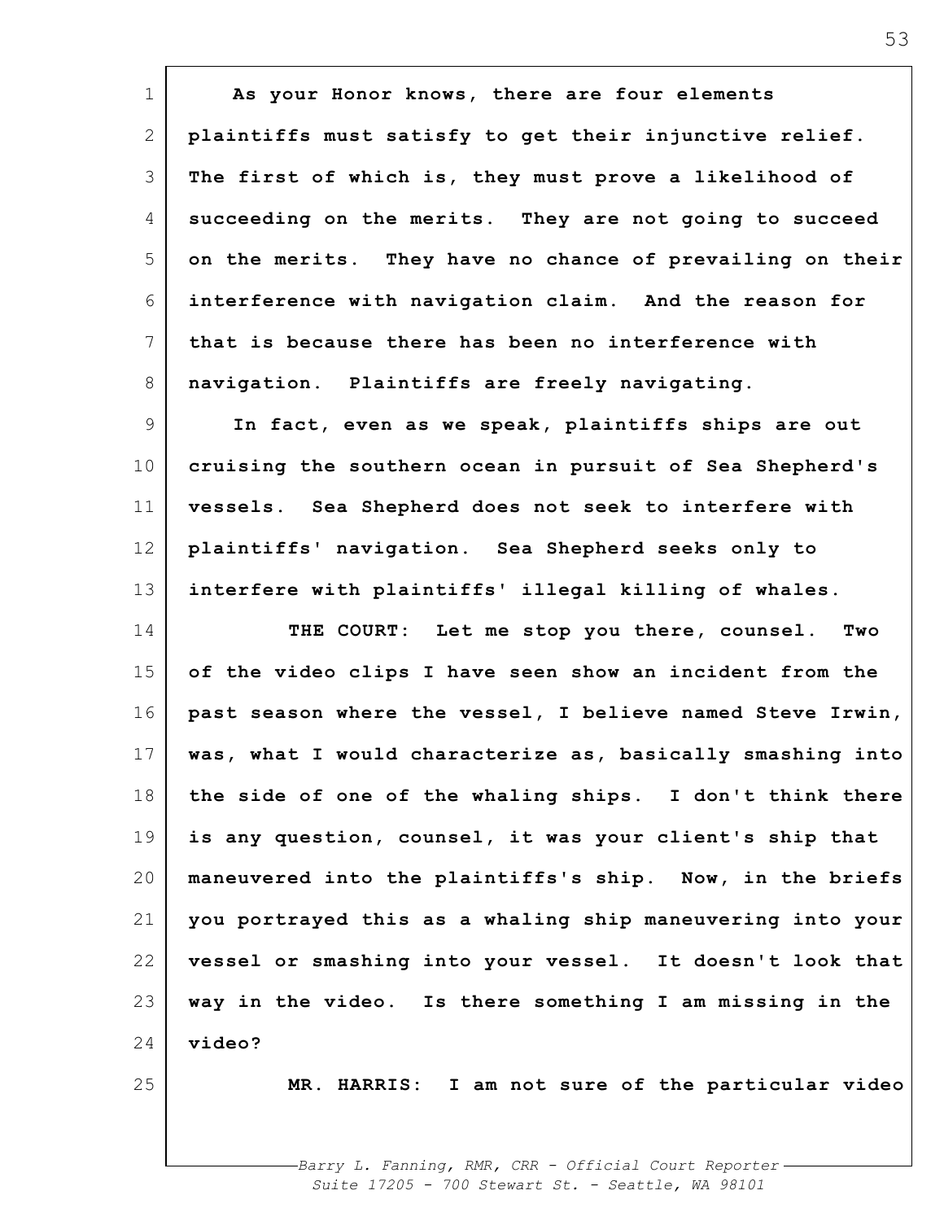As your Honor knows, there are four elements plaintiffs must satisfy to get their injunctive relief. The first of which is, they must prove a likelihood of succeeding on the merits. They are not going to succeed on the merits. They have no chance of prevailing on their interference with navigation claim. And the reason for that is because there has been no interference with navigation. Plaintiffs are freely navigating.

In fact, even as we speak, plaintiffs ships are out cruising the southern ocean in pursuit of Sea Shepherd's vessels. Sea Shepherd does not seek to interfere with plaintiffs' navigation. Sea Shepherd seeks only to interfere with plaintiffs' illegal killing of whales.

THE COURT: Let me stop you there, counsel. Two of the video clips I have seen show an incident from the past season where the vessel, I believe named Steve Irwin, was, what I would characterize as, basically smashing into the side of one of the whaling ships. I don't think there is any question, counsel, it was your client's ship that maneuvered into the plaintiffs's ship. Now, in the briefs you portrayed this as a whaling ship maneuvering into your vessel or smashing into your vessel. It doesn't look that way in the video. Is there something I am missing in the video?

MR. HARRIS: I am not sure of the particular video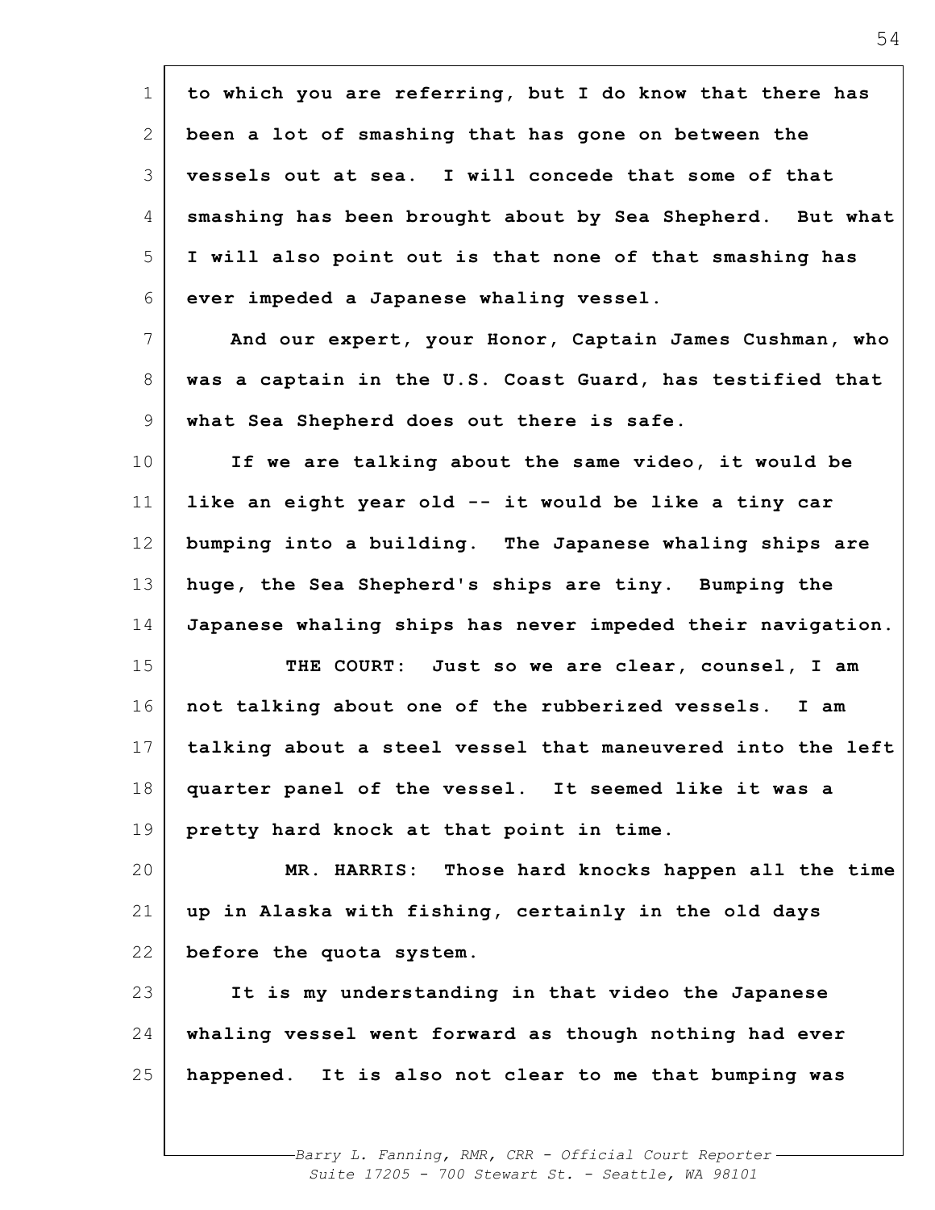to which you are referring, but I do know that there has been a lot of smashing that has gone on between the vessels out at sea. I will concede that some of that smashing has been brought about by Sea Shepherd. But what I will also point out is that none of that smashing has ever impeded a Japanese whaling vessel.

And our expert, your Honor, Captain James Cushman, who was a captain in the U.S. Coast Guard, has testified that what Sea Shepherd does out there is safe.

If we are talking about the same video, it would be like an eight year old -- it would be like a tiny car bumping into a building. The Japanese whaling ships are huge, the Sea Shepherd's ships are tiny. Bumping the Japanese whaling ships has never impeded their navigation.

THE COURT: Just so we are clear, counsel, I am not talking about one of the rubberized vessels. I am talking about a steel vessel that maneuvered into the left quarter panel of the vessel. It seemed like it was a pretty hard knock at that point in time.

MR. HARRIS: Those hard knocks happen all the time up in Alaska with fishing, certainly in the old days before the quota system.

It is my understanding in that video the Japanese whaling vessel went forward as though nothing had ever happened. It is also not clear to me that bumping was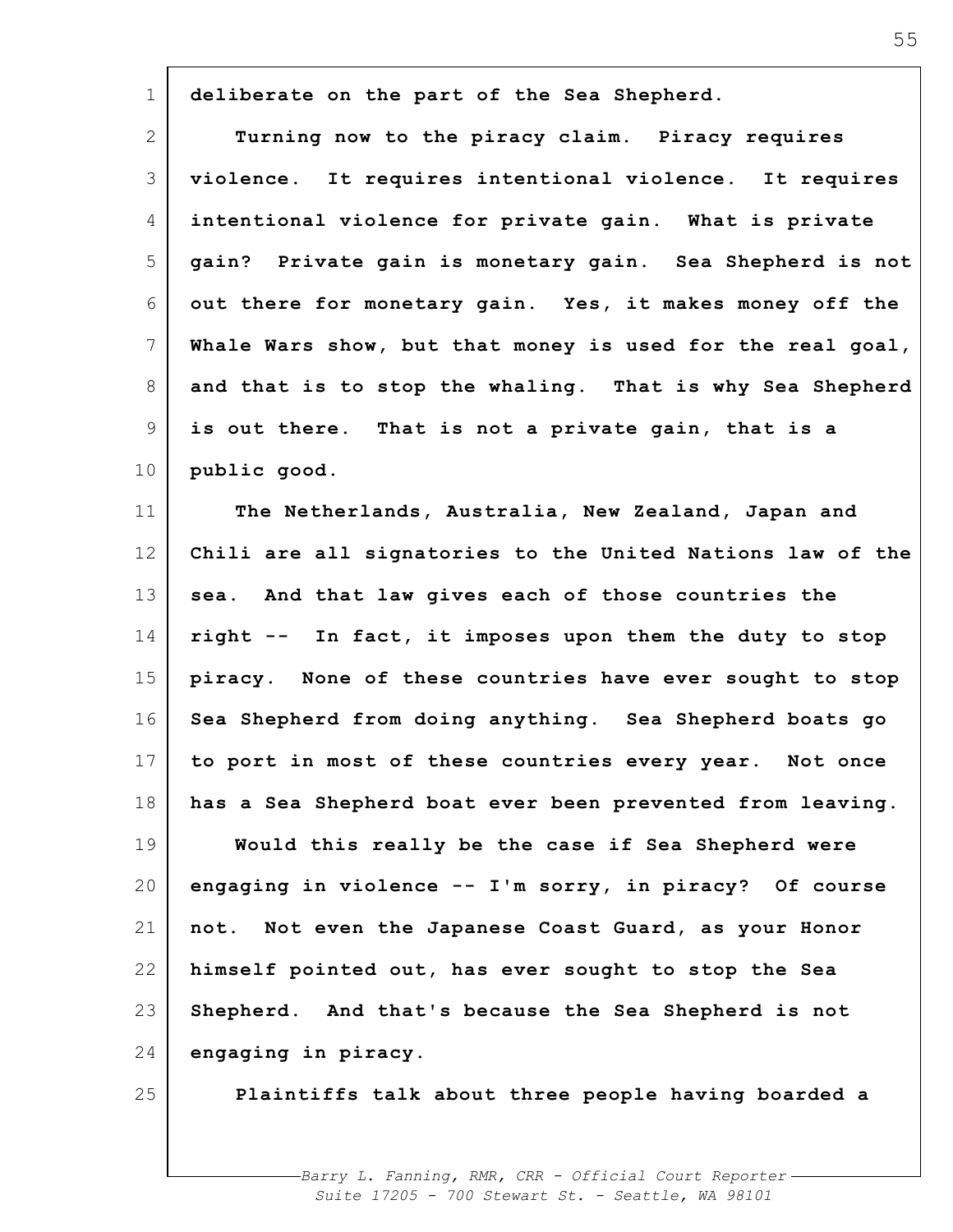deliberate on the part of the Sea Shepherd.

Turning now to the piracy claim. Piracy requires violence. It requires intentional violence. It requires intentional violence for private gain. What is private gain? Private gain is monetary gain. Sea Shepherd is not out there for monetary gain. Yes, it makes money off the Whale Wars show, but that money is used for the real goal, and that is to stop the whaling. That is why Sea Shepherd is out there. That is not a private gain, that is a public good.

The Netherlands, Australia, New Zealand, Japan and Chili are all signatories to the United Nations law of the sea. And that law gives each of those countries the right -- In fact, it imposes upon them the duty to stop piracy. None of these countries have ever sought to stop Sea Shepherd from doing anything. Sea Shepherd boats go to port in most of these countries every year. Not once has a Sea Shepherd boat ever been prevented from leaving.

Would this really be the case if Sea Shepherd were engaging in violence -- I'm sorry, in piracy? Of course not. Not even the Japanese Coast Guard, as your Honor himself pointed out, has ever sought to stop the Sea Shepherd. And that's because the Sea Shepherd is not engaging in piracy.

Plaintiffs talk about three people having boarded a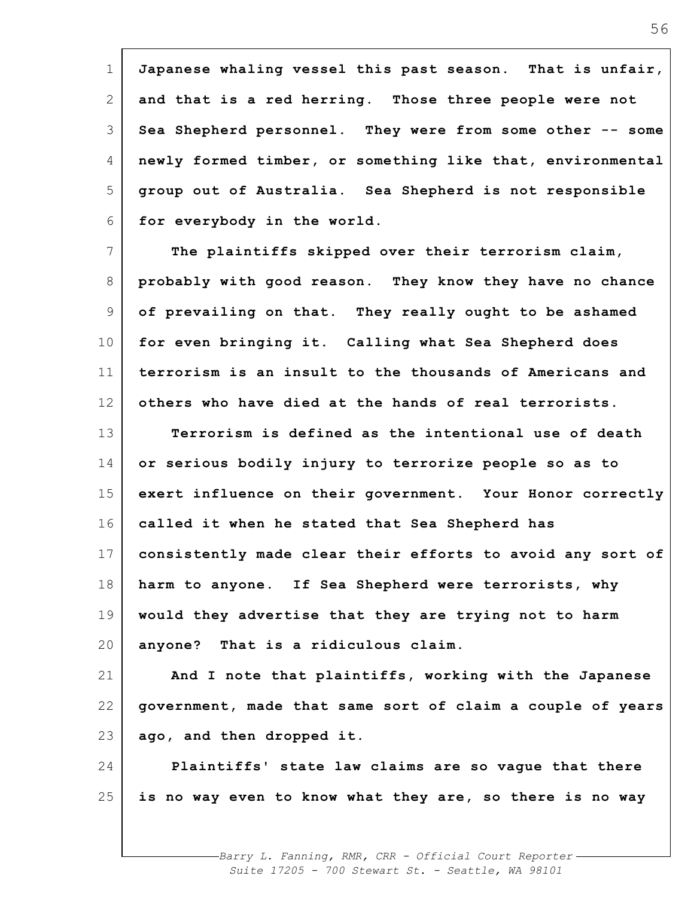Japanese whaling vessel this past season. That is unfair, and that is a red herring. Those three people were not Sea Shepherd personnel. They were from some other -- some newly formed timber, or something like that, environmental group out of Australia. Sea Shepherd is not responsible for everybody in the world.

The plaintiffs skipped over their terrorism claim, probably with good reason. They know they have no chance of prevailing on that. They really ought to be ashamed for even bringing it. Calling what Sea Shepherd does terrorism is an insult to the thousands of Americans and others who have died at the hands of real terrorists.

Terrorism is defined as the intentional use of death or serious bodily injury to terrorize people so as to exert influence on their government. Your Honor correctly called it when he stated that Sea Shepherd has consistently made clear their efforts to avoid any sort of harm to anyone. If Sea Shepherd were terrorists, why would they advertise that they are trying not to harm anyone? That is a ridiculous claim.

And I note that plaintiffs, working with the Japanese government, made that same sort of claim a couple of years ago, and then dropped it.

Plaintiffs' state law claims are so vague that there is no way even to know what they are, so there is no way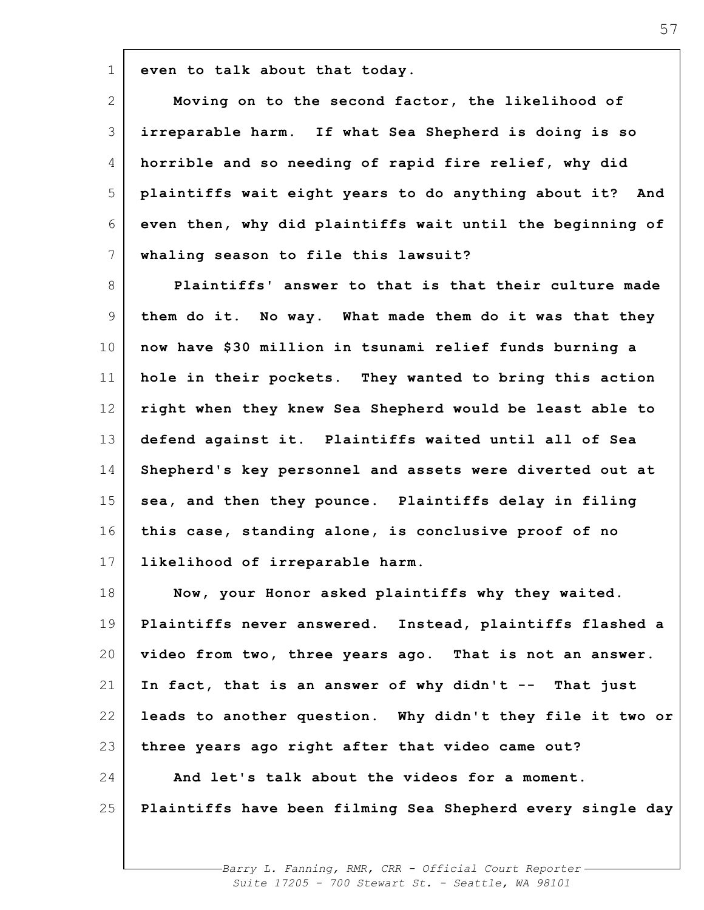even to talk about that today.

Moving on to the second factor, the likelihood of irreparable harm. If what Sea Shepherd is doing is so horrible and so needing of rapid fire relief, why did plaintiffs wait eight years to do anything about it? And even then, why did plaintiffs wait until the beginning of whaling season to file this lawsuit?

Plaintiffs' answer to that is that their culture made them do it. No way. What made them do it was that they now have $30 million in tsunami relief funds burning a hole in their pockets. They wanted to bring this action right when they knew Sea Shepherd would be least able to defend against it. Plaintiffs waited until all of Sea Shepherd's key personnel and assets were diverted out at sea, and then they pounce. Plaintiffs delay in filing this case, standing alone, is conclusive proof of no likelihood of irreparable harm.

Now, your Honor asked plaintiffs why they waited. Plaintiffs never answered. Instead, plaintiffs flashed a video from two, three years ago. That is not an answer. In fact, that is an answer of why didn't -- That just leads to another question. Why didn't they file it two or three years ago right after that video came out?

And let's talk about the videos for a moment. Plaintiffs have been filming Sea Shepherd every single day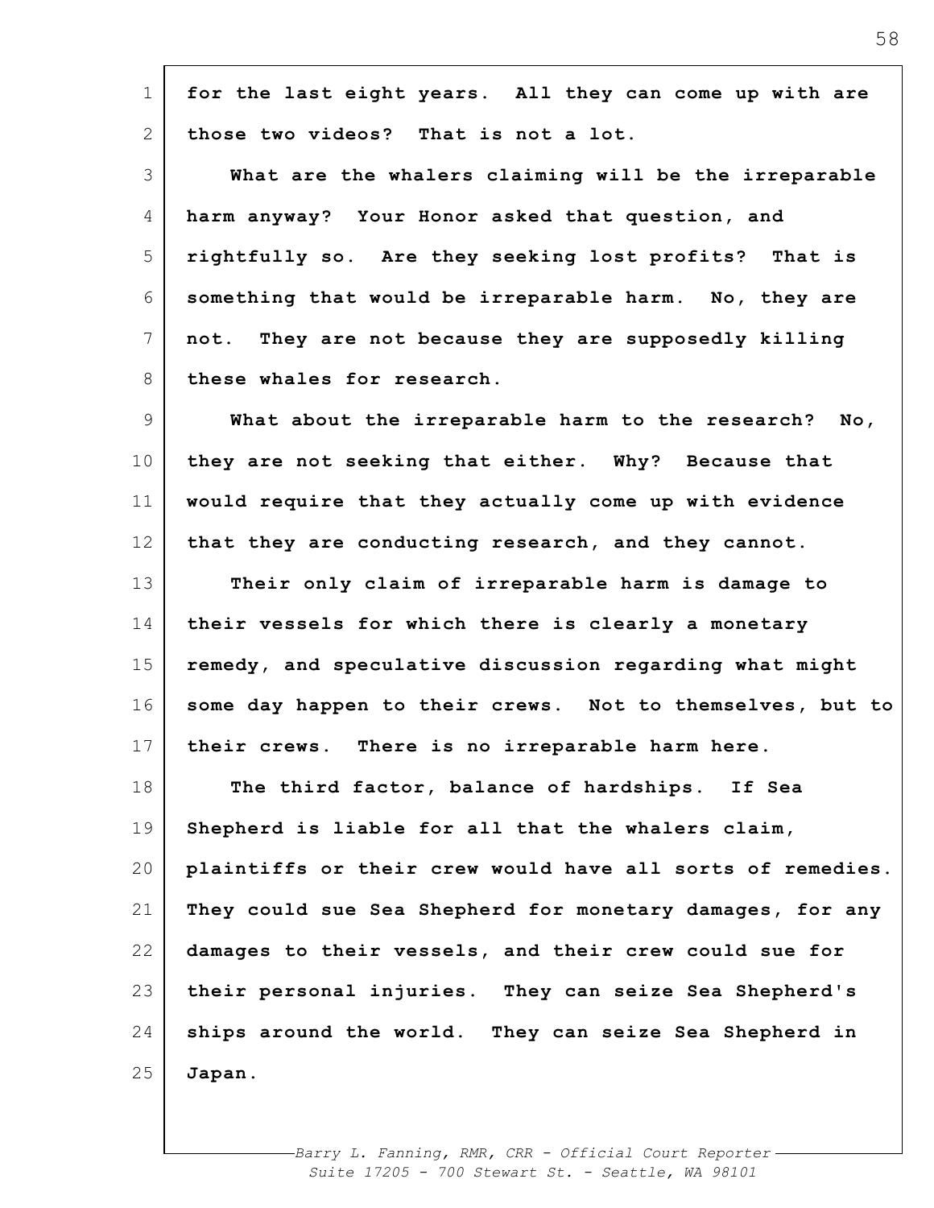for the last eight years. All they can come up with are those two videos? That is not a lot.

What are the whalers claiming will be the irreparable harm anyway? Your Honor asked that question, and rightfully so. Are they seeking lost profits? That is something that would be irreparable harm. No, they are not. They are not because they are supposedly killing these whales for research.

What about the irreparable harm to the research? No, they are not seeking that either. Why? Because that would require that they actually come up with evidence that they are conducting research, and they cannot.

Their only claim of irreparable harm is damage to their vessels for which there is clearly a monetary remedy, and speculative discussion regarding what might some day happen to their crews. Not to themselves, but to their crews. There is no irreparable harm here.

The third factor, balance of hardships. If Sea Shepherd is liable for all that the whalers claim, plaintiffs or their crew would have all sorts of remedies. They could sue Sea Shepherd for monetary damages, for any damages to their vessels, and their crew could sue for their personal injuries. They can seize Sea Shepherd's ships around the world. They can seize Sea Shepherd in Japan.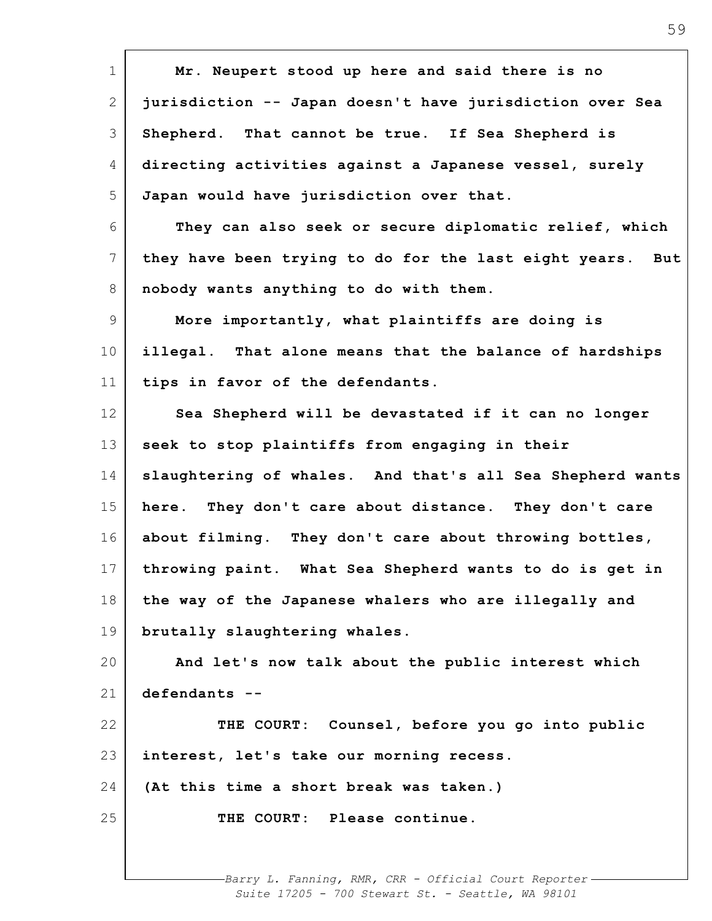Mr. Neupert stood up here and said there is no jurisdiction -- Japan doesn't have jurisdiction over Sea Shepherd. That cannot be true. If Sea Shepherd is directing activities against a Japanese vessel, surely Japan would have jurisdiction over that.

They can also seek or secure diplomatic relief, which they have been trying to do for the last eight years. But nobody wants anything to do with them.

More importantly, what plaintiffs are doing is illegal. That alone means that the balance of hardships tips in favor of the defendants.

Sea Shepherd will be devastated if it can no longer seek to stop plaintiffs from engaging in their slaughtering of whales. And that's all Sea Shepherd wants here. They don't care about distance. They don't care about filming. They don't care about throwing bottles, throwing paint. What Sea Shepherd wants to do is get in the way of the Japanese whalers who are illegally and brutally slaughtering whales.

And let's now talk about the public interest which defendants --

THE COURT: Counsel, before you go into public interest, let's take our morning recess.

(At this time a short break was taken.)

THE COURT: Please continue.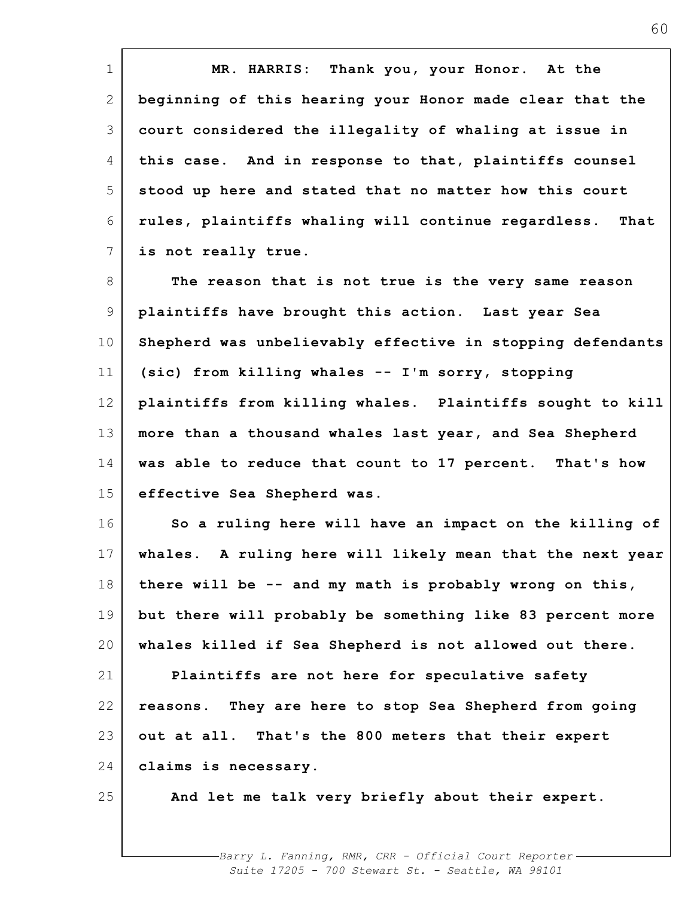MR. HARRIS: Thank you, your Honor. At the beginning of this hearing your Honor made clear that the court considered the illegality of whaling at issue in this case. And in response to that, plaintiffs counsel stood up here and stated that no matter how this court rules, plaintiffs whaling will continue regardless. That is not really true.

The reason that is not true is the very same reason plaintiffs have brought this action. Last year Sea Shepherd was unbelievably effective in stopping defendants (sic) from killing whales -- I'm sorry, stopping plaintiffs from killing whales. Plaintiffs sought to kill more than a thousand whales last year, and Sea Shepherd was able to reduce that count to 17 percent. That's how effective Sea Shepherd was.

So a ruling here will have an impact on the killing of whales. A ruling here will likely mean that the next year there will be -- and my math is probably wrong on this, but there will probably be something like 83 percent more whales killed if Sea Shepherd is not allowed out there.

Plaintiffs are not here for speculative safety reasons. They are here to stop Sea Shepherd from going out at all. That's the 800 meters that their expert claims is necessary.

And let me talk very briefly about their expert.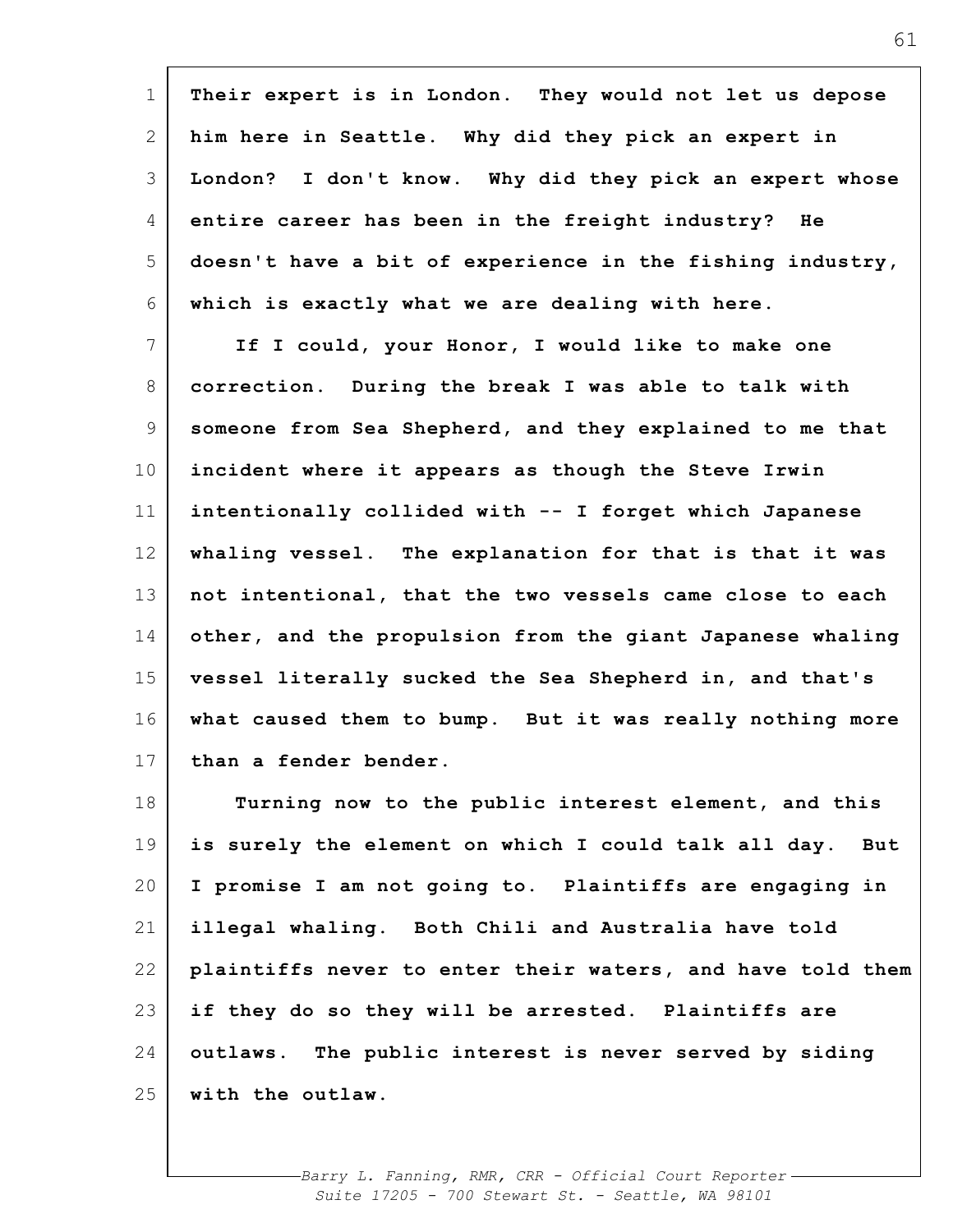Their expert is in London. They would not let us depose him here in Seattle. Why did they pick an expert in London? I don't know. Why did they pick an expert whose entire career has been in the freight industry? He doesn't have a bit of experience in the fishing industry, which is exactly what we are dealing with here.

If I could, your Honor, I would like to make one correction. During the break I was able to talk with someone from Sea Shepherd, and they explained to me that incident where it appears as though the Steve Irwin intentionally collided with -- I forget which Japanese whaling vessel. The explanation for that is that it was not intentional, that the two vessels came close to each other, and the propulsion from the giant Japanese whaling vessel literally sucked the Sea Shepherd in, and that's what caused them to bump. But it was really nothing more than a fender bender.

Turning now to the public interest element, and this is surely the element on which I could talk all day. But I promise I am not going to. Plaintiffs are engaging in illegal whaling. Both Chili and Australia have told plaintiffs never to enter their waters, and have told them if they do so they will be arrested. Plaintiffs are outlaws. The public interest is never served by siding with the outlaw.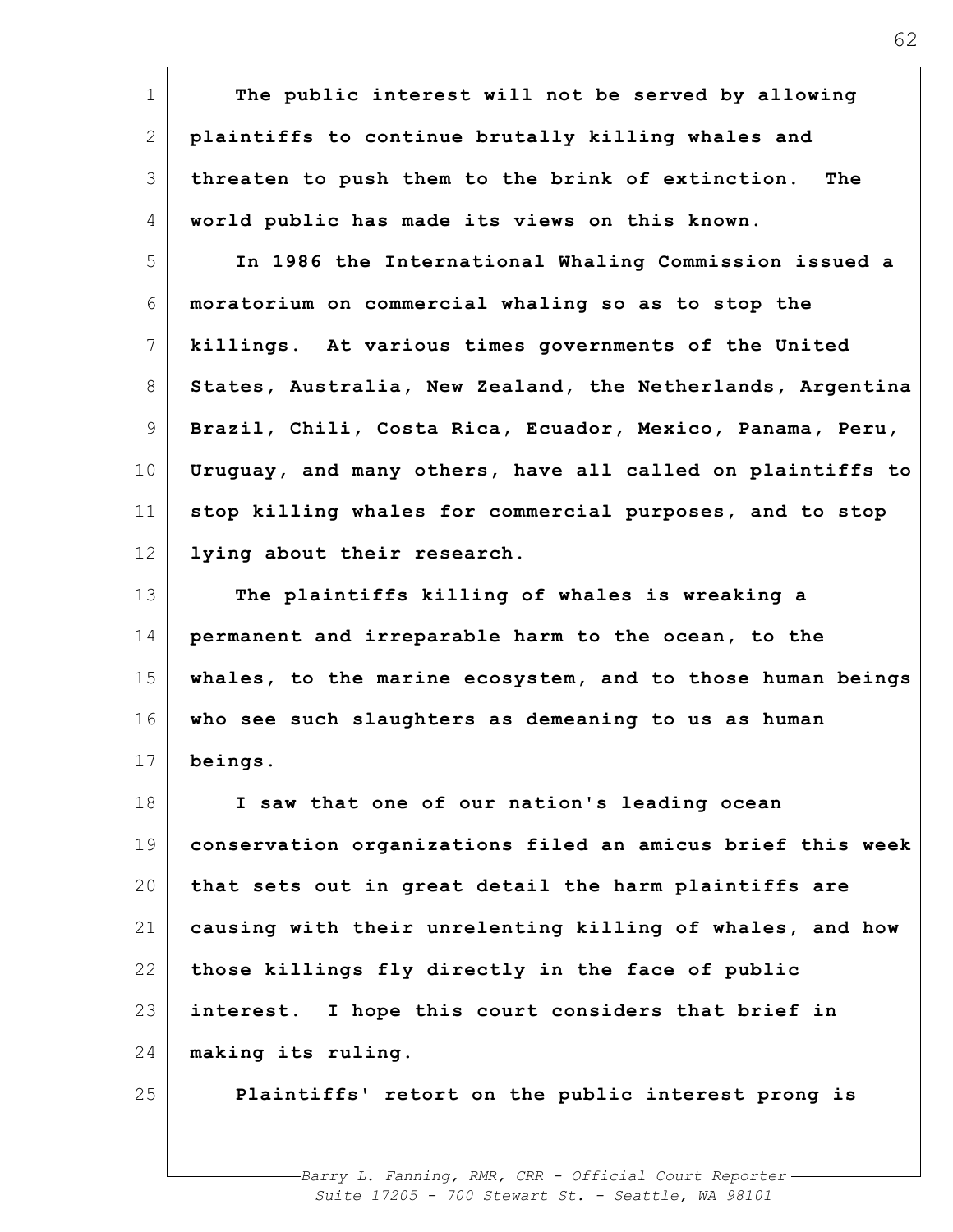The public interest will not be served by allowing plaintiffs to continue brutally killing whales and threaten to push them to the brink of extinction. The world public has made its views on this known.

In 1986 the International Whaling Commission issued a moratorium on commercial whaling so as to stop the killings. At various times governments of the United States, Australia, New Zealand, the Netherlands, Argentina Brazil, Chili, Costa Rica, Ecuador, Mexico, Panama, Peru, Uruguay, and many others, have all called on plaintiffs to stop killing whales for commercial purposes, and to stop lying about their research.

The plaintiffs killing of whales is wreaking a permanent and irreparable harm to the ocean, to the whales, to the marine ecosystem, and to those human beings who see such slaughters as demeaning to us as human beings.

I saw that one of our nation's leading ocean conservation organizations filed an amicus brief this week that sets out in great detail the harm plaintiffs are causing with their unrelenting killing of whales, and how those killings fly directly in the face of public interest. I hope this court considers that brief in making its ruling.

Plaintiffs' retort on the public interest prong is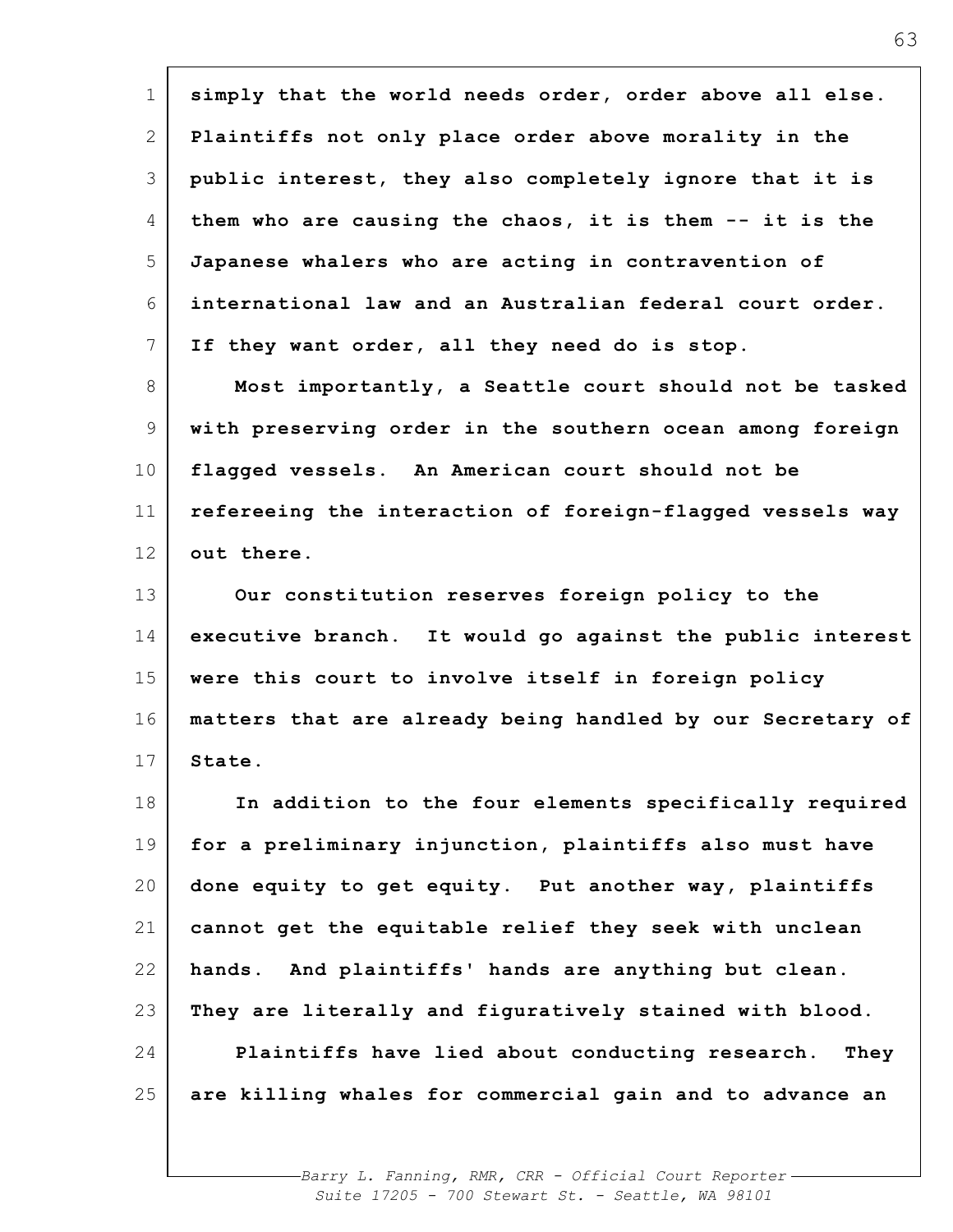**simply that the world needs order, order above all else. Plaintiffs not only place order above morality in the public interest, they also completely ignore that it is them who are causing the chaos, it is them -- it is the Japanese whalers who are acting in contravention of international law and an Australian federal court order. If they want order, all they need do is stop.**

**Most importantly, a Seattle court should not be tasked with preserving order in the southern ocean among foreign flagged vessels. An American court should not be refereeing the interaction of foreign-flagged vessels way out there.**

**Our constitution reserves foreign policy to the executive branch. It would go against the public interest were this court to involve itself in foreign policy matters that are already being handled by our Secretary of State.**

**In addition to the four elements specifically required for a preliminary injunction, plaintiffs also must have done equity to get equity. Put another way, plaintiffs cannot get the equitable relief they seek with unclean hands. And plaintiffs' hands are anything but clean. They are literally and figuratively stained with blood.**

**Plaintiffs have lied about conducting research. They are killing whales for commercial gain and to advance an**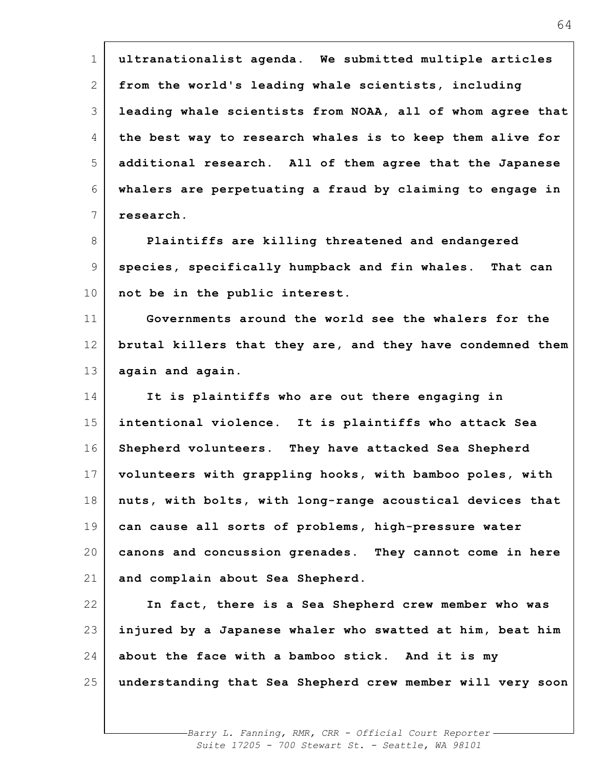ultranationalist agenda. We submitted multiple articles from the world's leading whale scientists, including leading whale scientists from NOAA, all of whom agree that the best way to research whales is to keep them alive for additional research. All of them agree that the Japanese whalers are perpetuating a fraud by claiming to engage in research.

Plaintiffs are killing threatened and endangered species, specifically humpback and fin whales. That can not be in the public interest.

Governments around the world see the whalers for the brutal killers that they are, and they have condemned them again and again.

It is plaintiffs who are out there engaging in intentional violence. It is plaintiffs who attack Sea Shepherd volunteers. They have attacked Sea Shepherd volunteers with grappling hooks, with bamboo poles, with nuts, with bolts, with long-range acoustical devices that can cause all sorts of problems, high-pressure water canons and concussion grenades. They cannot come in here and complain about Sea Shepherd.

In fact, there is a Sea Shepherd crew member who was injured by a Japanese whaler who swatted at him, beat him about the face with a bamboo stick. And it is my understanding that Sea Shepherd crew member will very soon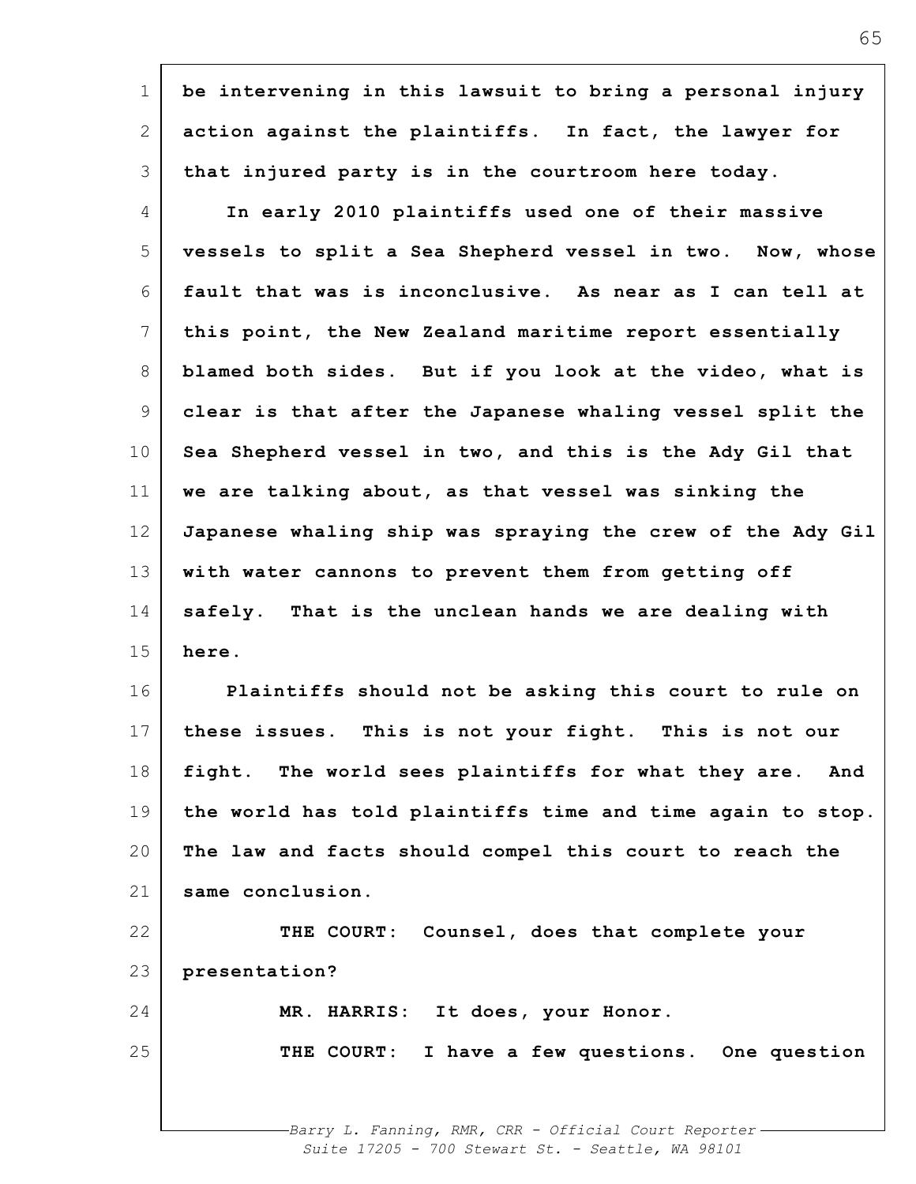be intervening in this lawsuit to bring a personal injury action against the plaintiffs. In fact, the lawyer for that injured party is in the courtroom here today.

In early 2010 plaintiffs used one of their massive vessels to split a Sea Shepherd vessel in two. Now, whose fault that was is inconclusive. As near as I can tell at this point, the New Zealand maritime report essentially blamed both sides. But if you look at the video, what is clear is that after the Japanese whaling vessel split the Sea Shepherd vessel in two, and this is the Ady Gil that we are talking about, as that vessel was sinking the Japanese whaling ship was spraying the crew of the Ady Gil with water cannons to prevent them from getting off safely. That is the unclean hands we are dealing with here.

Plaintiffs should not be asking this court to rule on these issues. This is not your fight. This is not our fight. The world sees plaintiffs for what they are. And the world has told plaintiffs time and time again to stop. The law and facts should compel this court to reach the same conclusion.

THE COURT: Counsel, does that complete your presentation?

MR. HARRIS: It does, your Honor.

THE COURT: I have a few questions. One question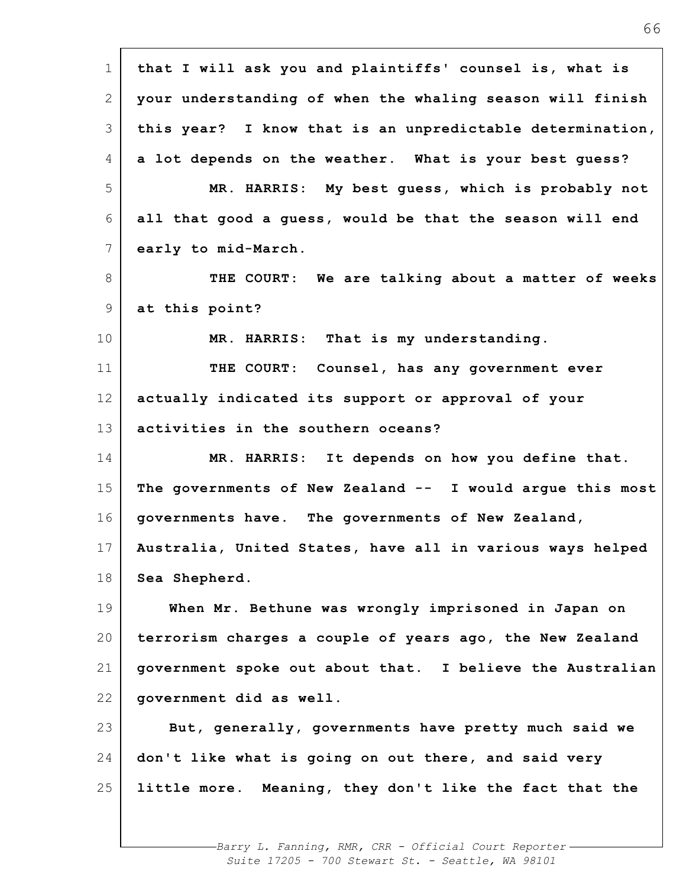that I will ask you and plaintiffs' counsel is, what is your understanding of when the whaling season will finish this year? I know that is an unpredictable determination, a lot depends on the weather. What is your best guess?

MR. HARRIS: My best guess, which is probably not all that good a guess, would be that the season will end early to mid-March.

THE COURT: We are talking about a matter of weeks at this point?

MR. HARRIS: That is my understanding.

THE COURT: Counsel, has any government ever actually indicated its support or approval of your activities in the southern oceans?

MR. HARRIS: It depends on how you define that. The governments of New Zealand -- I would argue this most governments have. The governments of New Zealand, Australia, United States, have all in various ways helped Sea Shepherd.

When Mr. Bethune was wrongly imprisoned in Japan on terrorism charges a couple of years ago, the New Zealand government spoke out about that. I believe the Australian government did as well.

But, generally, governments have pretty much said we don't like what is going on out there, and said very little more. Meaning, they don't like the fact that the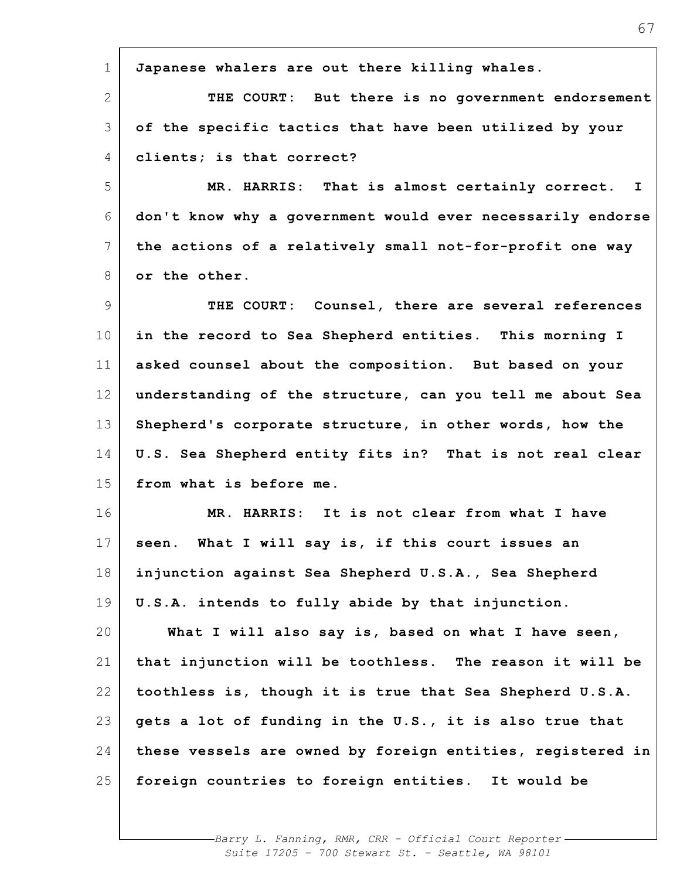Japanese whalers are out there killing whales.

THE COURT: But there is no government endorsement of the specific tactics that have been utilized by your clients; is that correct?

MR. HARRIS: That is almost certainly correct. I don't know why a government would ever necessarily endorse the actions of a relatively small not-for-profit one way or the other.

THE COURT: Counsel, there are several references in the record to Sea Shepherd entities. This morning I asked counsel about the composition. But based on your understanding of the structure, can you tell me about Sea Shepherd's corporate structure, in other words, how the U.S. Sea Shepherd entity fits in? That is not real clear from what is before me.

MR. HARRIS: It is not clear from what I have seen. What I will say is, if this court issues an injunction against Sea Shepherd U.S.A., Sea Shepherd U.S.A. intends to fully abide by that injunction.

What I will also say is, based on what I have seen, that injunction will be toothless. The reason it will be toothless is, though it is true that Sea Shepherd U.S.A. gets a lot of funding in the U.S., it is also true that these vessels are owned by foreign entities, registered in foreign countries to foreign entities. It would be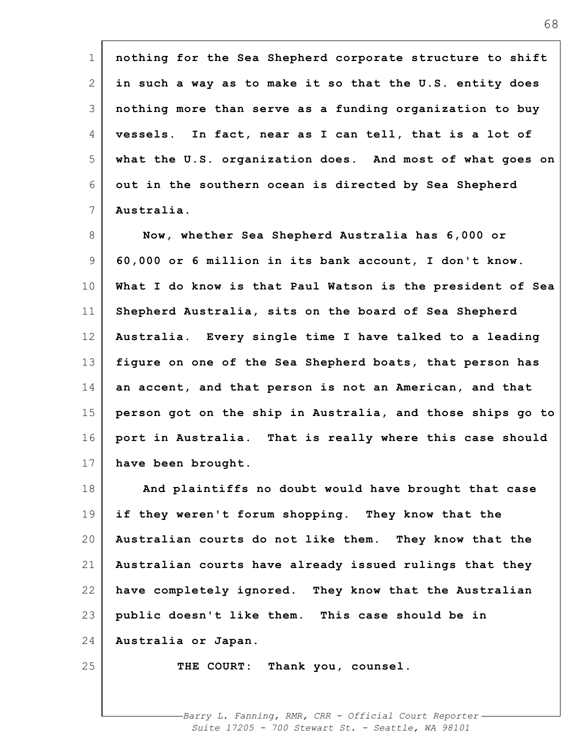nothing for the Sea Shepherd corporate structure to shift in such a way as to make it so that the U.S. entity does nothing more than serve as a funding organization to buy vessels. In fact, near as I can tell, that is a lot of what the U.S. organization does. And most of what goes on out in the southern ocean is directed by Sea Shepherd Australia.

Now, whether Sea Shepherd Australia has 6,000 or 60,000 or 6 million in its bank account, I don't know. What I do know is that Paul Watson is the president of Sea Shepherd Australia, sits on the board of Sea Shepherd Australia. Every single time I have talked to a leading figure on one of the Sea Shepherd boats, that person has an accent, and that person is not an American, and that person got on the ship in Australia, and those ships go to port in Australia. That is really where this case should have been brought.

And plaintiffs no doubt would have brought that case if they weren't forum shopping. They know that the Australian courts do not like them. They know that the Australian courts have already issued rulings that they have completely ignored. They know that the Australian public doesn't like them. This case should be in Australia or Japan.

THE COURT: Thank you, counsel.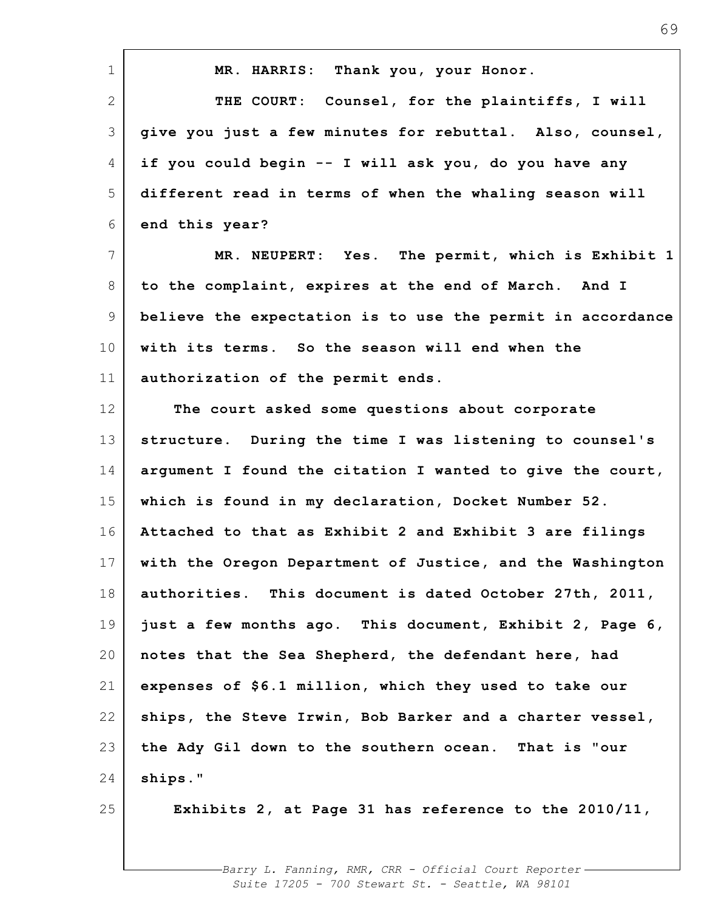MR. HARRIS: Thank you, your Honor.

THE COURT: Counsel, for the plaintiffs, I will give you just a few minutes for rebuttal. Also, counsel, if you could begin -- I will ask you, do you have any different read in terms of when the whaling season will end this year?

MR. NEUPERT: Yes. The permit, which is Exhibit 1 to the complaint, expires at the end of March. And I believe the expectation is to use the permit in accordance with its terms. So the season will end when the authorization of the permit ends.

The court asked some questions about corporate structure. During the time I was listening to counsel's argument I found the citation I wanted to give the court, which is found in my declaration, Docket Number 52. Attached to that as Exhibit 2 and Exhibit 3 are filings with the Oregon Department of Justice, and the Washington authorities. This document is dated October 27th, 2011, just a few months ago. This document, Exhibit 2, Page 6, notes that the Sea Shepherd, the defendant here, had expenses of $6.1 million, which they used to take our ships, the Steve Irwin, Bob Barker and a charter vessel, the Ady Gil down to the southern ocean. That is "our ships."

Exhibits 2, at Page 31 has reference to the 2010/11,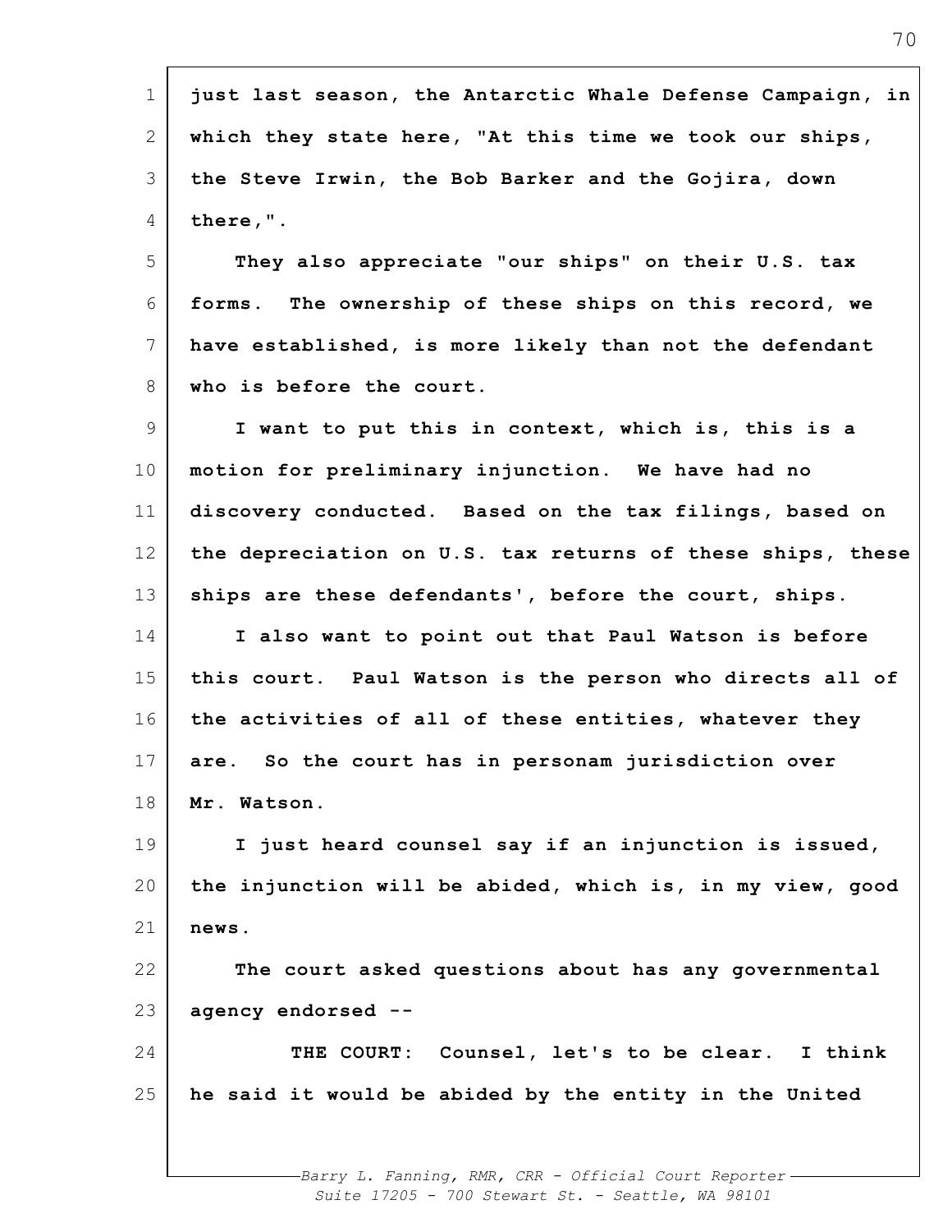just last season, the Antarctic Whale Defense Campaign, in which they state here, "At this time we took our ships, the Steve Irwin, the Bob Barker and the Gojira, down there,".

They also appreciate "our ships" on their U.S. tax forms. The ownership of these ships on this record, we have established, is more likely than not the defendant who is before the court.

I want to put this in context, which is, this is a motion for preliminary injunction. We have had no discovery conducted. Based on the tax filings, based on the depreciation on U.S. tax returns of these ships, these ships are these defendants', before the court, ships.

I also want to point out that Paul Watson is before this court. Paul Watson is the person who directs all of the activities of all of these entities, whatever they are. So the court has in personam jurisdiction over Mr. Watson.

I just heard counsel say if an injunction is issued, the injunction will be abided, which is, in my view, good news.

The court asked questions about has any governmental agency endorsed --

THE COURT: Counsel, let's to be clear. I think he said it would be abided by the entity in the United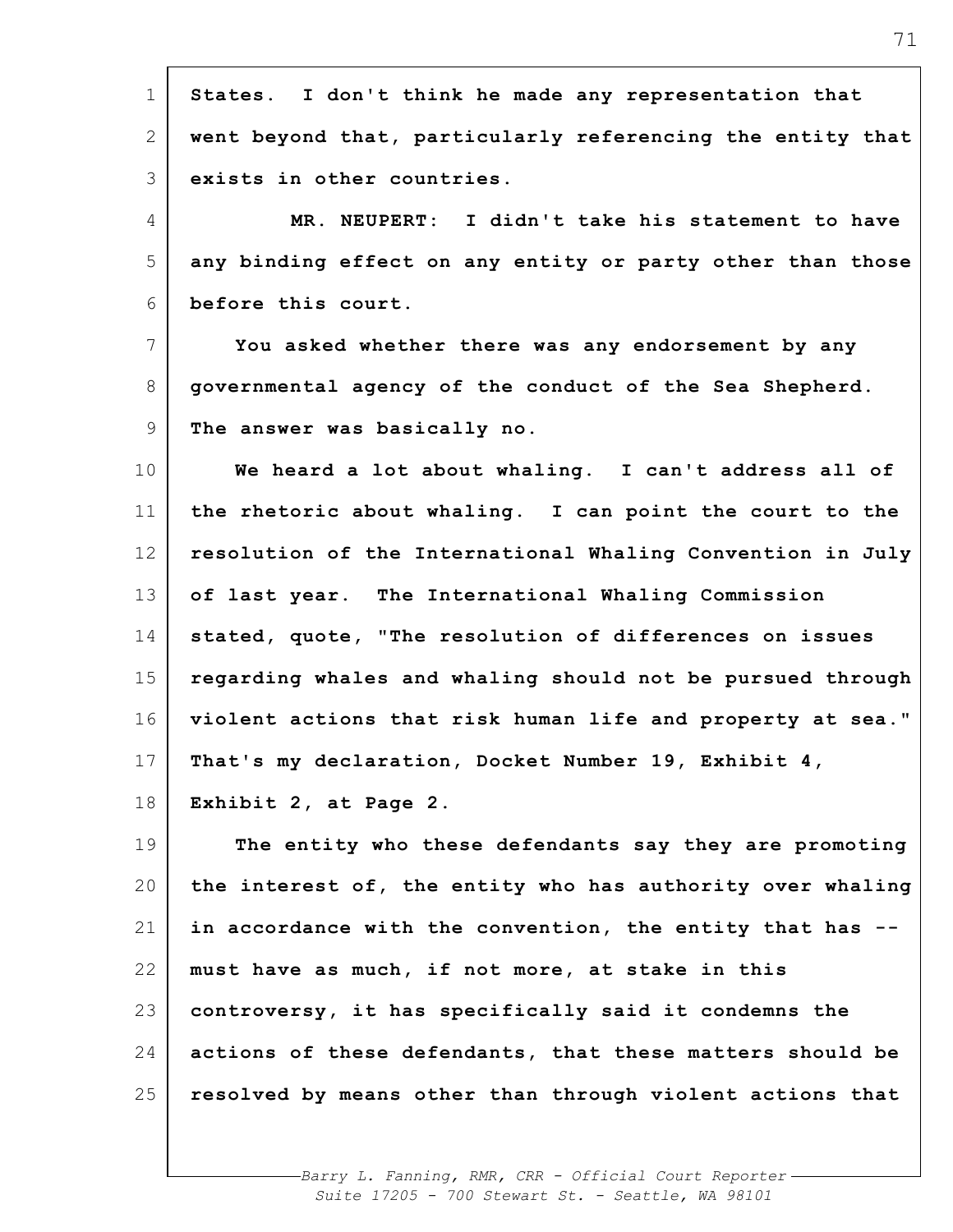States. I don't think he made any representation that went beyond that, particularly referencing the entity that exists in other countries.

MR. NEUPERT: I didn't take his statement to have any binding effect on any entity or party other than those before this court.

You asked whether there was any endorsement by any governmental agency of the conduct of the Sea Shepherd. The answer was basically no.

We heard a lot about whaling. I can't address all of the rhetoric about whaling. I can point the court to the resolution of the International Whaling Convention in July of last year. The International Whaling Commission stated, quote, "The resolution of differences on issues regarding whales and whaling should not be pursued through violent actions that risk human life and property at sea." That's my declaration, Docket Number 19, Exhibit 4, Exhibit 2, at Page 2.

The entity who these defendants say they are promoting the interest of, the entity who has authority over whaling in accordance with the convention, the entity that has -- must have as much, if not more, at stake in this controversy, it has specifically said it condemns the actions of these defendants, that these matters should be resolved by means other than through violent actions that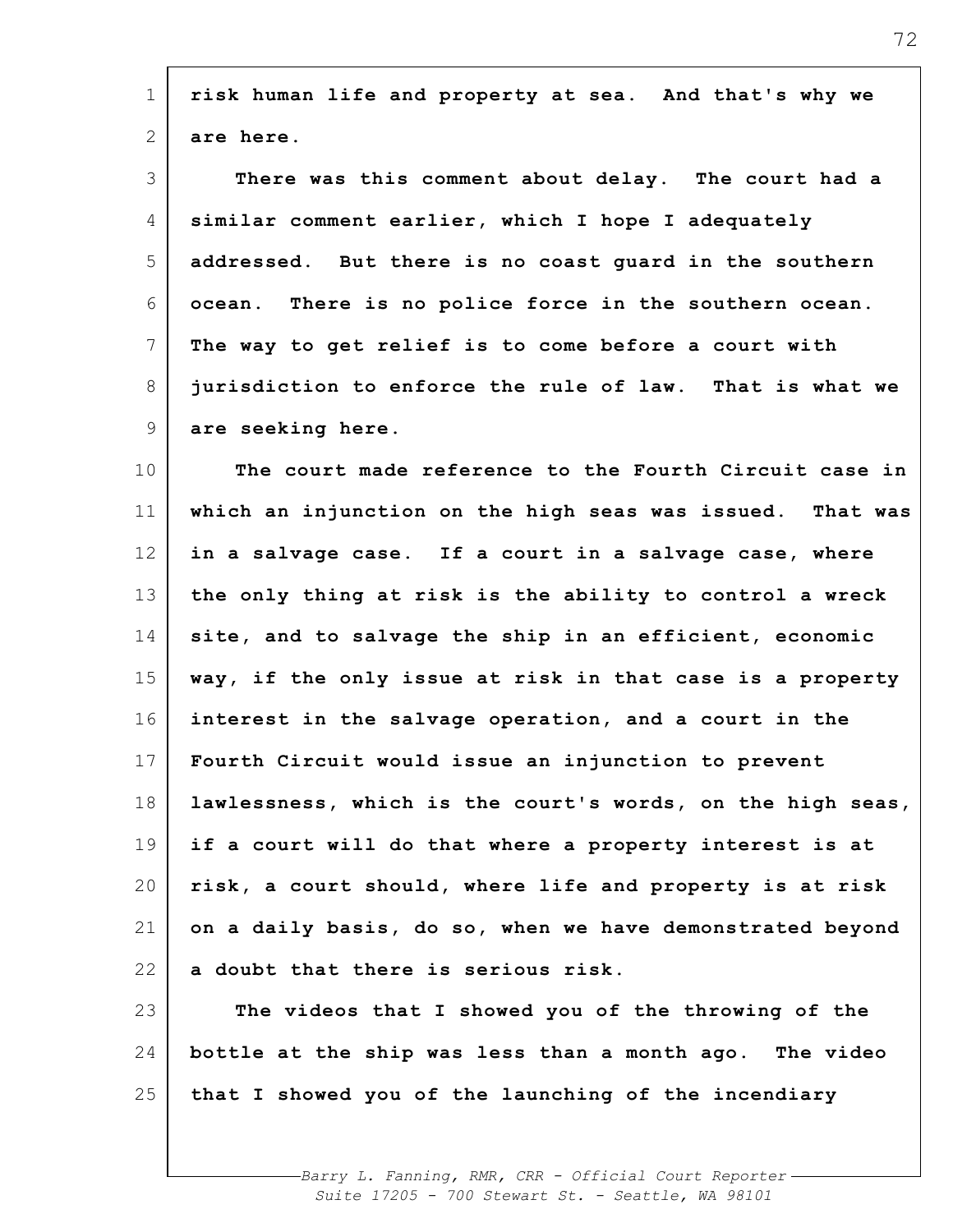risk human life and property at sea. And that's why we are here.

There was this comment about delay. The court had a similar comment earlier, which I hope I adequately addressed. But there is no coast guard in the southern ocean. There is no police force in the southern ocean. The way to get relief is to come before a court with jurisdiction to enforce the rule of law. That is what we are seeking here.

The court made reference to the Fourth Circuit case in which an injunction on the high seas was issued. That was in a salvage case. If a court in a salvage case, where the only thing at risk is the ability to control a wreck site, and to salvage the ship in an efficient, economic way, if the only issue at risk in that case is a property interest in the salvage operation, and a court in the Fourth Circuit would issue an injunction to prevent lawlessness, which is the court's words, on the high seas, if a court will do that where a property interest is at risk, a court should, where life and property is at risk on a daily basis, do so, when we have demonstrated beyond a doubt that there is serious risk.

The videos that I showed you of the throwing of the bottle at the ship was less than a month ago. The video that I showed you of the launching of the incendiary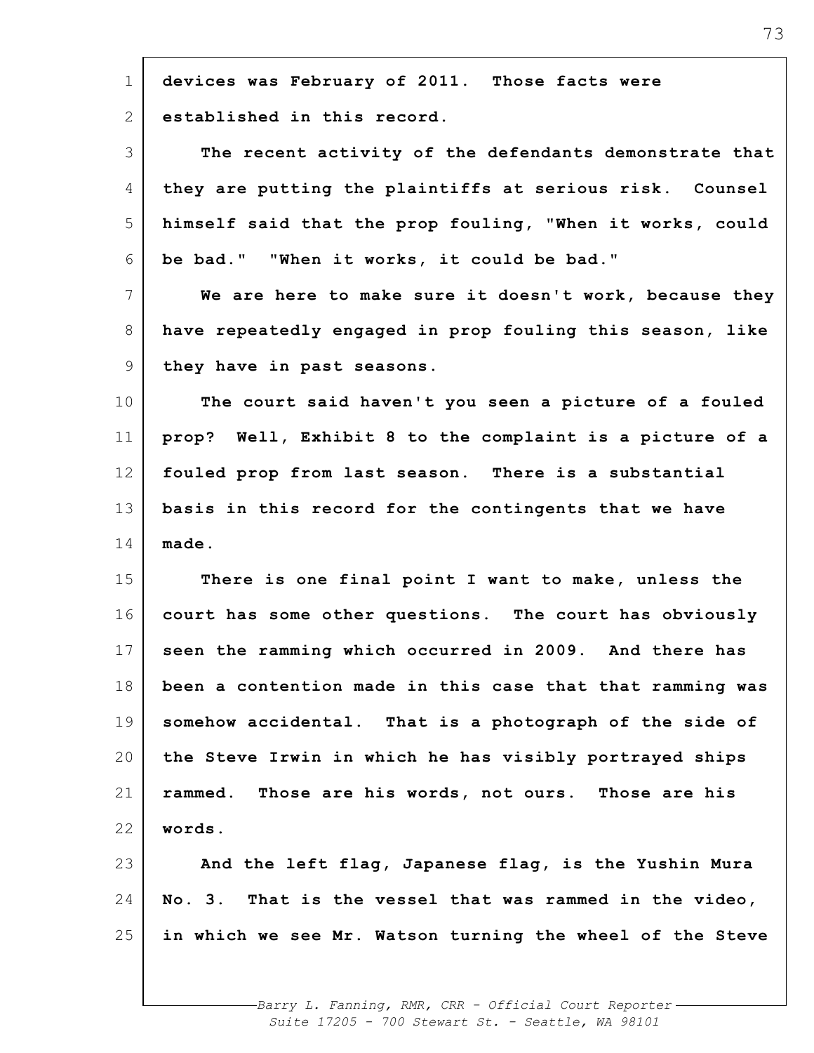devices was February of 2011. Those facts were established in this record.

The recent activity of the defendants demonstrate that they are putting the plaintiffs at serious risk. Counsel himself said that the prop fouling, "When it works, could be bad." "When it works, it could be bad."

We are here to make sure it doesn't work, because they have repeatedly engaged in prop fouling this season, like they have in past seasons.

The court said haven't you seen a picture of a fouled prop? Well, Exhibit 8 to the complaint is a picture of a fouled prop from last season. There is a substantial basis in this record for the contingents that we have made.

There is one final point I want to make, unless the court has some other questions. The court has obviously seen the ramming which occurred in 2009. And there has been a contention made in this case that that ramming was somehow accidental. That is a photograph of the side of the Steve Irwin in which he has visibly portrayed ships rammed. Those are his words, not ours. Those are his words.

And the left flag, Japanese flag, is the Yushin Mura No. 3. That is the vessel that was rammed in the video, in which we see Mr. Watson turning the wheel of the Steve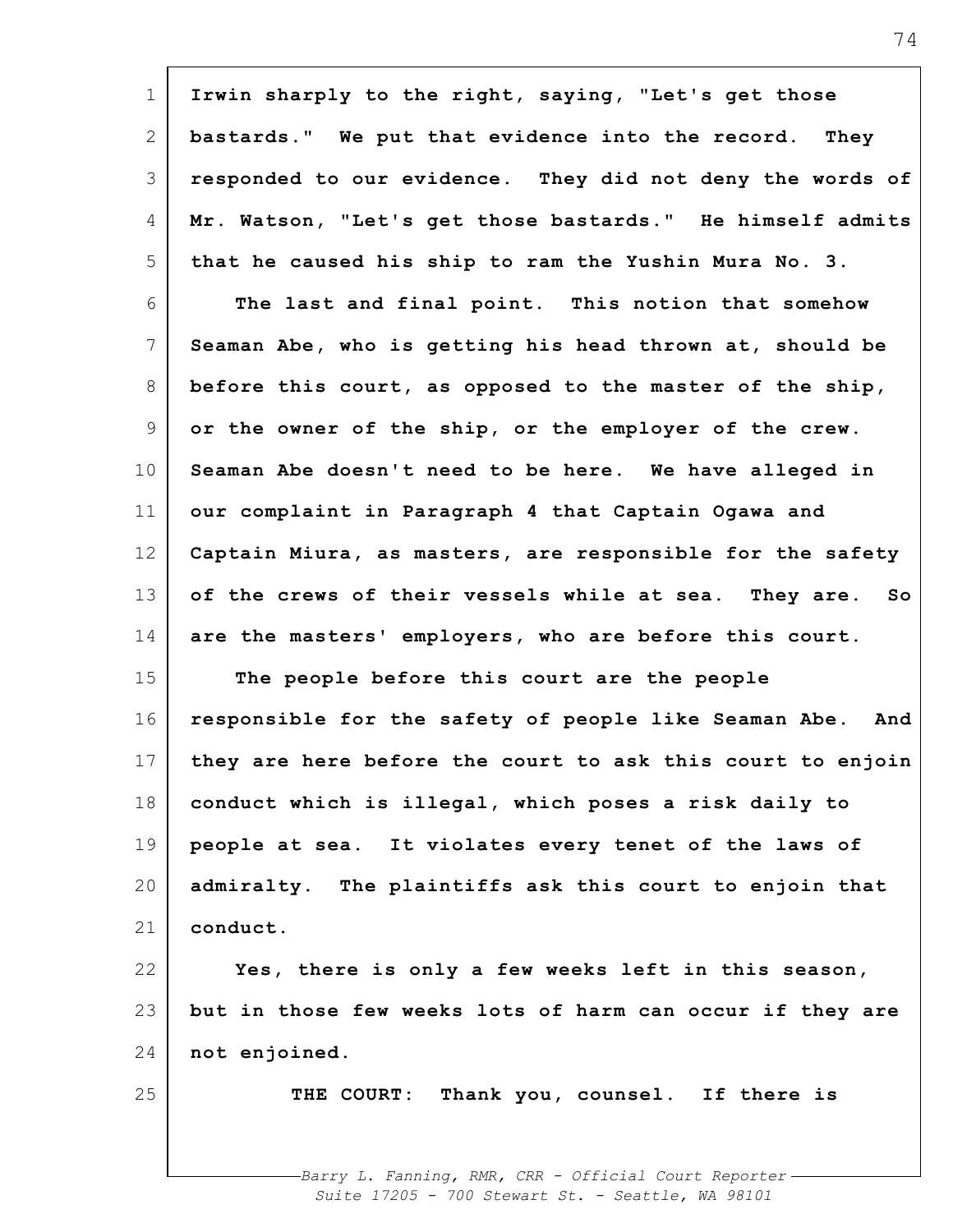Irwin sharply to the right, saying, "Let's get those bastards." We put that evidence into the record. They responded to our evidence. They did not deny the words of Mr. Watson, "Let's get those bastards." He himself admits that he caused his ship to ram the Yushin Mura No. 3.

The last and final point. This notion that somehow Seaman Abe, who is getting his head thrown at, should be before this court, as opposed to the master of the ship, or the owner of the ship, or the employer of the crew. Seaman Abe doesn't need to be here. We have alleged in our complaint in Paragraph 4 that Captain Ogawa and Captain Miura, as masters, are responsible for the safety of the crews of their vessels while at sea. They are. So are the masters' employers, who are before this court.

The people before this court are the people responsible for the safety of people like Seaman Abe. And they are here before the court to ask this court to enjoin conduct which is illegal, which poses a risk daily to people at sea. It violates every tenet of the laws of admiralty. The plaintiffs ask this court to enjoin that conduct.

Yes, there is only a few weeks left in this season, but in those few weeks lots of harm can occur if they are not enjoined.

THE COURT: Thank you, counsel. If there is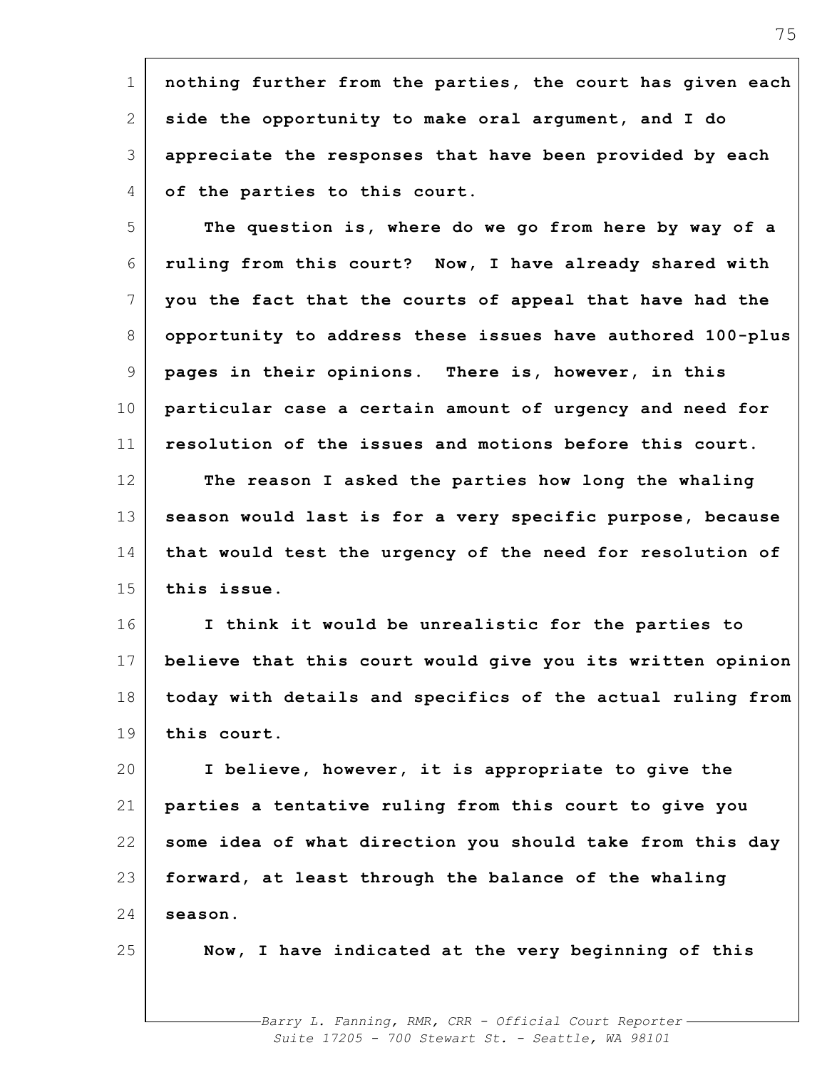nothing further from the parties, the court has given each side the opportunity to make oral argument, and I do appreciate the responses that have been provided by each of the parties to this court.

The question is, where do we go from here by way of a ruling from this court? Now, I have already shared with you the fact that the courts of appeal that have had the opportunity to address these issues have authored 100-plus pages in their opinions. There is, however, in this particular case a certain amount of urgency and need for resolution of the issues and motions before this court.

The reason I asked the parties how long the whaling season would last is for a very specific purpose, because that would test the urgency of the need for resolution of this issue.

I think it would be unrealistic for the parties to believe that this court would give you its written opinion today with details and specifics of the actual ruling from this court.

I believe, however, it is appropriate to give the parties a tentative ruling from this court to give you some idea of what direction you should take from this day forward, at least through the balance of the whaling season.

Now, I have indicated at the very beginning of this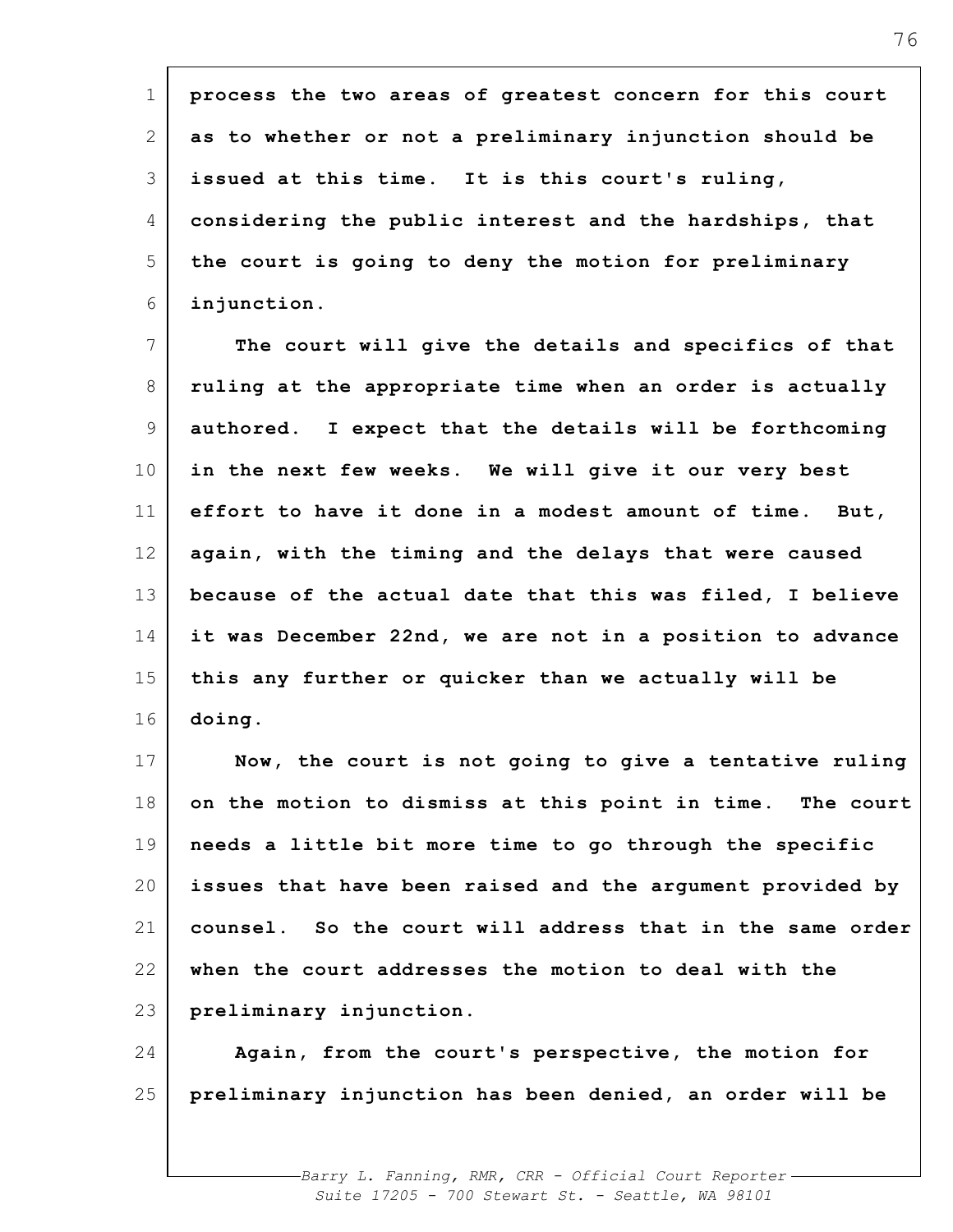process the two areas of greatest concern for this court as to whether or not a preliminary injunction should be issued at this time. It is this court's ruling, considering the public interest and the hardships, that the court is going to deny the motion for preliminary injunction.

The court will give the details and specifics of that ruling at the appropriate time when an order is actually authored. I expect that the details will be forthcoming in the next few weeks. We will give it our very best effort to have it done in a modest amount of time. But, again, with the timing and the delays that were caused because of the actual date that this was filed, I believe it was December 22nd, we are not in a position to advance this any further or quicker than we actually will be doing.

Now, the court is not going to give a tentative ruling on the motion to dismiss at this point in time. The court needs a little bit more time to go through the specific issues that have been raised and the argument provided by counsel. So the court will address that in the same order when the court addresses the motion to deal with the preliminary injunction.

Again, from the court's perspective, the motion for preliminary injunction has been denied, an order will be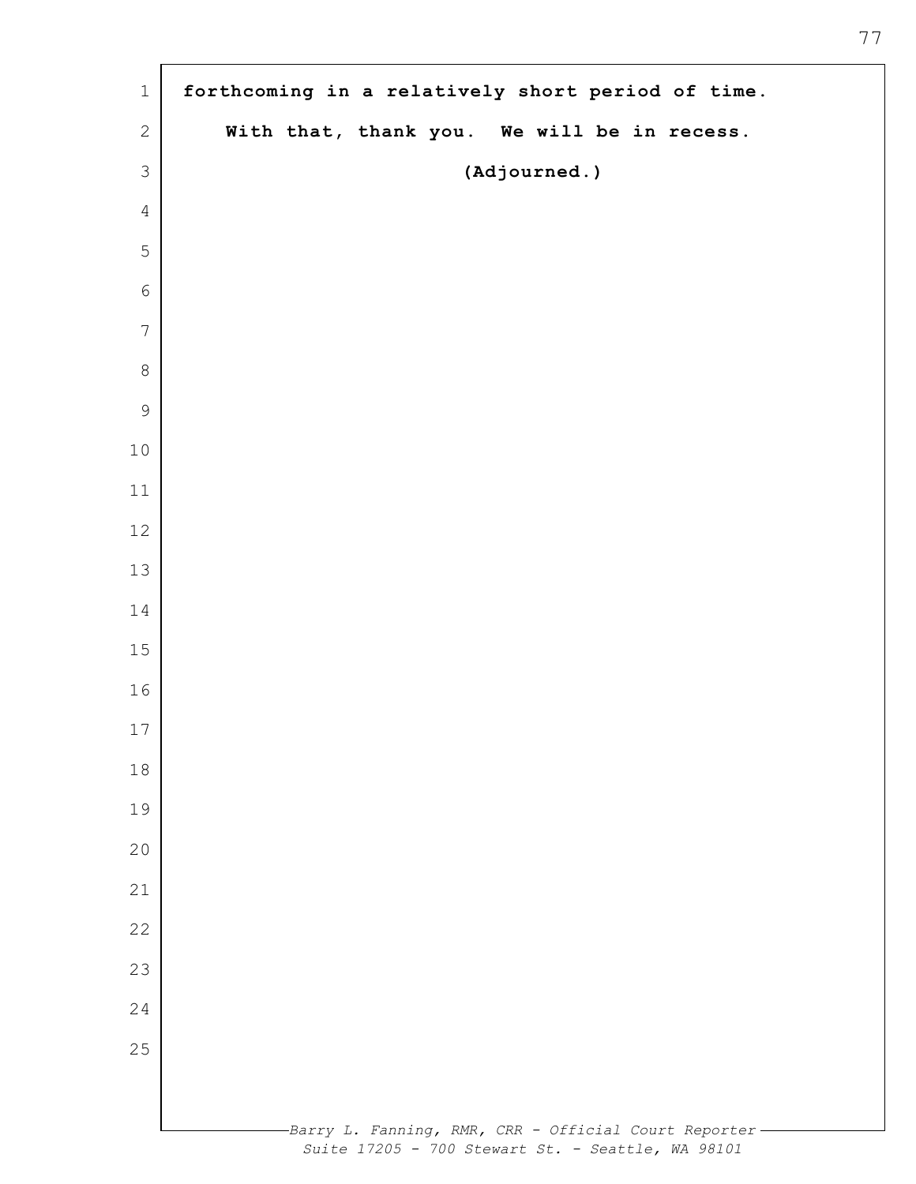forthcoming in a relatively short period of time.

With that, thank you. We will be in recess.

(Adjourned.)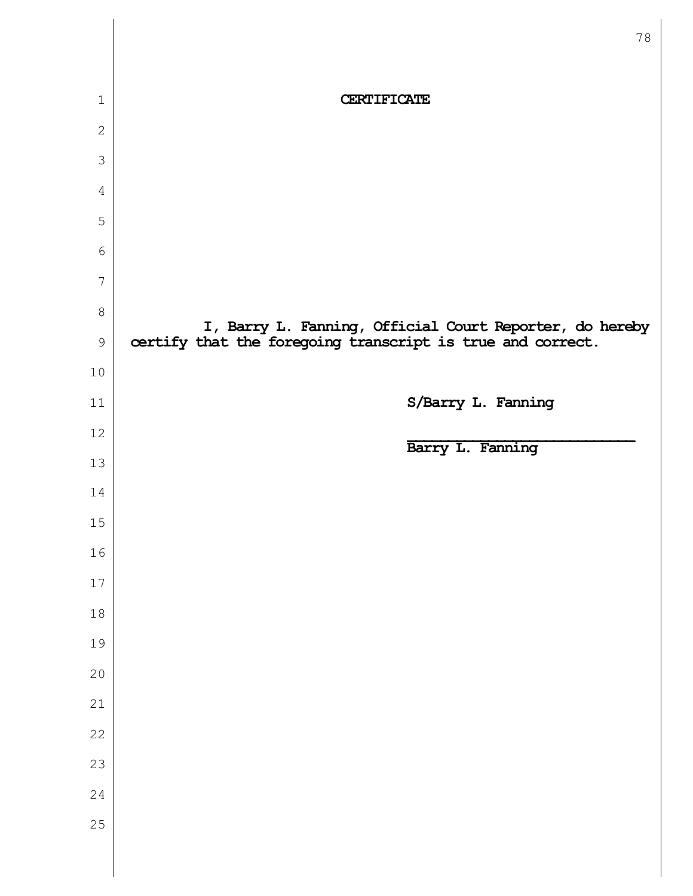# CERTIFICATE

I, Barry L. Fanning, Official Court Reporter, do hereby certify that the foregoing transcript is true and correct.

S/Barry L. Fanning

___________________________
Barry L. Fanning